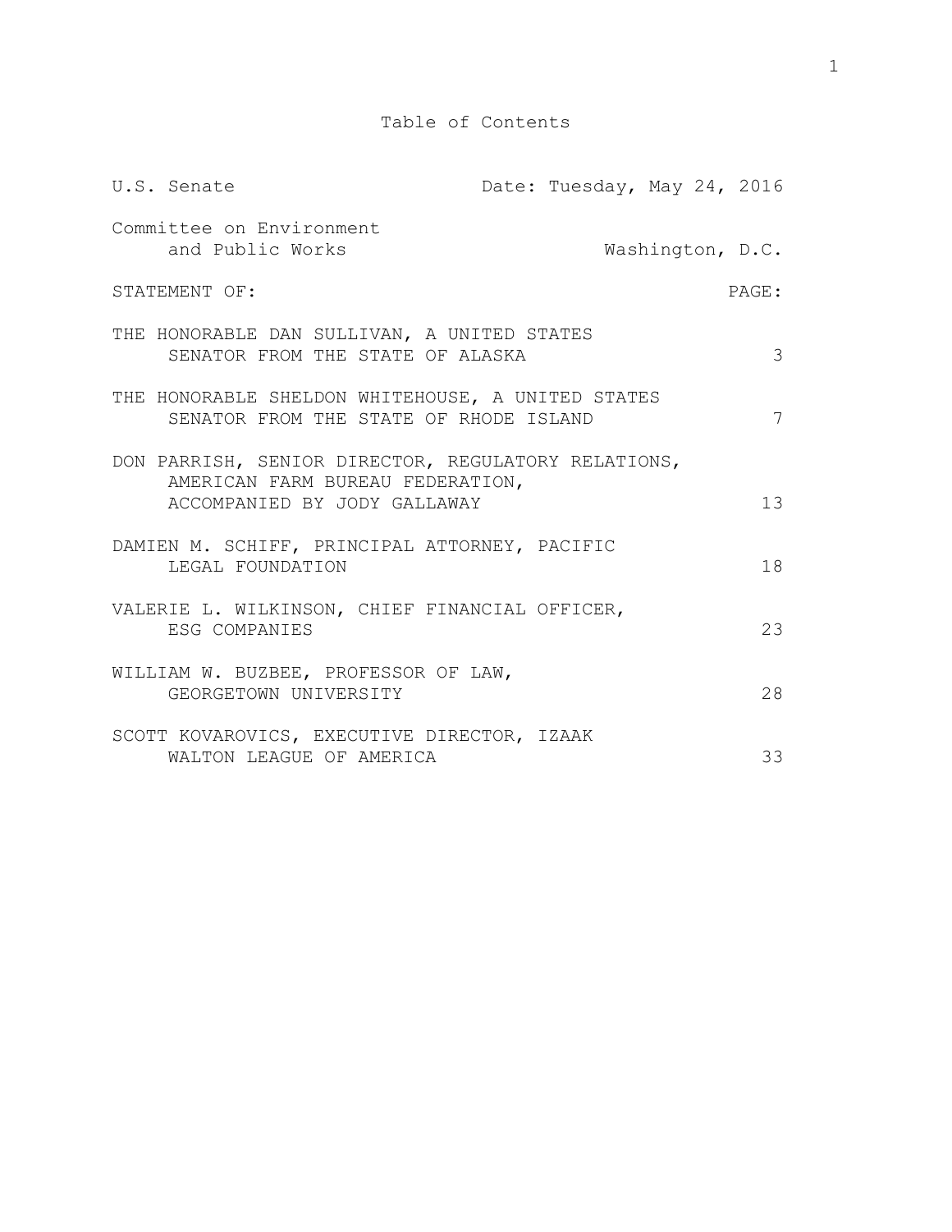# Table of Contents

U.S. Senate — Date: Tuesday, May 24, 2016

Committee on Environment and Public Works — Washington, D.C.

| STATEMENT OF: | PAGE: |
| --- | --- |
| THE HONORABLE DAN SULLIVAN, A UNITED STATES SENATOR FROM THE STATE OF ALASKA | 3 |
| THE HONORABLE SHELDON WHITEHOUSE, A UNITED STATES SENATOR FROM THE STATE OF RHODE ISLAND | 7 |
| DON PARRISH, SENIOR DIRECTOR, REGULATORY RELATIONS, AMERICAN FARM BUREAU FEDERATION, ACCOMPANIED BY JODY GALLAWAY | 13 |
| DAMIEN M. SCHIFF, PRINCIPAL ATTORNEY, PACIFIC LEGAL FOUNDATION | 18 |
| VALERIE L. WILKINSON, CHIEF FINANCIAL OFFICER, ESG COMPANIES | 23 |
| WILLIAM W. BUZBEE, PROFESSOR OF LAW, GEORGETOWN UNIVERSITY | 28 |
| SCOTT KOVAROVICS, EXECUTIVE DIRECTOR, IZAAK WALTON LEAGUE OF AMERICA | 33 |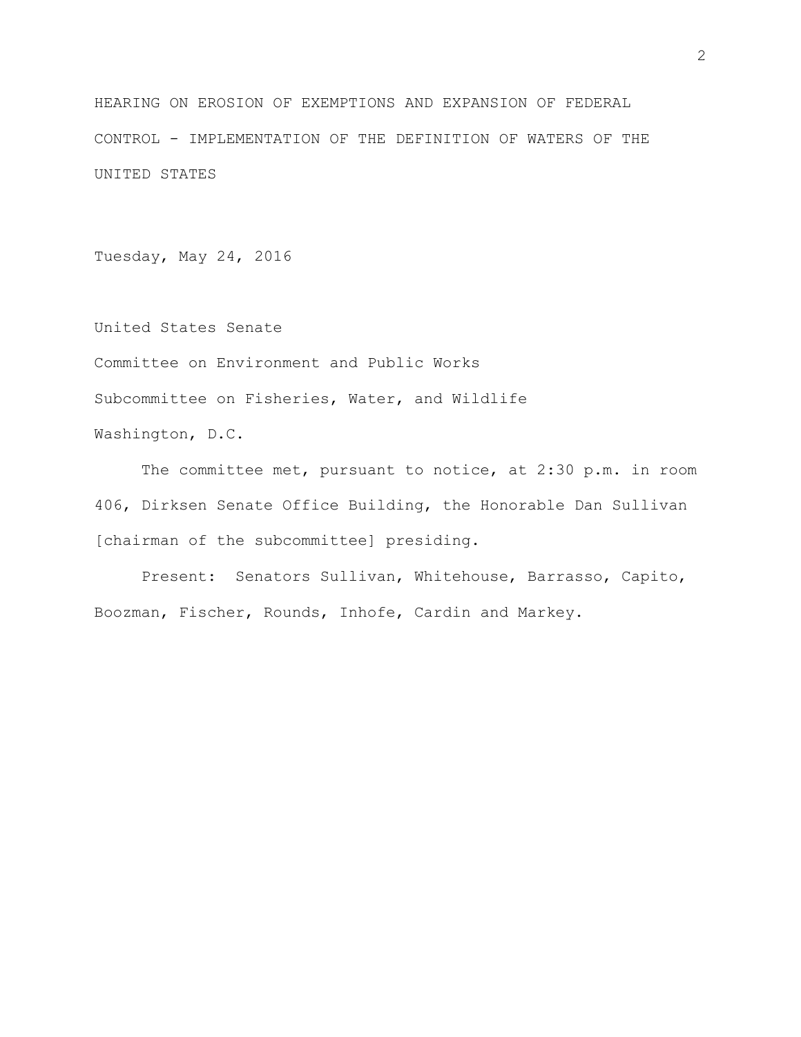# HEARING ON EROSION OF EXEMPTIONS AND EXPANSION OF FEDERAL CONTROL - IMPLEMENTATION OF THE DEFINITION OF WATERS OF THE UNITED STATES

Tuesday, May 24, 2016

United States Senate

Committee on Environment and Public Works

Subcommittee on Fisheries, Water, and Wildlife

Washington, D.C.

The committee met, pursuant to notice, at 2:30 p.m. in room 406, Dirksen Senate Office Building, the Honorable Dan Sullivan [chairman of the subcommittee] presiding.

Present: Senators Sullivan, Whitehouse, Barrasso, Capito, Boozman, Fischer, Rounds, Inhofe, Cardin and Markey.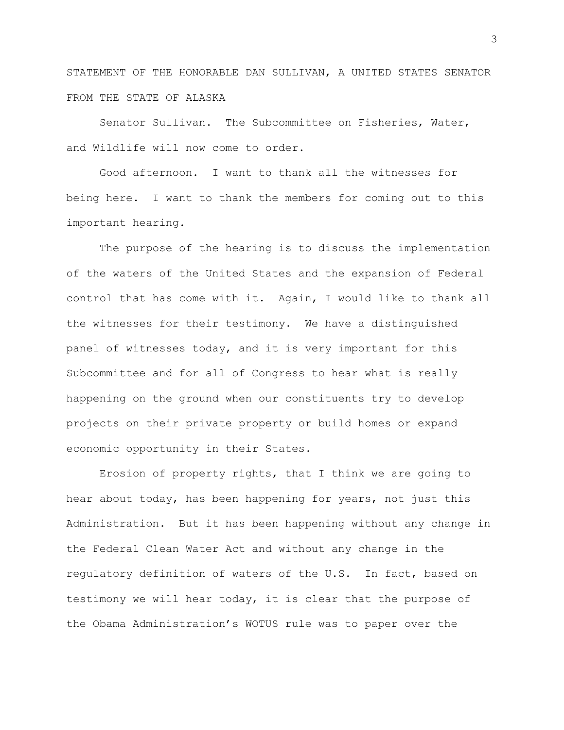STATEMENT OF THE HONORABLE DAN SULLIVAN, A UNITED STATES SENATOR FROM THE STATE OF ALASKA

Senator Sullivan. The Subcommittee on Fisheries, Water, and Wildlife will now come to order.

Good afternoon. I want to thank all the witnesses for being here. I want to thank the members for coming out to this important hearing.

The purpose of the hearing is to discuss the implementation of the waters of the United States and the expansion of Federal control that has come with it. Again, I would like to thank all the witnesses for their testimony. We have a distinguished panel of witnesses today, and it is very important for this Subcommittee and for all of Congress to hear what is really happening on the ground when our constituents try to develop projects on their private property or build homes or expand economic opportunity in their States.

Erosion of property rights, that I think we are going to hear about today, has been happening for years, not just this Administration. But it has been happening without any change in the Federal Clean Water Act and without any change in the regulatory definition of waters of the U.S. In fact, based on testimony we will hear today, it is clear that the purpose of the Obama Administration's WOTUS rule was to paper over the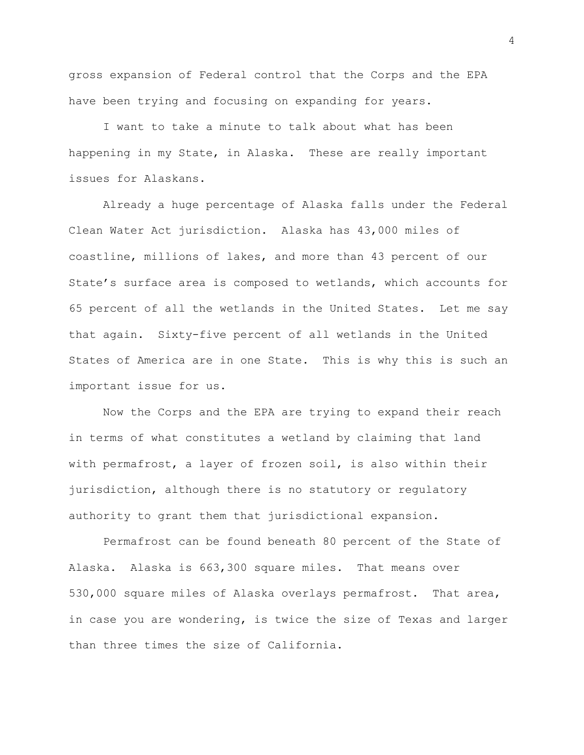gross expansion of Federal control that the Corps and the EPA have been trying and focusing on expanding for years.

I want to take a minute to talk about what has been happening in my State, in Alaska. These are really important issues for Alaskans.

Already a huge percentage of Alaska falls under the Federal Clean Water Act jurisdiction. Alaska has 43,000 miles of coastline, millions of lakes, and more than 43 percent of our State's surface area is composed to wetlands, which accounts for 65 percent of all the wetlands in the United States. Let me say that again. Sixty-five percent of all wetlands in the United States of America are in one State. This is why this is such an important issue for us.

Now the Corps and the EPA are trying to expand their reach in terms of what constitutes a wetland by claiming that land with permafrost, a layer of frozen soil, is also within their jurisdiction, although there is no statutory or regulatory authority to grant them that jurisdictional expansion.

Permafrost can be found beneath 80 percent of the State of Alaska. Alaska is 663,300 square miles. That means over 530,000 square miles of Alaska overlays permafrost. That area, in case you are wondering, is twice the size of Texas and larger than three times the size of California.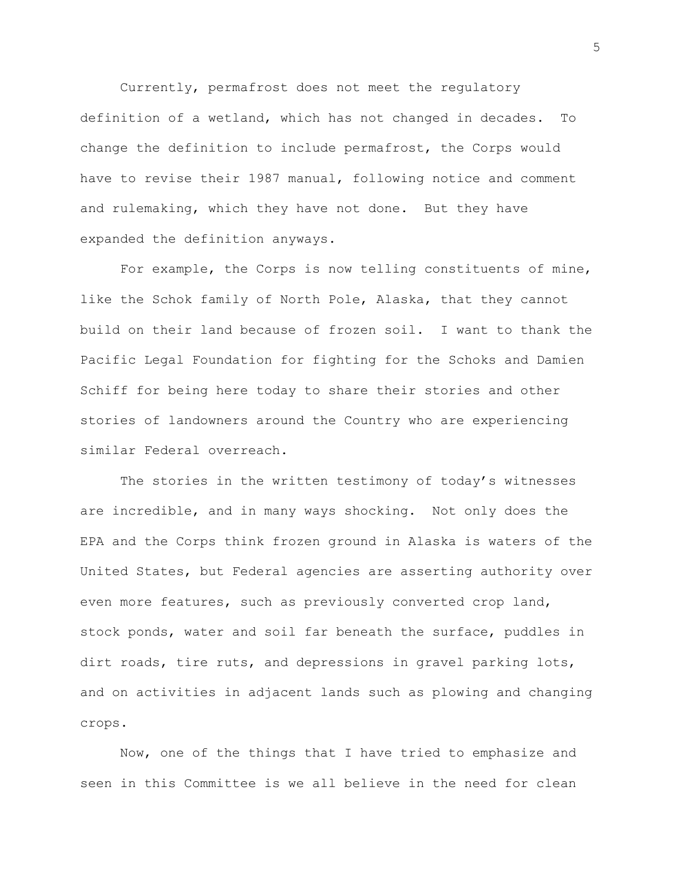Currently, permafrost does not meet the regulatory definition of a wetland, which has not changed in decades. To change the definition to include permafrost, the Corps would have to revise their 1987 manual, following notice and comment and rulemaking, which they have not done. But they have expanded the definition anyways.

For example, the Corps is now telling constituents of mine, like the Schok family of North Pole, Alaska, that they cannot build on their land because of frozen soil. I want to thank the Pacific Legal Foundation for fighting for the Schoks and Damien Schiff for being here today to share their stories and other stories of landowners around the Country who are experiencing similar Federal overreach.

The stories in the written testimony of today's witnesses are incredible, and in many ways shocking. Not only does the EPA and the Corps think frozen ground in Alaska is waters of the United States, but Federal agencies are asserting authority over even more features, such as previously converted crop land, stock ponds, water and soil far beneath the surface, puddles in dirt roads, tire ruts, and depressions in gravel parking lots, and on activities in adjacent lands such as plowing and changing crops.

Now, one of the things that I have tried to emphasize and seen in this Committee is we all believe in the need for clean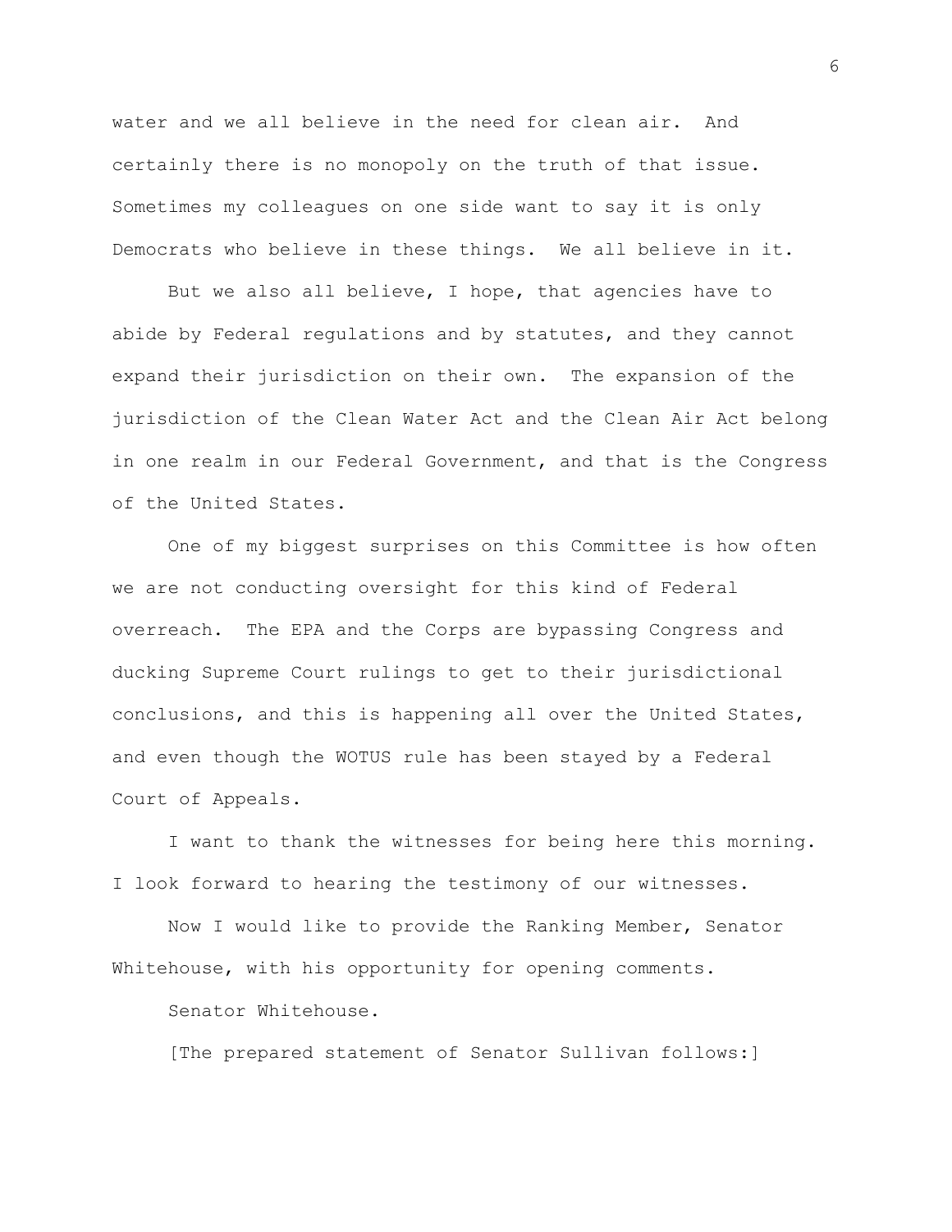water and we all believe in the need for clean air. And certainly there is no monopoly on the truth of that issue. Sometimes my colleagues on one side want to say it is only Democrats who believe in these things. We all believe in it.

But we also all believe, I hope, that agencies have to abide by Federal regulations and by statutes, and they cannot expand their jurisdiction on their own. The expansion of the jurisdiction of the Clean Water Act and the Clean Air Act belong in one realm in our Federal Government, and that is the Congress of the United States.

One of my biggest surprises on this Committee is how often we are not conducting oversight for this kind of Federal overreach. The EPA and the Corps are bypassing Congress and ducking Supreme Court rulings to get to their jurisdictional conclusions, and this is happening all over the United States, and even though the WOTUS rule has been stayed by a Federal Court of Appeals.

I want to thank the witnesses for being here this morning. I look forward to hearing the testimony of our witnesses.

Now I would like to provide the Ranking Member, Senator Whitehouse, with his opportunity for opening comments.

Senator Whitehouse.

[The prepared statement of Senator Sullivan follows:]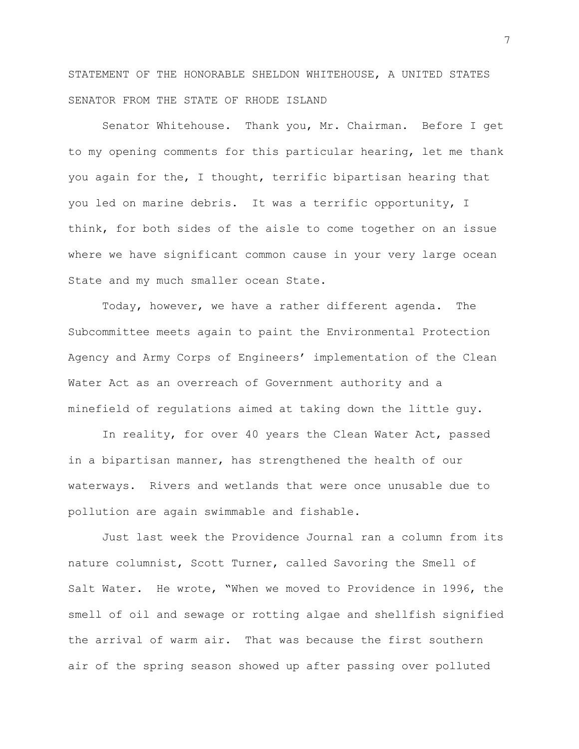STATEMENT OF THE HONORABLE SHELDON WHITEHOUSE, A UNITED STATES SENATOR FROM THE STATE OF RHODE ISLAND

Senator Whitehouse. Thank you, Mr. Chairman. Before I get to my opening comments for this particular hearing, let me thank you again for the, I thought, terrific bipartisan hearing that you led on marine debris. It was a terrific opportunity, I think, for both sides of the aisle to come together on an issue where we have significant common cause in your very large ocean State and my much smaller ocean State.

Today, however, we have a rather different agenda. The Subcommittee meets again to paint the Environmental Protection Agency and Army Corps of Engineers' implementation of the Clean Water Act as an overreach of Government authority and a minefield of regulations aimed at taking down the little guy.

In reality, for over 40 years the Clean Water Act, passed in a bipartisan manner, has strengthened the health of our waterways. Rivers and wetlands that were once unusable due to pollution are again swimmable and fishable.

Just last week the Providence Journal ran a column from its nature columnist, Scott Turner, called Savoring the Smell of Salt Water. He wrote, "When we moved to Providence in 1996, the smell of oil and sewage or rotting algae and shellfish signified the arrival of warm air. That was because the first southern air of the spring season showed up after passing over polluted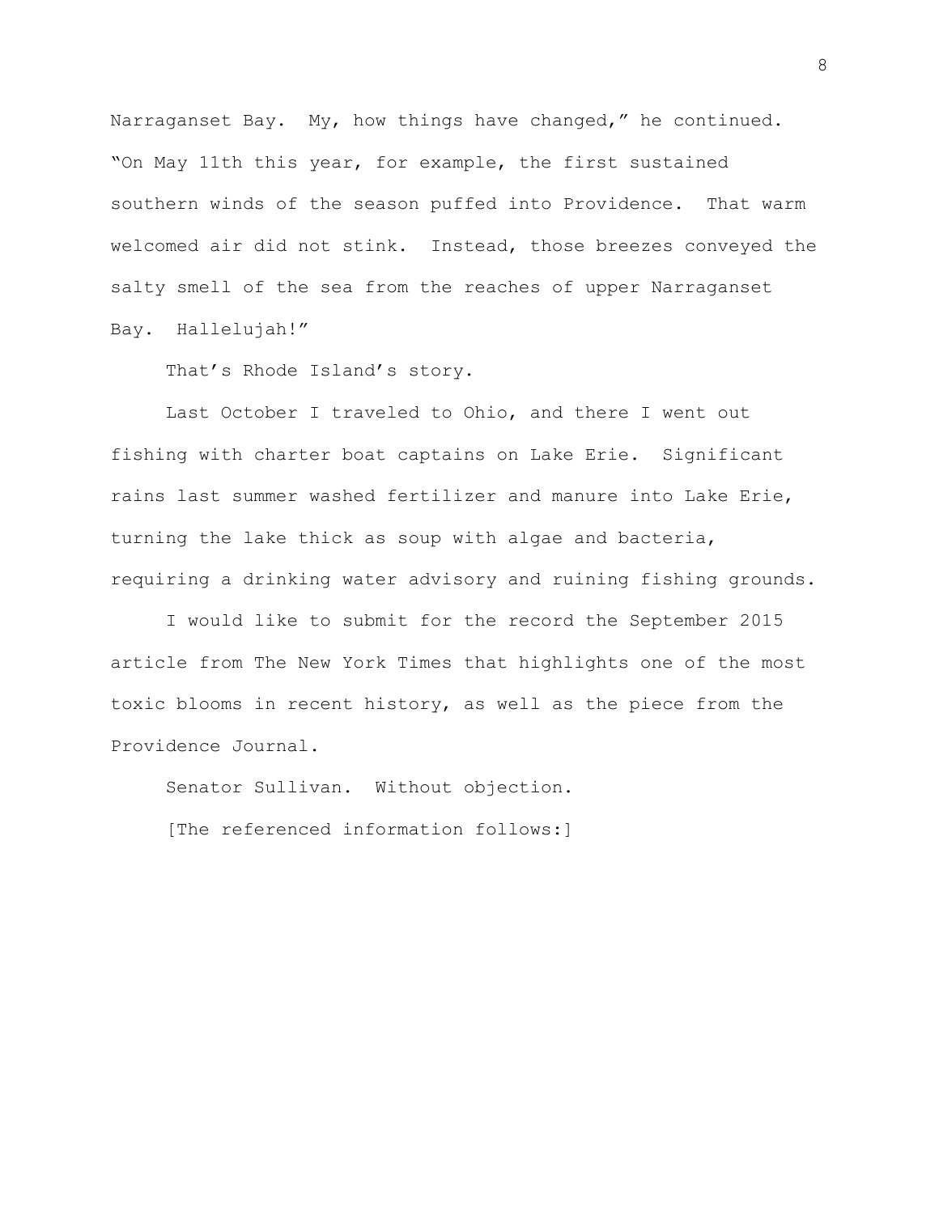Narraganset Bay. My, how things have changed," he continued. "On May 11th this year, for example, the first sustained southern winds of the season puffed into Providence. That warm welcomed air did not stink. Instead, those breezes conveyed the salty smell of the sea from the reaches of upper Narraganset Bay. Hallelujah!"

That's Rhode Island's story.

Last October I traveled to Ohio, and there I went out fishing with charter boat captains on Lake Erie. Significant rains last summer washed fertilizer and manure into Lake Erie, turning the lake thick as soup with algae and bacteria, requiring a drinking water advisory and ruining fishing grounds.

I would like to submit for the record the September 2015 article from The New York Times that highlights one of the most toxic blooms in recent history, as well as the piece from the Providence Journal.

Senator Sullivan. Without objection.

[The referenced information follows:]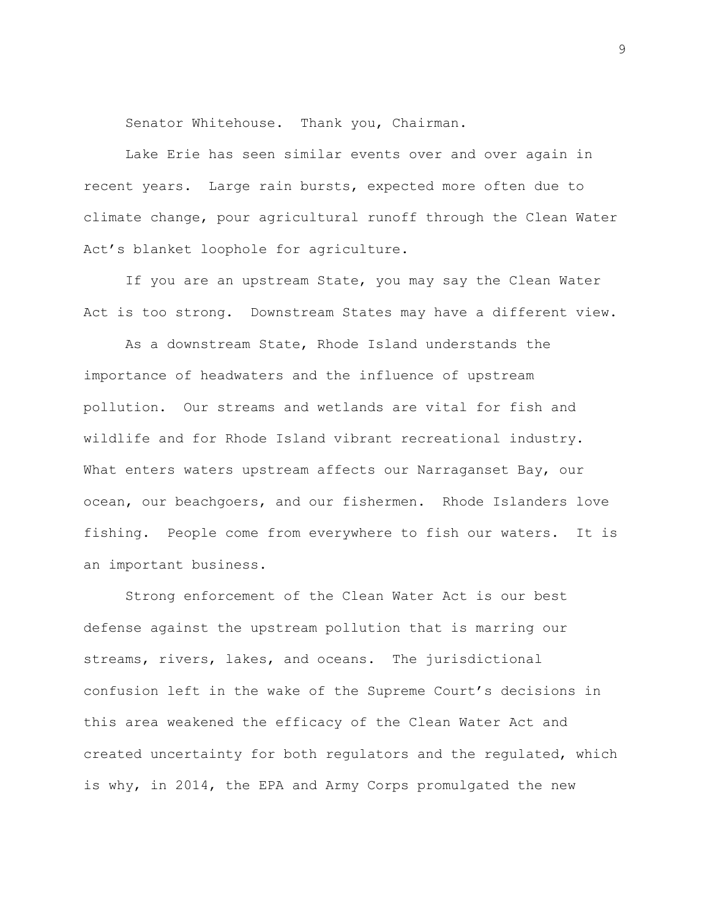Senator Whitehouse. Thank you, Chairman.

Lake Erie has seen similar events over and over again in recent years. Large rain bursts, expected more often due to climate change, pour agricultural runoff through the Clean Water Act's blanket loophole for agriculture.

If you are an upstream State, you may say the Clean Water Act is too strong. Downstream States may have a different view.

As a downstream State, Rhode Island understands the importance of headwaters and the influence of upstream pollution. Our streams and wetlands are vital for fish and wildlife and for Rhode Island vibrant recreational industry. What enters waters upstream affects our Narraganset Bay, our ocean, our beachgoers, and our fishermen. Rhode Islanders love fishing. People come from everywhere to fish our waters. It is an important business.

Strong enforcement of the Clean Water Act is our best defense against the upstream pollution that is marring our streams, rivers, lakes, and oceans. The jurisdictional confusion left in the wake of the Supreme Court's decisions in this area weakened the efficacy of the Clean Water Act and created uncertainty for both regulators and the regulated, which is why, in 2014, the EPA and Army Corps promulgated the new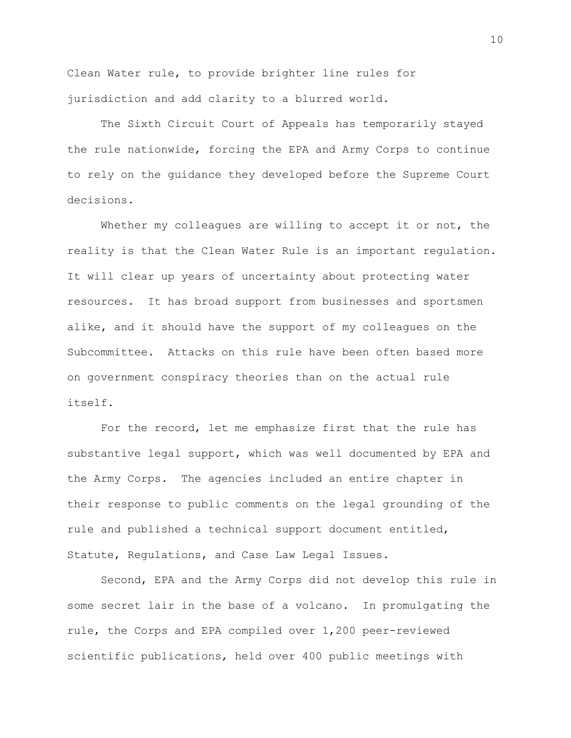Clean Water rule, to provide brighter line rules for jurisdiction and add clarity to a blurred world.

The Sixth Circuit Court of Appeals has temporarily stayed the rule nationwide, forcing the EPA and Army Corps to continue to rely on the guidance they developed before the Supreme Court decisions.

Whether my colleagues are willing to accept it or not, the reality is that the Clean Water Rule is an important regulation. It will clear up years of uncertainty about protecting water resources. It has broad support from businesses and sportsmen alike, and it should have the support of my colleagues on the Subcommittee. Attacks on this rule have been often based more on government conspiracy theories than on the actual rule itself.

For the record, let me emphasize first that the rule has substantive legal support, which was well documented by EPA and the Army Corps. The agencies included an entire chapter in their response to public comments on the legal grounding of the rule and published a technical support document entitled, Statute, Regulations, and Case Law Legal Issues.

Second, EPA and the Army Corps did not develop this rule in some secret lair in the base of a volcano. In promulgating the rule, the Corps and EPA compiled over 1,200 peer-reviewed scientific publications, held over 400 public meetings with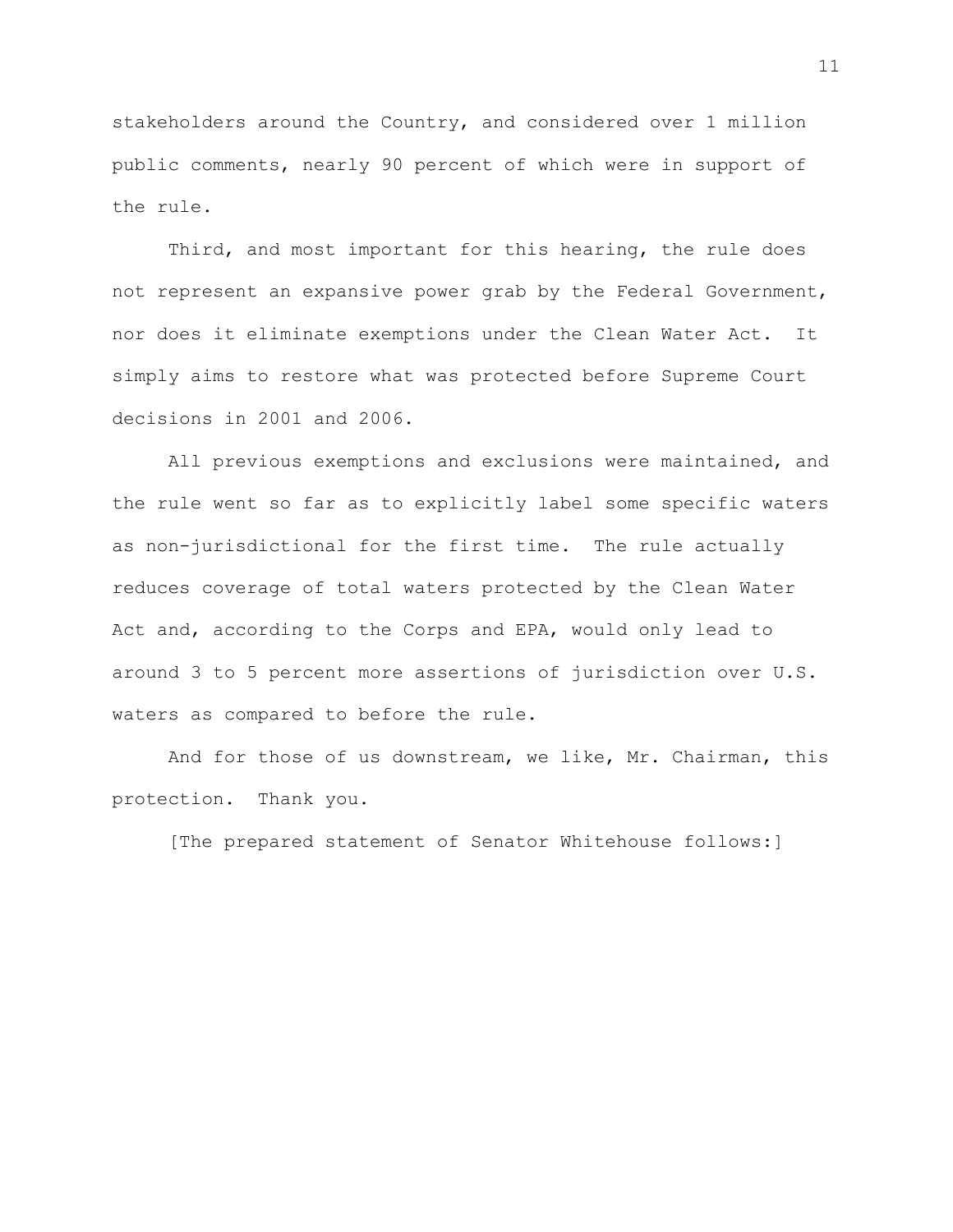stakeholders around the Country, and considered over 1 million public comments, nearly 90 percent of which were in support of the rule.

Third, and most important for this hearing, the rule does not represent an expansive power grab by the Federal Government, nor does it eliminate exemptions under the Clean Water Act. It simply aims to restore what was protected before Supreme Court decisions in 2001 and 2006.

All previous exemptions and exclusions were maintained, and the rule went so far as to explicitly label some specific waters as non-jurisdictional for the first time. The rule actually reduces coverage of total waters protected by the Clean Water Act and, according to the Corps and EPA, would only lead to around 3 to 5 percent more assertions of jurisdiction over U.S. waters as compared to before the rule.

And for those of us downstream, we like, Mr. Chairman, this protection. Thank you.

[The prepared statement of Senator Whitehouse follows:]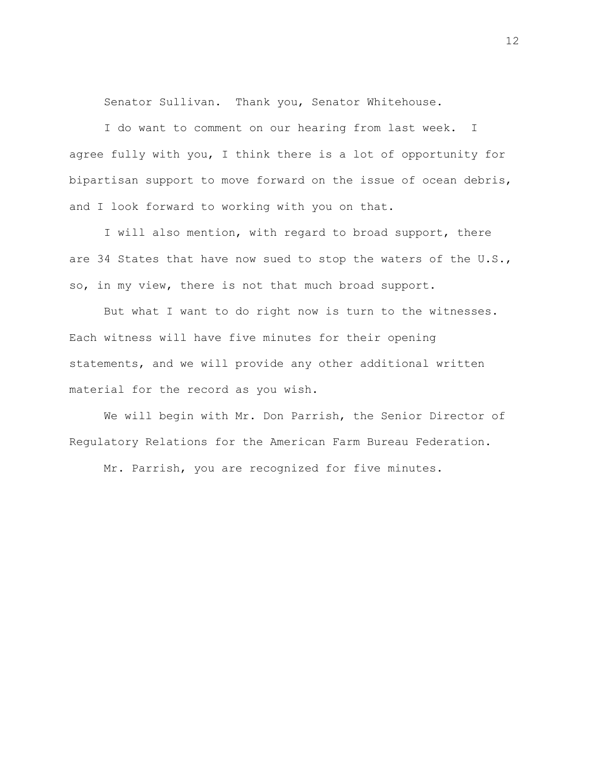Senator Sullivan. Thank you, Senator Whitehouse.

I do want to comment on our hearing from last week. I agree fully with you, I think there is a lot of opportunity for bipartisan support to move forward on the issue of ocean debris, and I look forward to working with you on that.

I will also mention, with regard to broad support, there are 34 States that have now sued to stop the waters of the U.S., so, in my view, there is not that much broad support.

But what I want to do right now is turn to the witnesses. Each witness will have five minutes for their opening statements, and we will provide any other additional written material for the record as you wish.

We will begin with Mr. Don Parrish, the Senior Director of Regulatory Relations for the American Farm Bureau Federation.

Mr. Parrish, you are recognized for five minutes.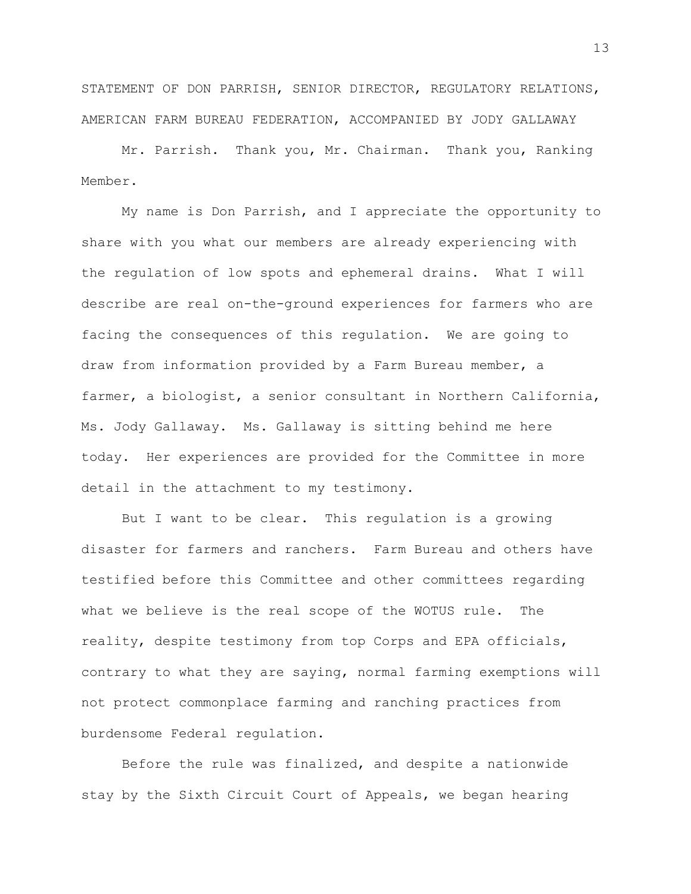STATEMENT OF DON PARRISH, SENIOR DIRECTOR, REGULATORY RELATIONS, AMERICAN FARM BUREAU FEDERATION, ACCOMPANIED BY JODY GALLAWAY

Mr. Parrish. Thank you, Mr. Chairman. Thank you, Ranking Member.

My name is Don Parrish, and I appreciate the opportunity to share with you what our members are already experiencing with the regulation of low spots and ephemeral drains. What I will describe are real on-the-ground experiences for farmers who are facing the consequences of this regulation. We are going to draw from information provided by a Farm Bureau member, a farmer, a biologist, a senior consultant in Northern California, Ms. Jody Gallaway. Ms. Gallaway is sitting behind me here today. Her experiences are provided for the Committee in more detail in the attachment to my testimony.

But I want to be clear. This regulation is a growing disaster for farmers and ranchers. Farm Bureau and others have testified before this Committee and other committees regarding what we believe is the real scope of the WOTUS rule. The reality, despite testimony from top Corps and EPA officials, contrary to what they are saying, normal farming exemptions will not protect commonplace farming and ranching practices from burdensome Federal regulation.

Before the rule was finalized, and despite a nationwide stay by the Sixth Circuit Court of Appeals, we began hearing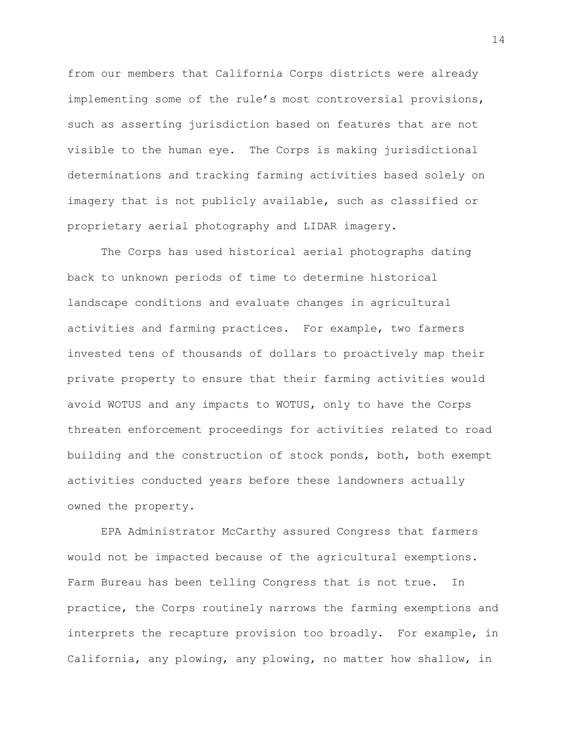from our members that California Corps districts were already implementing some of the rule's most controversial provisions, such as asserting jurisdiction based on features that are not visible to the human eye. The Corps is making jurisdictional determinations and tracking farming activities based solely on imagery that is not publicly available, such as classified or proprietary aerial photography and LIDAR imagery.

The Corps has used historical aerial photographs dating back to unknown periods of time to determine historical landscape conditions and evaluate changes in agricultural activities and farming practices. For example, two farmers invested tens of thousands of dollars to proactively map their private property to ensure that their farming activities would avoid WOTUS and any impacts to WOTUS, only to have the Corps threaten enforcement proceedings for activities related to road building and the construction of stock ponds, both, both exempt activities conducted years before these landowners actually owned the property.

EPA Administrator McCarthy assured Congress that farmers would not be impacted because of the agricultural exemptions. Farm Bureau has been telling Congress that is not true. In practice, the Corps routinely narrows the farming exemptions and interprets the recapture provision too broadly. For example, in California, any plowing, any plowing, no matter how shallow, in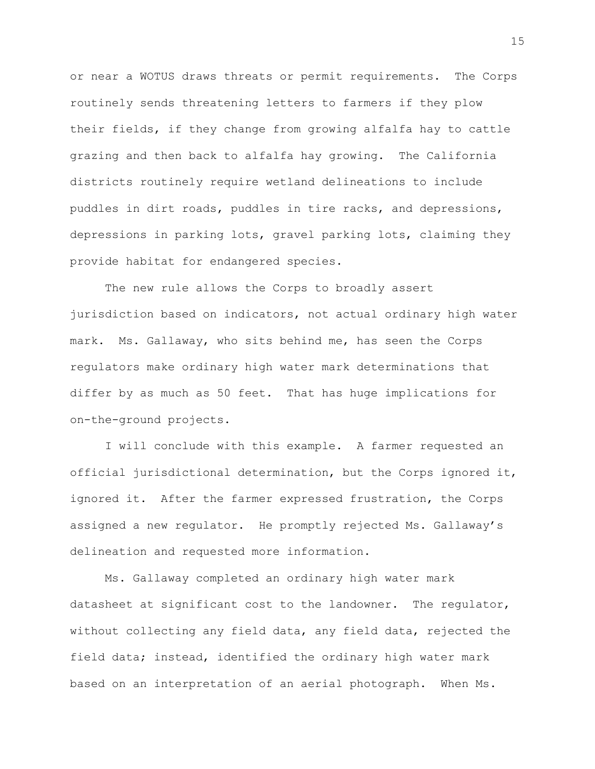or near a WOTUS draws threats or permit requirements. The Corps routinely sends threatening letters to farmers if they plow their fields, if they change from growing alfalfa hay to cattle grazing and then back to alfalfa hay growing. The California districts routinely require wetland delineations to include puddles in dirt roads, puddles in tire racks, and depressions, depressions in parking lots, gravel parking lots, claiming they provide habitat for endangered species.

The new rule allows the Corps to broadly assert jurisdiction based on indicators, not actual ordinary high water mark. Ms. Gallaway, who sits behind me, has seen the Corps regulators make ordinary high water mark determinations that differ by as much as 50 feet. That has huge implications for on-the-ground projects.

I will conclude with this example. A farmer requested an official jurisdictional determination, but the Corps ignored it, ignored it. After the farmer expressed frustration, the Corps assigned a new regulator. He promptly rejected Ms. Gallaway's delineation and requested more information.

Ms. Gallaway completed an ordinary high water mark datasheet at significant cost to the landowner. The regulator, without collecting any field data, any field data, rejected the field data; instead, identified the ordinary high water mark based on an interpretation of an aerial photograph. When Ms.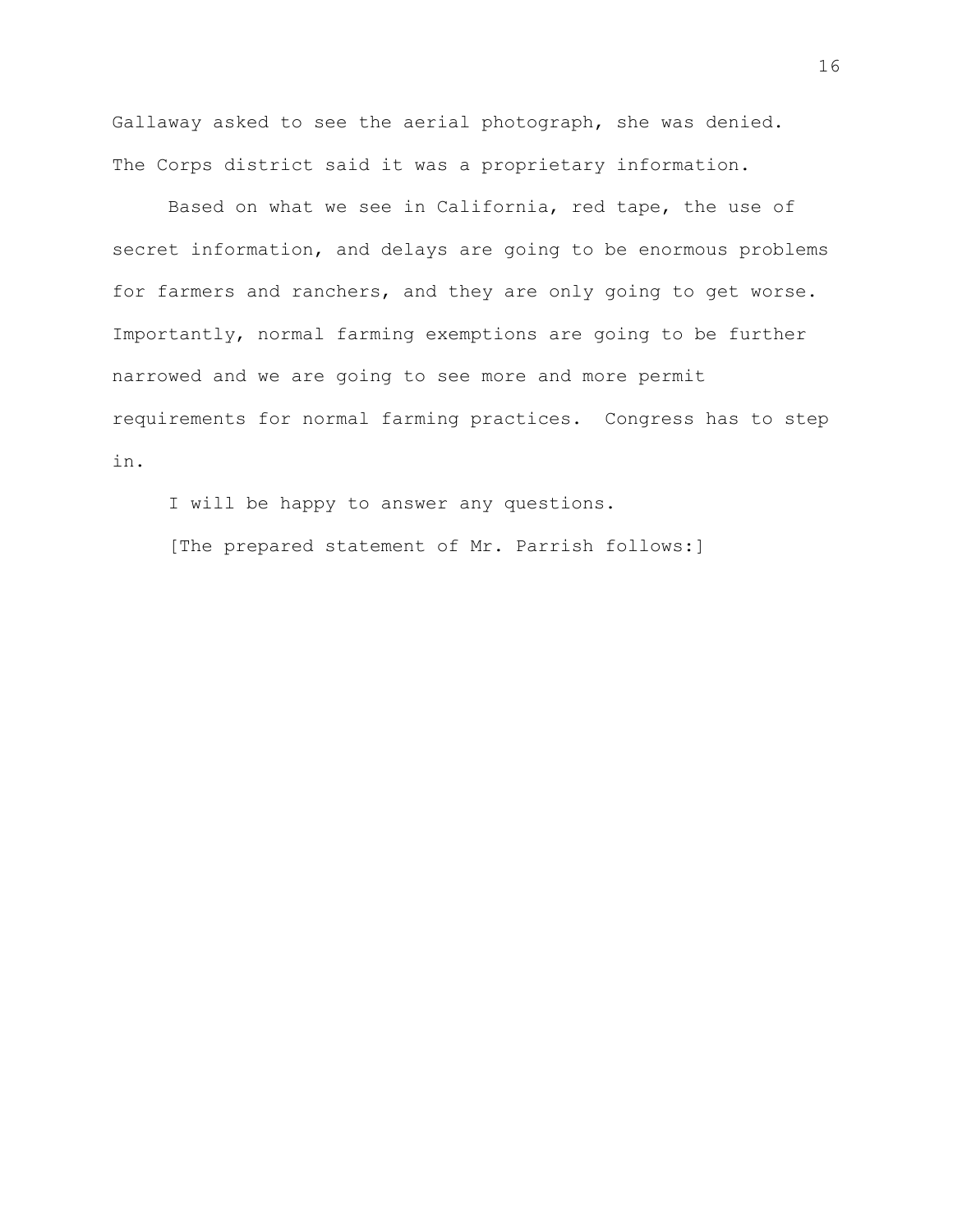Gallaway asked to see the aerial photograph, she was denied. The Corps district said it was a proprietary information.

Based on what we see in California, red tape, the use of secret information, and delays are going to be enormous problems for farmers and ranchers, and they are only going to get worse. Importantly, normal farming exemptions are going to be further narrowed and we are going to see more and more permit requirements for normal farming practices. Congress has to step in.

I will be happy to answer any questions.

[The prepared statement of Mr. Parrish follows:]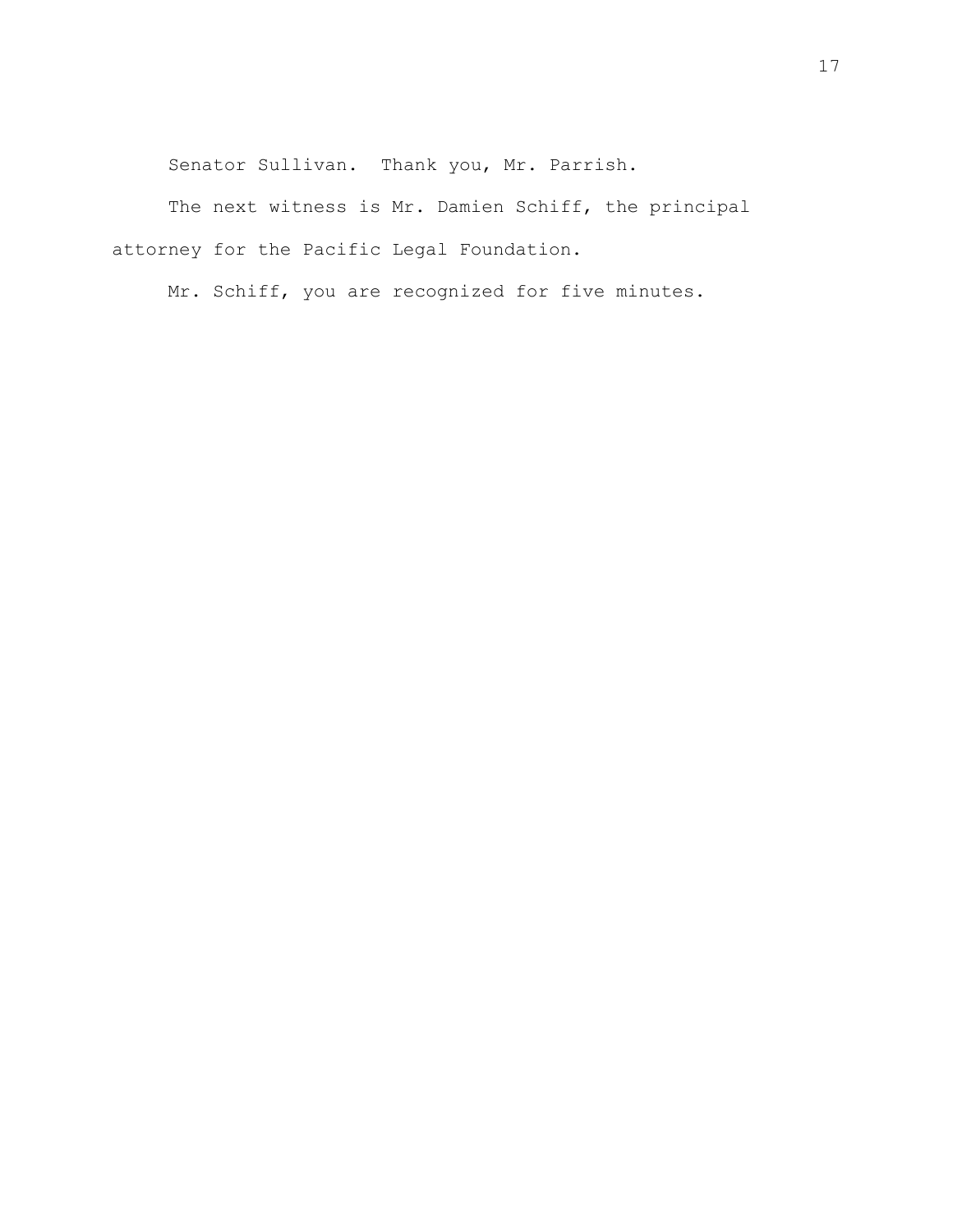Senator Sullivan. Thank you, Mr. Parrish.

The next witness is Mr. Damien Schiff, the principal attorney for the Pacific Legal Foundation.

Mr. Schiff, you are recognized for five minutes.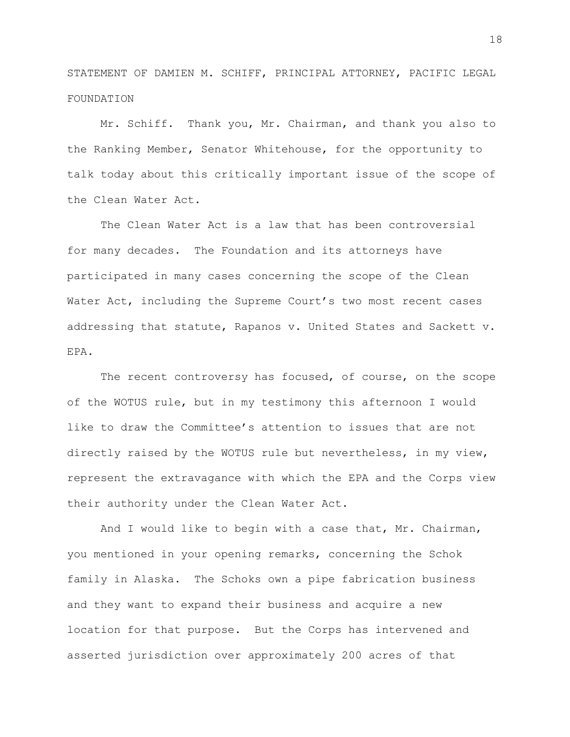STATEMENT OF DAMIEN M. SCHIFF, PRINCIPAL ATTORNEY, PACIFIC LEGAL FOUNDATION

Mr. Schiff. Thank you, Mr. Chairman, and thank you also to the Ranking Member, Senator Whitehouse, for the opportunity to talk today about this critically important issue of the scope of the Clean Water Act.

The Clean Water Act is a law that has been controversial for many decades. The Foundation and its attorneys have participated in many cases concerning the scope of the Clean Water Act, including the Supreme Court's two most recent cases addressing that statute, Rapanos v. United States and Sackett v. EPA.

The recent controversy has focused, of course, on the scope of the WOTUS rule, but in my testimony this afternoon I would like to draw the Committee's attention to issues that are not directly raised by the WOTUS rule but nevertheless, in my view, represent the extravagance with which the EPA and the Corps view their authority under the Clean Water Act.

And I would like to begin with a case that, Mr. Chairman, you mentioned in your opening remarks, concerning the Schok family in Alaska. The Schoks own a pipe fabrication business and they want to expand their business and acquire a new location for that purpose. But the Corps has intervened and asserted jurisdiction over approximately 200 acres of that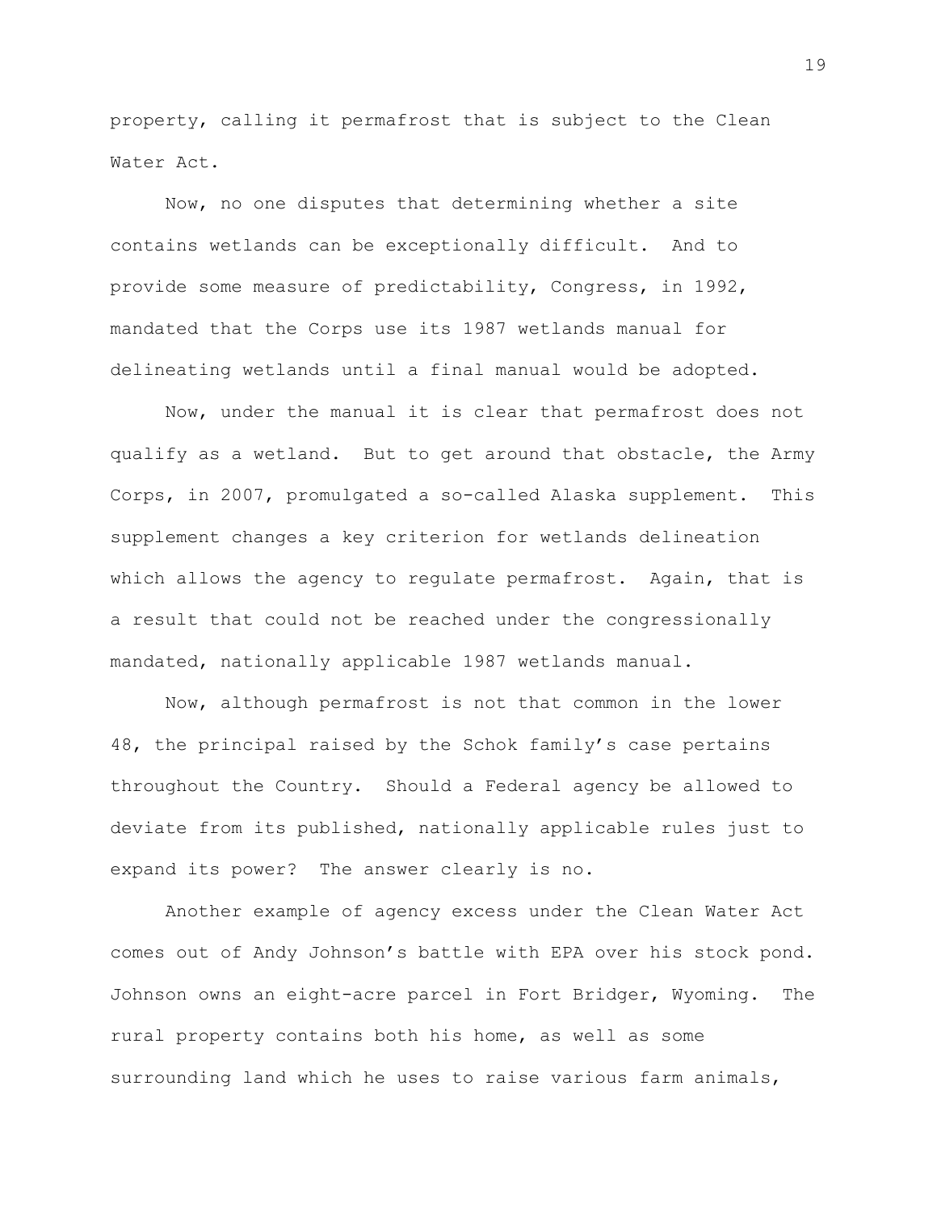property, calling it permafrost that is subject to the Clean Water Act.

Now, no one disputes that determining whether a site contains wetlands can be exceptionally difficult. And to provide some measure of predictability, Congress, in 1992, mandated that the Corps use its 1987 wetlands manual for delineating wetlands until a final manual would be adopted.

Now, under the manual it is clear that permafrost does not qualify as a wetland. But to get around that obstacle, the Army Corps, in 2007, promulgated a so-called Alaska supplement. This supplement changes a key criterion for wetlands delineation which allows the agency to regulate permafrost. Again, that is a result that could not be reached under the congressionally mandated, nationally applicable 1987 wetlands manual.

Now, although permafrost is not that common in the lower 48, the principal raised by the Schok family's case pertains throughout the Country. Should a Federal agency be allowed to deviate from its published, nationally applicable rules just to expand its power? The answer clearly is no.

Another example of agency excess under the Clean Water Act comes out of Andy Johnson's battle with EPA over his stock pond. Johnson owns an eight-acre parcel in Fort Bridger, Wyoming. The rural property contains both his home, as well as some surrounding land which he uses to raise various farm animals,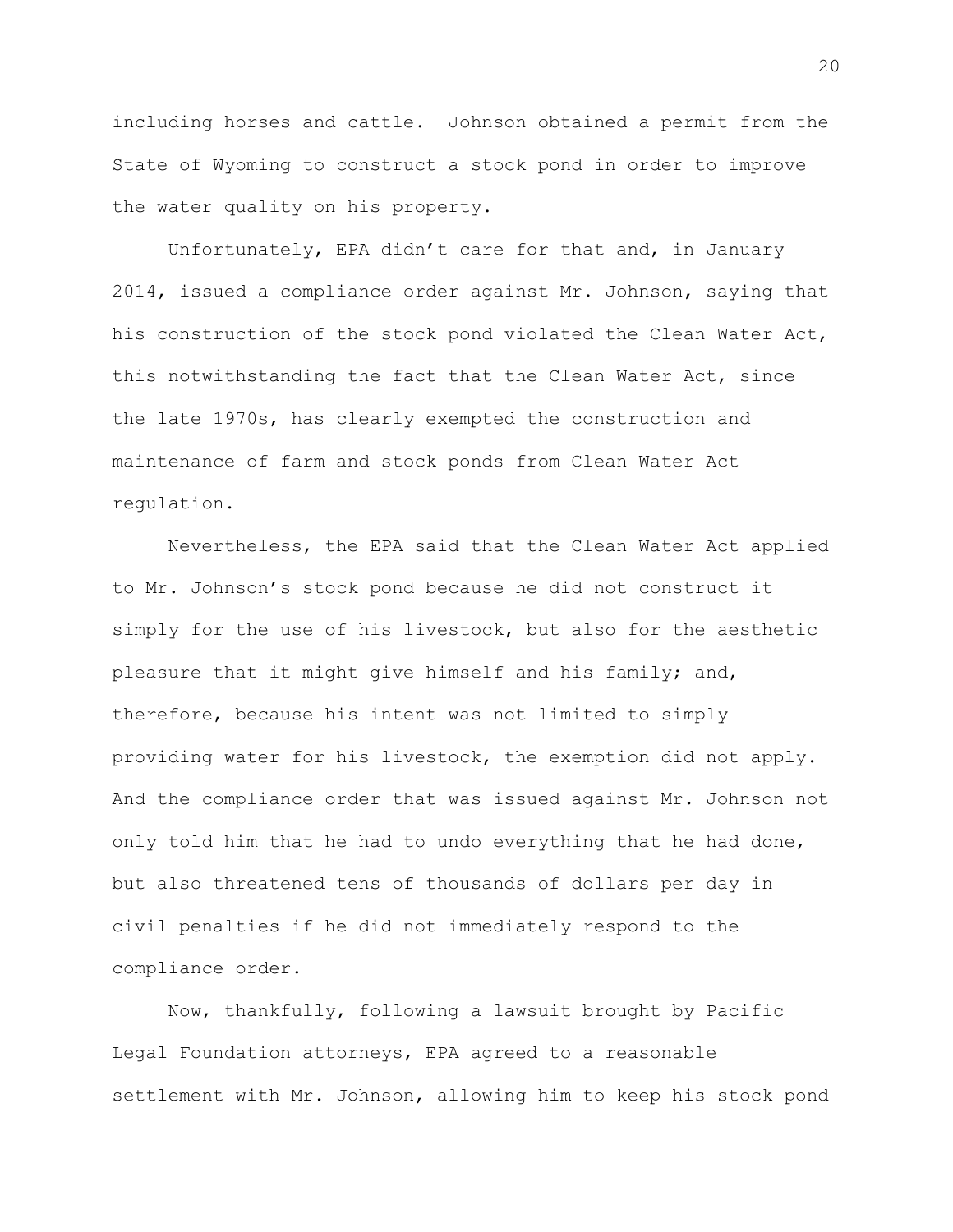including horses and cattle. Johnson obtained a permit from the State of Wyoming to construct a stock pond in order to improve the water quality on his property.

Unfortunately, EPA didn't care for that and, in January 2014, issued a compliance order against Mr. Johnson, saying that his construction of the stock pond violated the Clean Water Act, this notwithstanding the fact that the Clean Water Act, since the late 1970s, has clearly exempted the construction and maintenance of farm and stock ponds from Clean Water Act regulation.

Nevertheless, the EPA said that the Clean Water Act applied to Mr. Johnson's stock pond because he did not construct it simply for the use of his livestock, but also for the aesthetic pleasure that it might give himself and his family; and, therefore, because his intent was not limited to simply providing water for his livestock, the exemption did not apply. And the compliance order that was issued against Mr. Johnson not only told him that he had to undo everything that he had done, but also threatened tens of thousands of dollars per day in civil penalties if he did not immediately respond to the compliance order.

Now, thankfully, following a lawsuit brought by Pacific Legal Foundation attorneys, EPA agreed to a reasonable settlement with Mr. Johnson, allowing him to keep his stock pond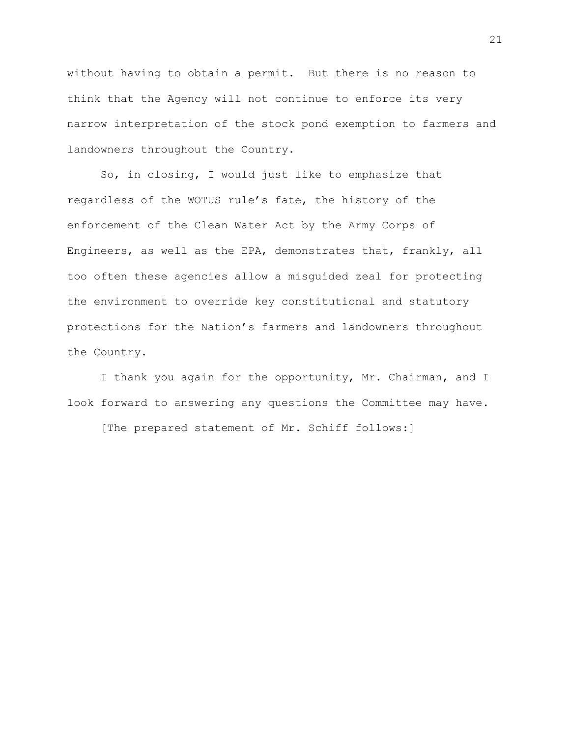without having to obtain a permit.  But there is no reason to think that the Agency will not continue to enforce its very narrow interpretation of the stock pond exemption to farmers and landowners throughout the Country.

So, in closing, I would just like to emphasize that regardless of the WOTUS rule's fate, the history of the enforcement of the Clean Water Act by the Army Corps of Engineers, as well as the EPA, demonstrates that, frankly, all too often these agencies allow a misguided zeal for protecting the environment to override key constitutional and statutory protections for the Nation's farmers and landowners throughout the Country.

I thank you again for the opportunity, Mr. Chairman, and I look forward to answering any questions the Committee may have.

[The prepared statement of Mr. Schiff follows:]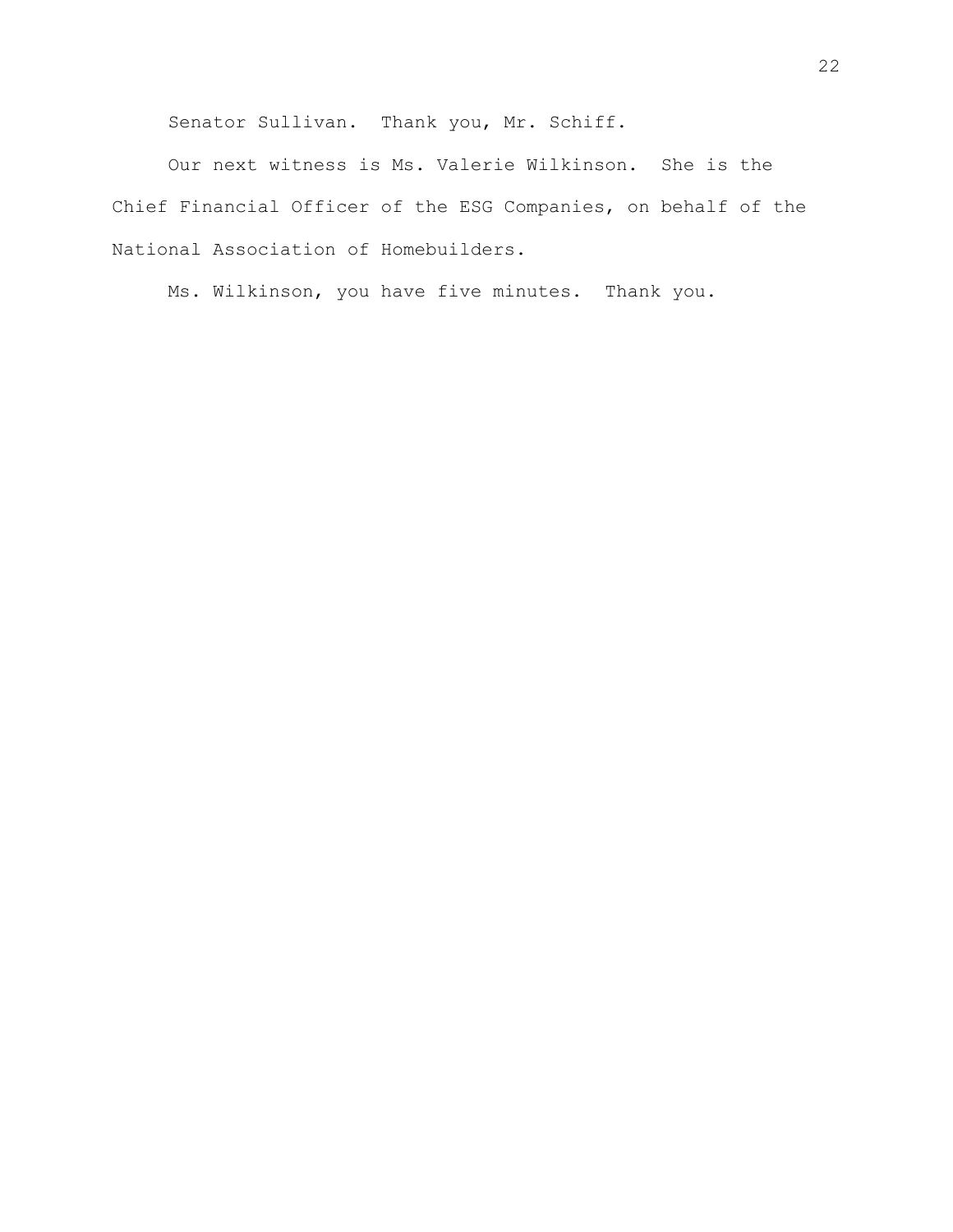Senator Sullivan. Thank you, Mr. Schiff.

Our next witness is Ms. Valerie Wilkinson. She is the Chief Financial Officer of the ESG Companies, on behalf of the National Association of Homebuilders.

Ms. Wilkinson, you have five minutes. Thank you.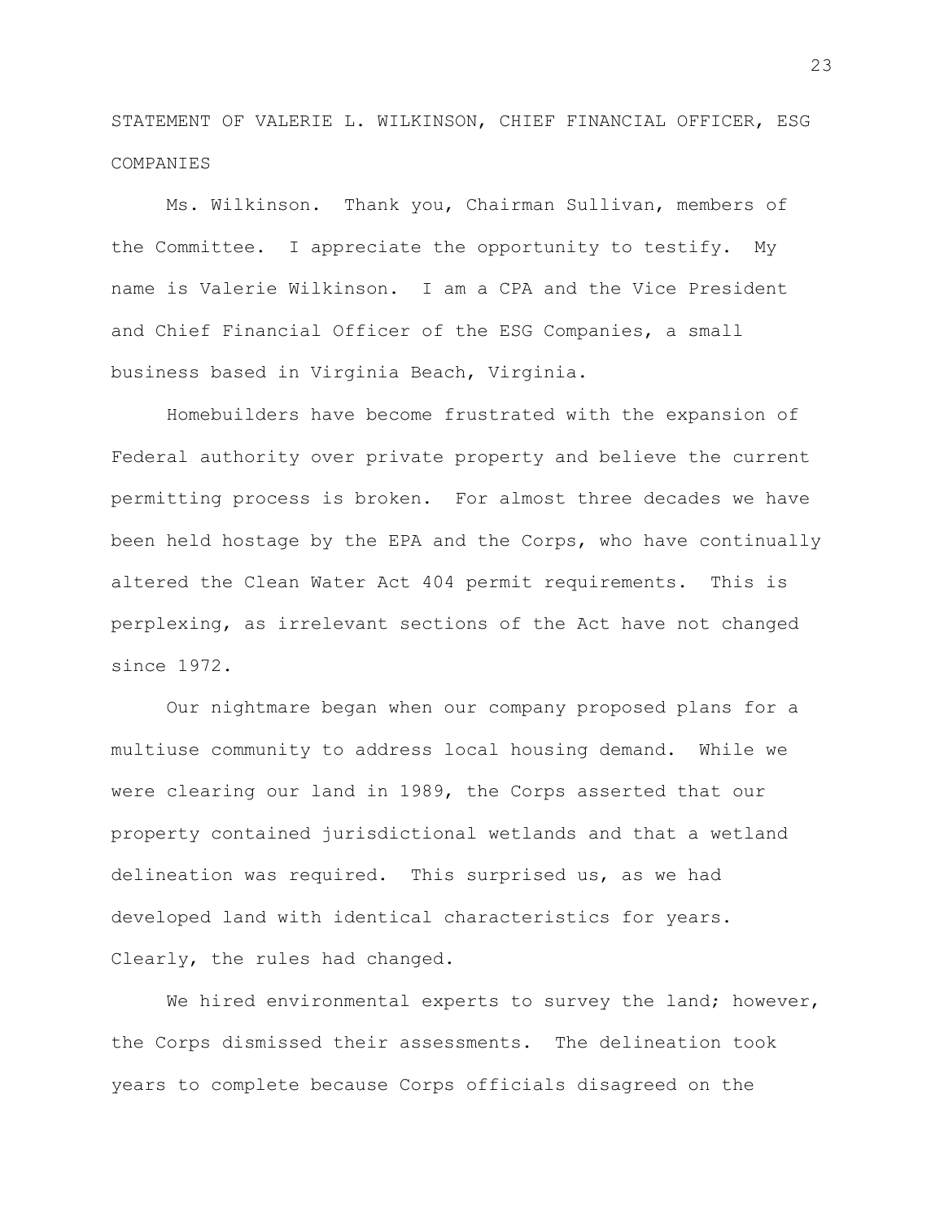STATEMENT OF VALERIE L. WILKINSON, CHIEF FINANCIAL OFFICER, ESG COMPANIES

Ms. Wilkinson. Thank you, Chairman Sullivan, members of the Committee. I appreciate the opportunity to testify. My name is Valerie Wilkinson. I am a CPA and the Vice President and Chief Financial Officer of the ESG Companies, a small business based in Virginia Beach, Virginia.

Homebuilders have become frustrated with the expansion of Federal authority over private property and believe the current permitting process is broken. For almost three decades we have been held hostage by the EPA and the Corps, who have continually altered the Clean Water Act 404 permit requirements. This is perplexing, as irrelevant sections of the Act have not changed since 1972.

Our nightmare began when our company proposed plans for a multiuse community to address local housing demand. While we were clearing our land in 1989, the Corps asserted that our property contained jurisdictional wetlands and that a wetland delineation was required. This surprised us, as we had developed land with identical characteristics for years. Clearly, the rules had changed.

We hired environmental experts to survey the land; however, the Corps dismissed their assessments. The delineation took years to complete because Corps officials disagreed on the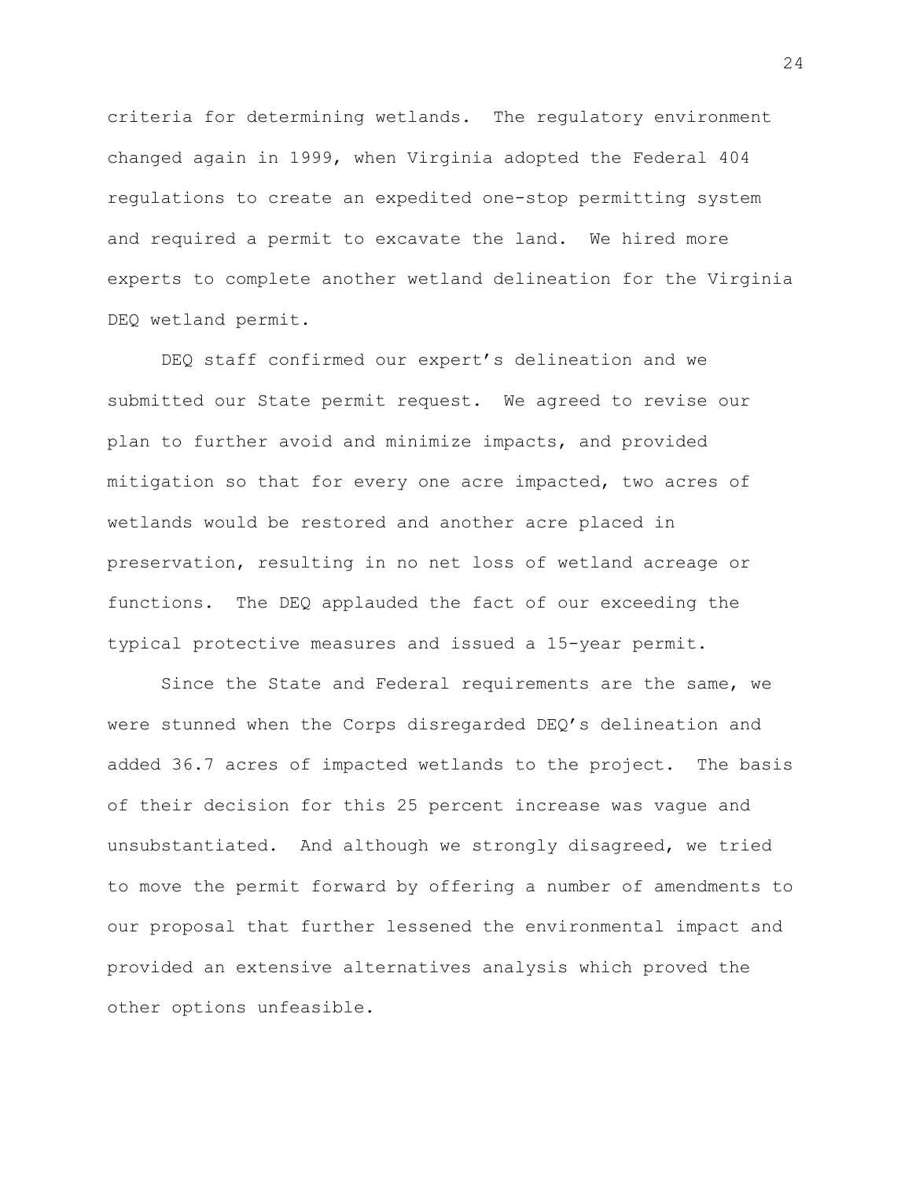criteria for determining wetlands. The regulatory environment changed again in 1999, when Virginia adopted the Federal 404 regulations to create an expedited one-stop permitting system and required a permit to excavate the land. We hired more experts to complete another wetland delineation for the Virginia DEQ wetland permit.

DEQ staff confirmed our expert's delineation and we submitted our State permit request. We agreed to revise our plan to further avoid and minimize impacts, and provided mitigation so that for every one acre impacted, two acres of wetlands would be restored and another acre placed in preservation, resulting in no net loss of wetland acreage or functions. The DEQ applauded the fact of our exceeding the typical protective measures and issued a 15-year permit.

Since the State and Federal requirements are the same, we were stunned when the Corps disregarded DEQ's delineation and added 36.7 acres of impacted wetlands to the project. The basis of their decision for this 25 percent increase was vague and unsubstantiated. And although we strongly disagreed, we tried to move the permit forward by offering a number of amendments to our proposal that further lessened the environmental impact and provided an extensive alternatives analysis which proved the other options unfeasible.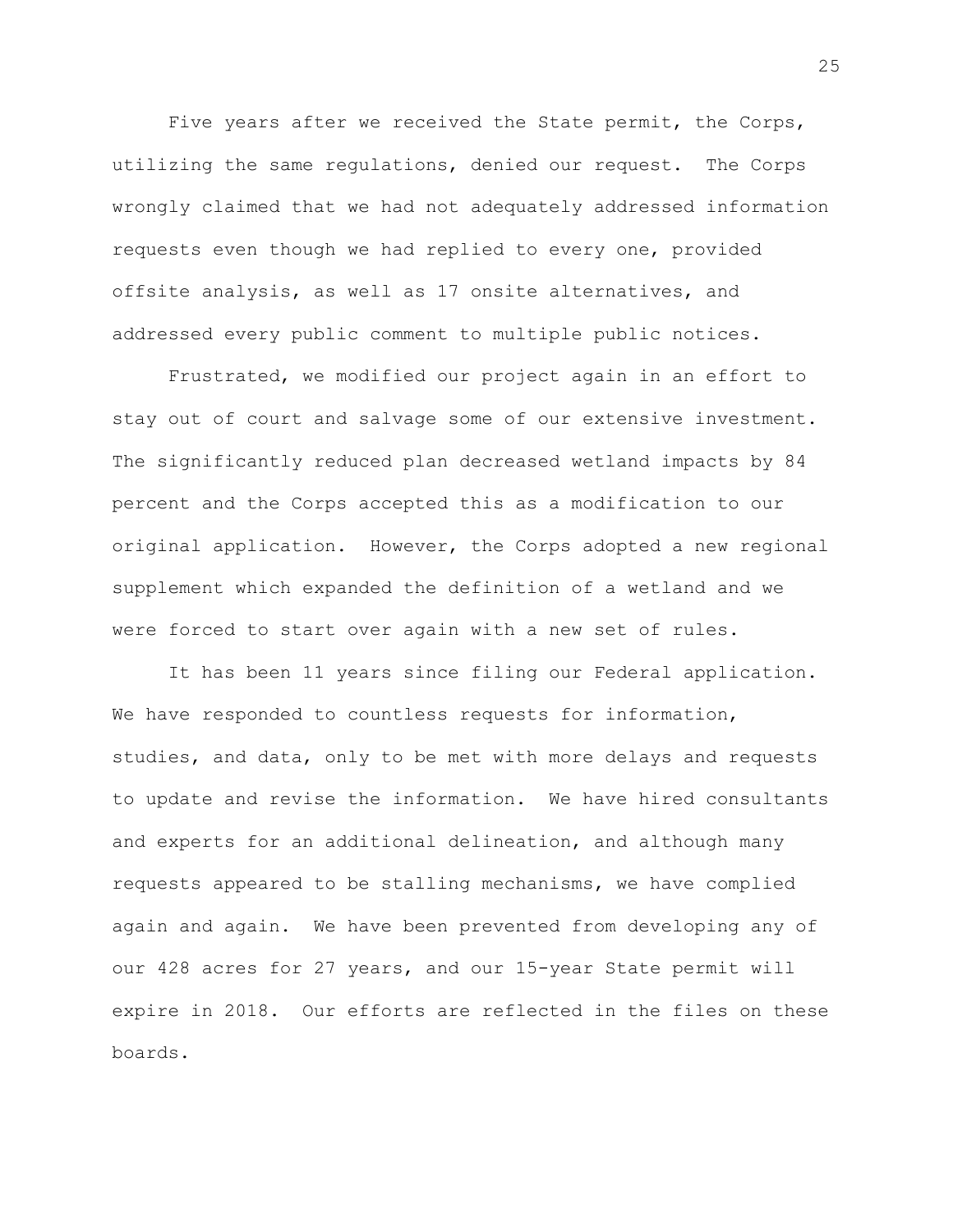Five years after we received the State permit, the Corps, utilizing the same regulations, denied our request. The Corps wrongly claimed that we had not adequately addressed information requests even though we had replied to every one, provided offsite analysis, as well as 17 onsite alternatives, and addressed every public comment to multiple public notices.

Frustrated, we modified our project again in an effort to stay out of court and salvage some of our extensive investment. The significantly reduced plan decreased wetland impacts by 84 percent and the Corps accepted this as a modification to our original application. However, the Corps adopted a new regional supplement which expanded the definition of a wetland and we were forced to start over again with a new set of rules.

It has been 11 years since filing our Federal application. We have responded to countless requests for information, studies, and data, only to be met with more delays and requests to update and revise the information. We have hired consultants and experts for an additional delineation, and although many requests appeared to be stalling mechanisms, we have complied again and again. We have been prevented from developing any of our 428 acres for 27 years, and our 15-year State permit will expire in 2018. Our efforts are reflected in the files on these boards.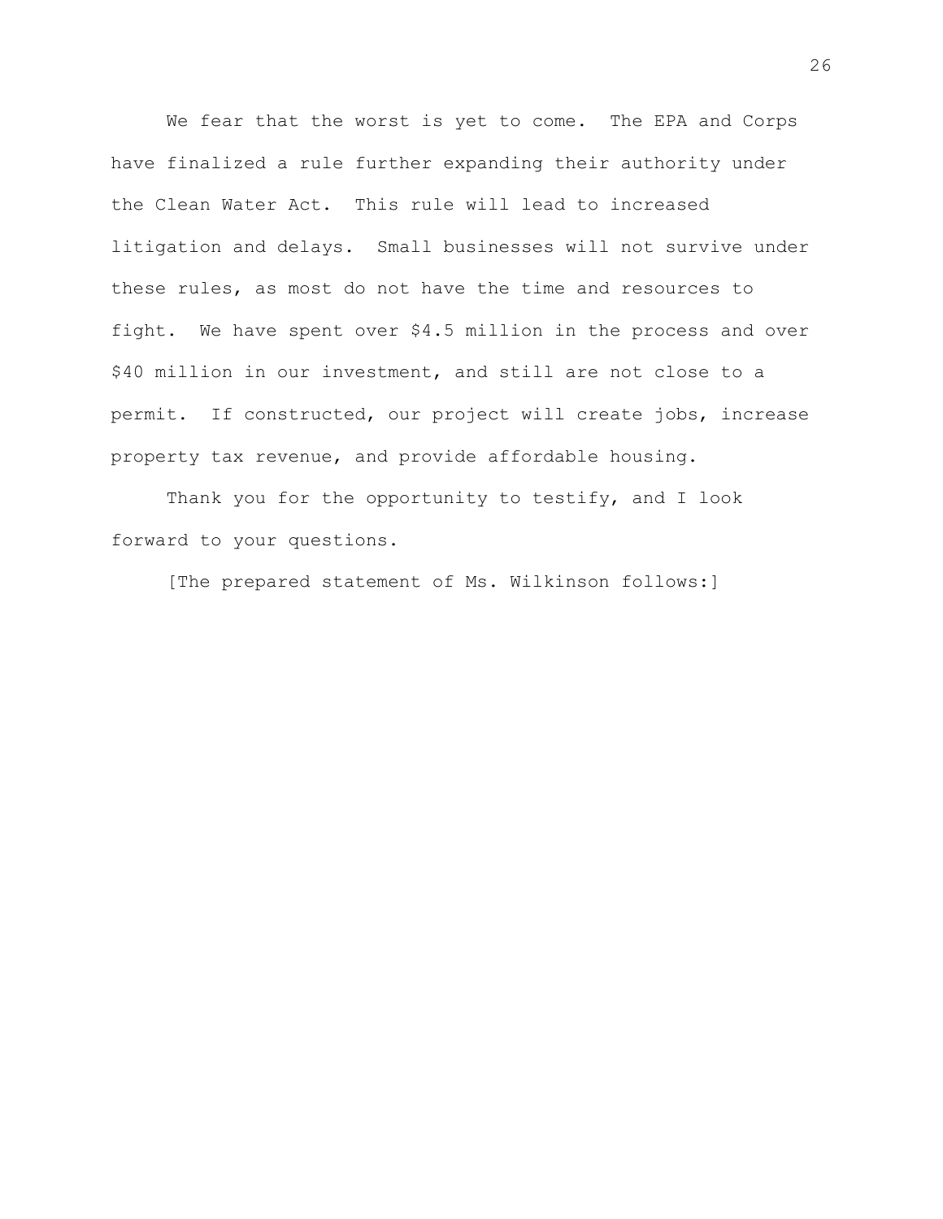We fear that the worst is yet to come. The EPA and Corps have finalized a rule further expanding their authority under the Clean Water Act. This rule will lead to increased litigation and delays. Small businesses will not survive under these rules, as most do not have the time and resources to fight. We have spent over $4.5 million in the process and over $40 million in our investment, and still are not close to a permit. If constructed, our project will create jobs, increase property tax revenue, and provide affordable housing.

Thank you for the opportunity to testify, and I look forward to your questions.

[The prepared statement of Ms. Wilkinson follows:]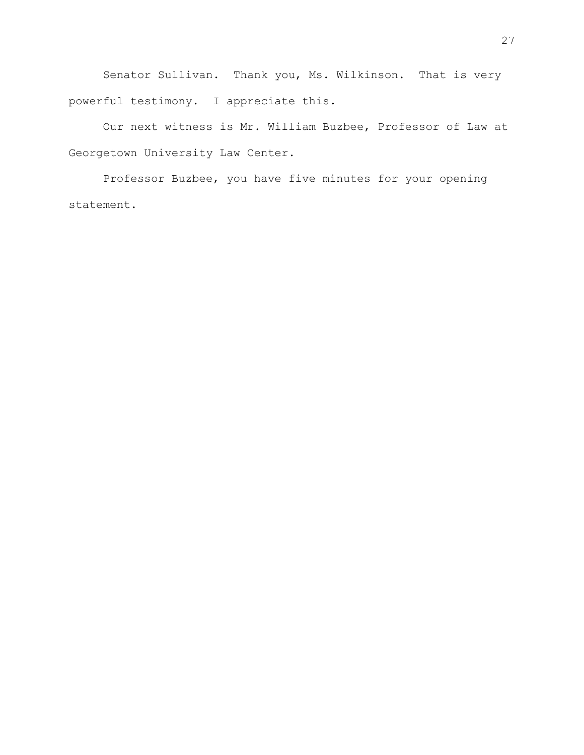Senator Sullivan. Thank you, Ms. Wilkinson. That is very powerful testimony. I appreciate this.

Our next witness is Mr. William Buzbee, Professor of Law at Georgetown University Law Center.

Professor Buzbee, you have five minutes for your opening statement.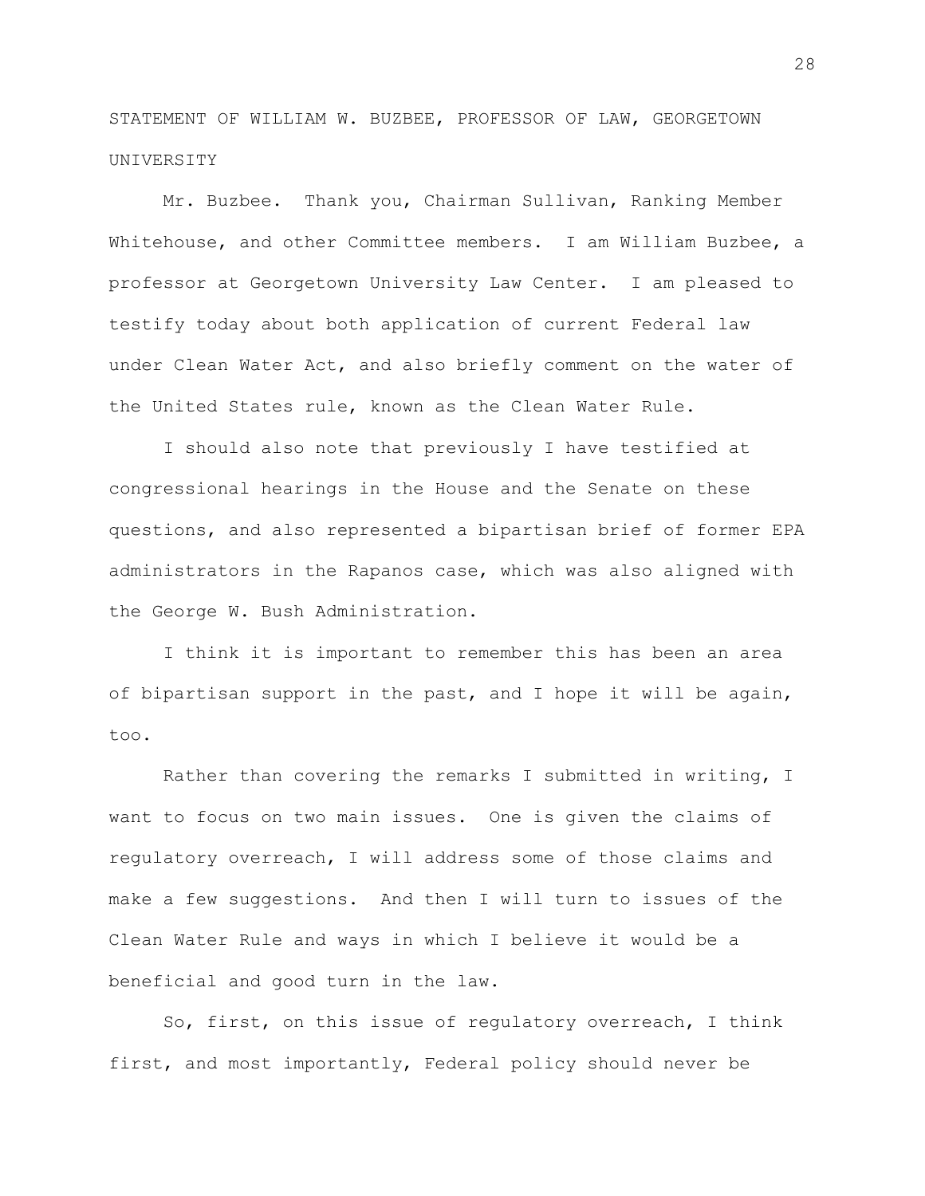STATEMENT OF WILLIAM W. BUZBEE, PROFESSOR OF LAW, GEORGETOWN UNIVERSITY

Mr. Buzbee. Thank you, Chairman Sullivan, Ranking Member Whitehouse, and other Committee members. I am William Buzbee, a professor at Georgetown University Law Center. I am pleased to testify today about both application of current Federal law under Clean Water Act, and also briefly comment on the water of the United States rule, known as the Clean Water Rule.

I should also note that previously I have testified at congressional hearings in the House and the Senate on these questions, and also represented a bipartisan brief of former EPA administrators in the Rapanos case, which was also aligned with the George W. Bush Administration.

I think it is important to remember this has been an area of bipartisan support in the past, and I hope it will be again, too.

Rather than covering the remarks I submitted in writing, I want to focus on two main issues. One is given the claims of regulatory overreach, I will address some of those claims and make a few suggestions. And then I will turn to issues of the Clean Water Rule and ways in which I believe it would be a beneficial and good turn in the law.

So, first, on this issue of regulatory overreach, I think first, and most importantly, Federal policy should never be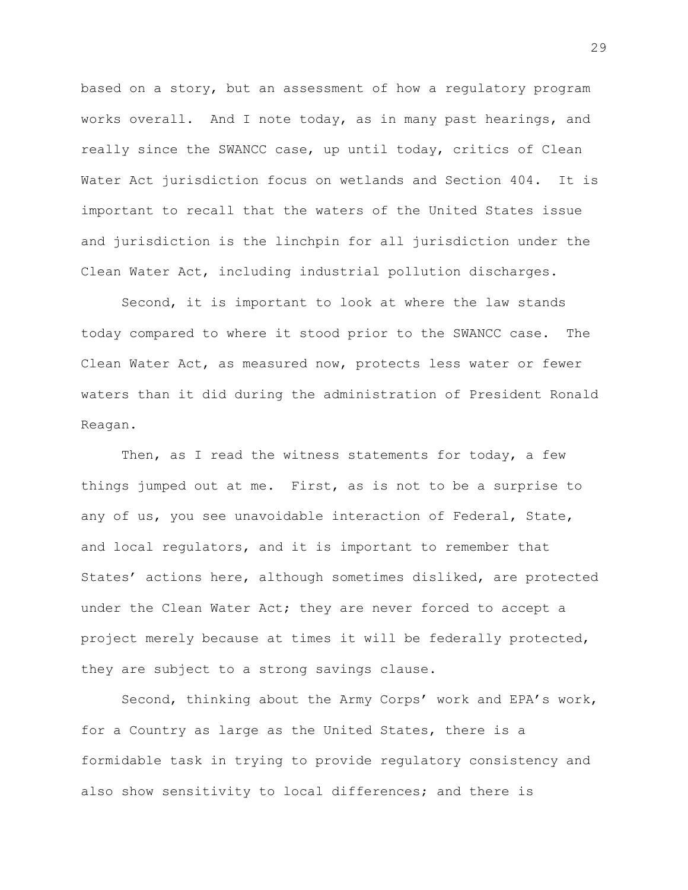based on a story, but an assessment of how a regulatory program works overall. And I note today, as in many past hearings, and really since the SWANCC case, up until today, critics of Clean Water Act jurisdiction focus on wetlands and Section 404. It is important to recall that the waters of the United States issue and jurisdiction is the linchpin for all jurisdiction under the Clean Water Act, including industrial pollution discharges.

Second, it is important to look at where the law stands today compared to where it stood prior to the SWANCC case. The Clean Water Act, as measured now, protects less water or fewer waters than it did during the administration of President Ronald Reagan.

Then, as I read the witness statements for today, a few things jumped out at me. First, as is not to be a surprise to any of us, you see unavoidable interaction of Federal, State, and local regulators, and it is important to remember that States' actions here, although sometimes disliked, are protected under the Clean Water Act; they are never forced to accept a project merely because at times it will be federally protected, they are subject to a strong savings clause.

Second, thinking about the Army Corps' work and EPA's work, for a Country as large as the United States, there is a formidable task in trying to provide regulatory consistency and also show sensitivity to local differences; and there is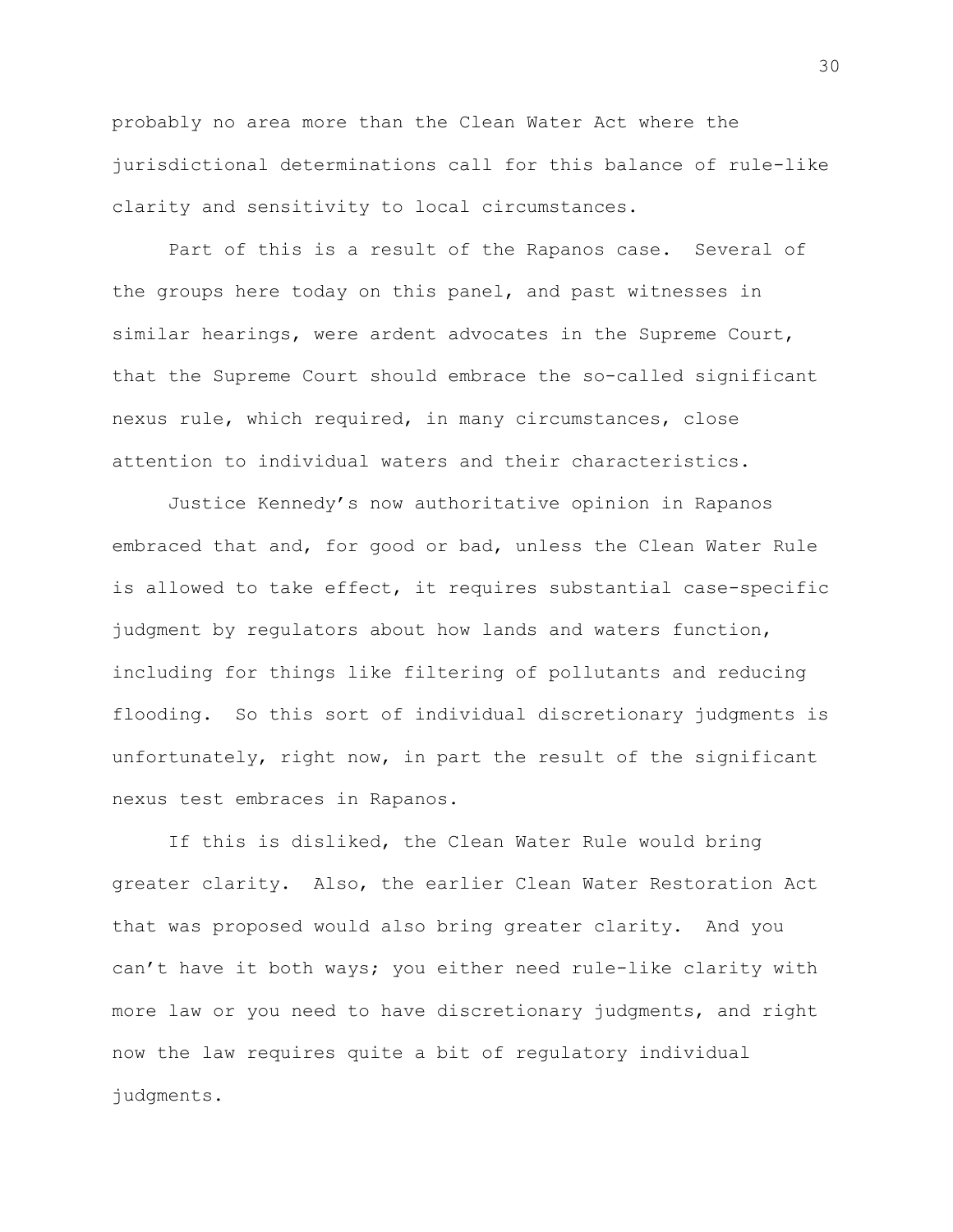probably no area more than the Clean Water Act where the jurisdictional determinations call for this balance of rule-like clarity and sensitivity to local circumstances.

Part of this is a result of the Rapanos case. Several of the groups here today on this panel, and past witnesses in similar hearings, were ardent advocates in the Supreme Court, that the Supreme Court should embrace the so-called significant nexus rule, which required, in many circumstances, close attention to individual waters and their characteristics.

Justice Kennedy's now authoritative opinion in Rapanos embraced that and, for good or bad, unless the Clean Water Rule is allowed to take effect, it requires substantial case-specific judgment by regulators about how lands and waters function, including for things like filtering of pollutants and reducing flooding. So this sort of individual discretionary judgments is unfortunately, right now, in part the result of the significant nexus test embraces in Rapanos.

If this is disliked, the Clean Water Rule would bring greater clarity. Also, the earlier Clean Water Restoration Act that was proposed would also bring greater clarity. And you can't have it both ways; you either need rule-like clarity with more law or you need to have discretionary judgments, and right now the law requires quite a bit of regulatory individual judgments.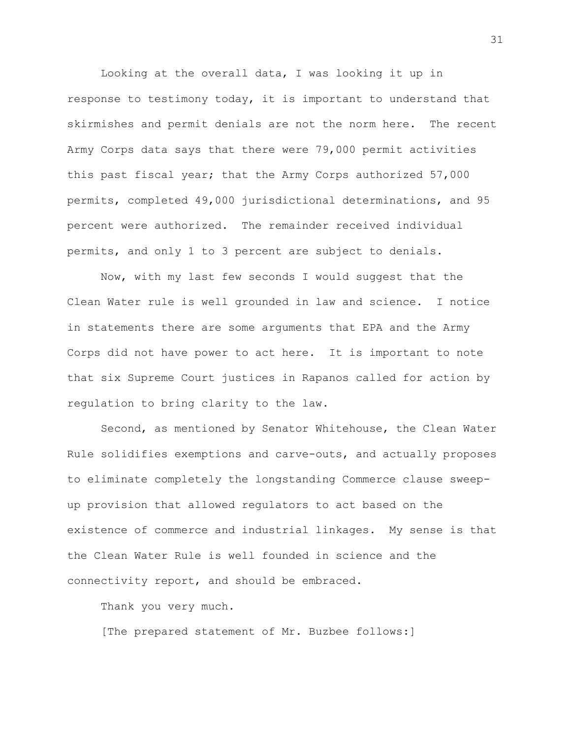Looking at the overall data, I was looking it up in response to testimony today, it is important to understand that skirmishes and permit denials are not the norm here. The recent Army Corps data says that there were 79,000 permit activities this past fiscal year; that the Army Corps authorized 57,000 permits, completed 49,000 jurisdictional determinations, and 95 percent were authorized. The remainder received individual permits, and only 1 to 3 percent are subject to denials.

Now, with my last few seconds I would suggest that the Clean Water rule is well grounded in law and science. I notice in statements there are some arguments that EPA and the Army Corps did not have power to act here. It is important to note that six Supreme Court justices in Rapanos called for action by regulation to bring clarity to the law.

Second, as mentioned by Senator Whitehouse, the Clean Water Rule solidifies exemptions and carve-outs, and actually proposes to eliminate completely the longstanding Commerce clause sweep-up provision that allowed regulators to act based on the existence of commerce and industrial linkages. My sense is that the Clean Water Rule is well founded in science and the connectivity report, and should be embraced.

Thank you very much.

[The prepared statement of Mr. Buzbee follows:]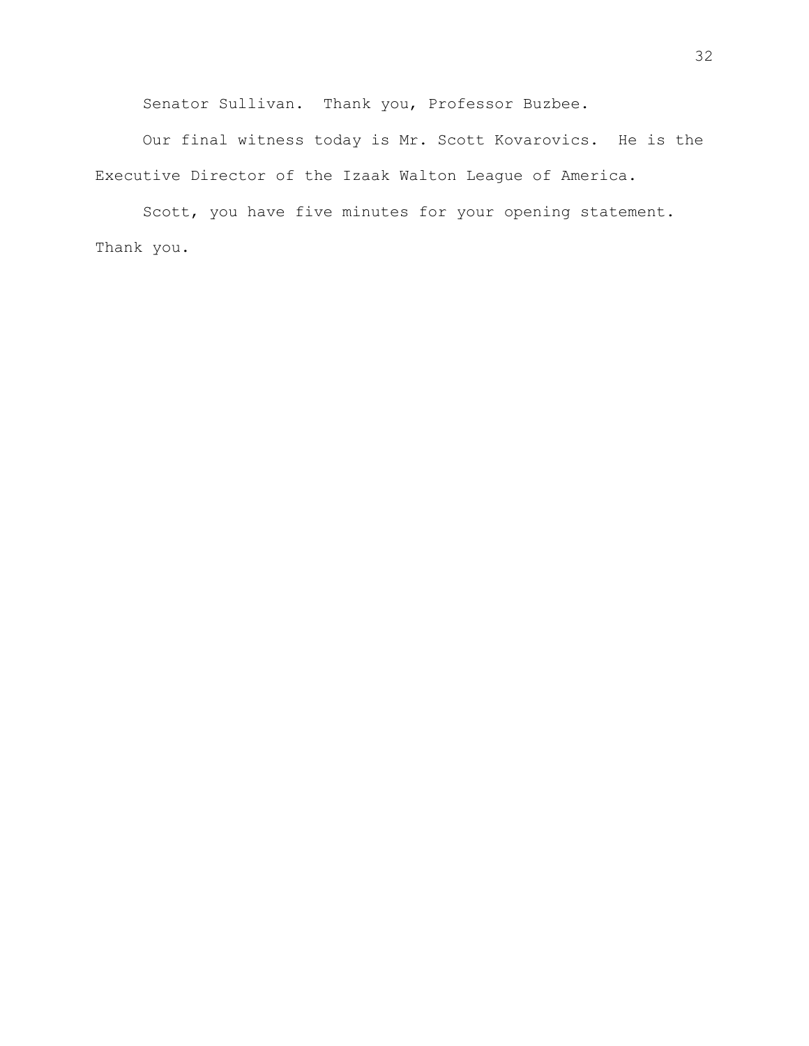Senator Sullivan. Thank you, Professor Buzbee.

Our final witness today is Mr. Scott Kovarovics. He is the Executive Director of the Izaak Walton League of America.

Scott, you have five minutes for your opening statement. Thank you.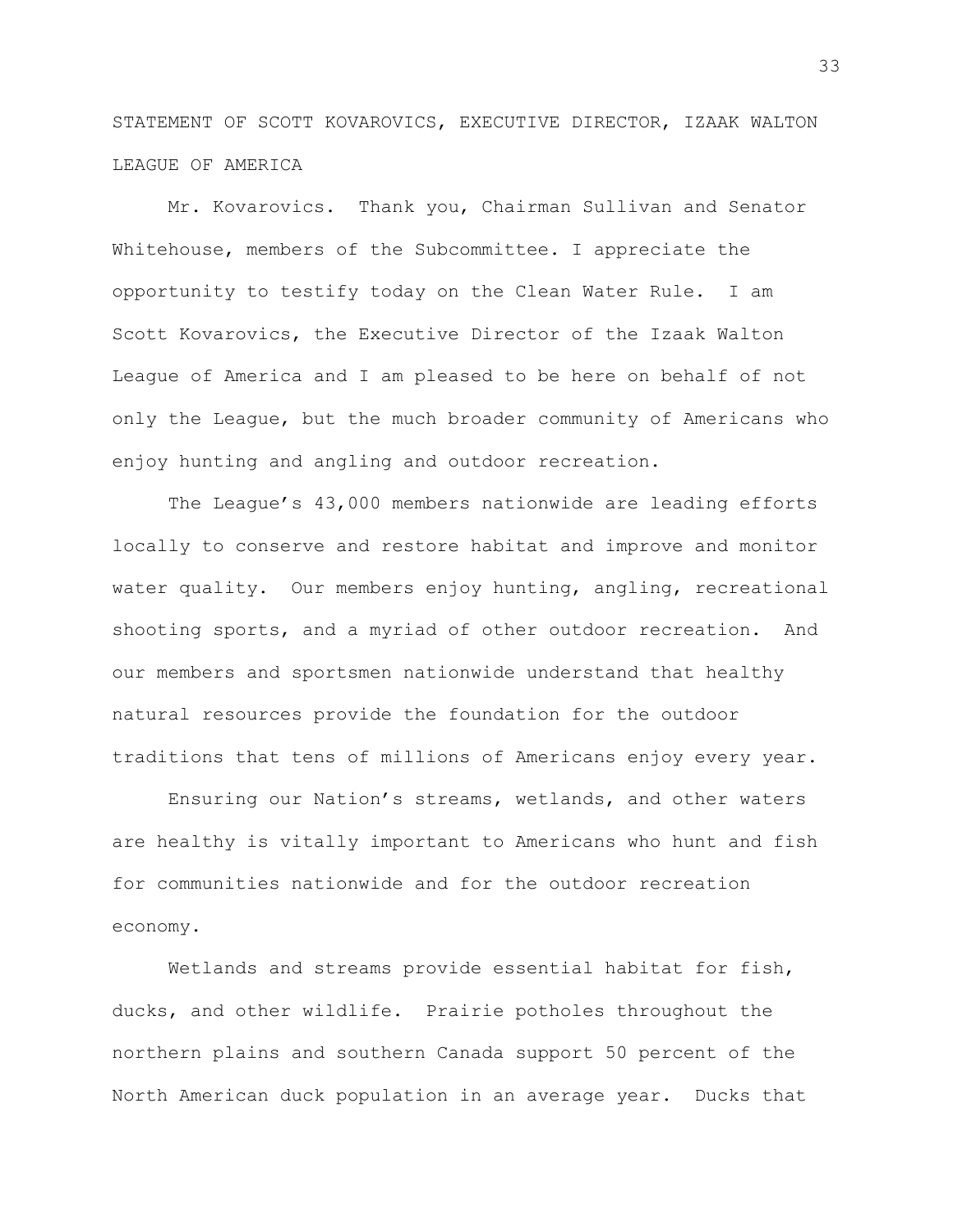STATEMENT OF SCOTT KOVAROVICS, EXECUTIVE DIRECTOR, IZAAK WALTON LEAGUE OF AMERICA

Mr. Kovarovics. Thank you, Chairman Sullivan and Senator Whitehouse, members of the Subcommittee. I appreciate the opportunity to testify today on the Clean Water Rule. I am Scott Kovarovics, the Executive Director of the Izaak Walton League of America and I am pleased to be here on behalf of not only the League, but the much broader community of Americans who enjoy hunting and angling and outdoor recreation.

The League's 43,000 members nationwide are leading efforts locally to conserve and restore habitat and improve and monitor water quality. Our members enjoy hunting, angling, recreational shooting sports, and a myriad of other outdoor recreation. And our members and sportsmen nationwide understand that healthy natural resources provide the foundation for the outdoor traditions that tens of millions of Americans enjoy every year.

Ensuring our Nation's streams, wetlands, and other waters are healthy is vitally important to Americans who hunt and fish for communities nationwide and for the outdoor recreation economy.

Wetlands and streams provide essential habitat for fish, ducks, and other wildlife. Prairie potholes throughout the northern plains and southern Canada support 50 percent of the North American duck population in an average year. Ducks that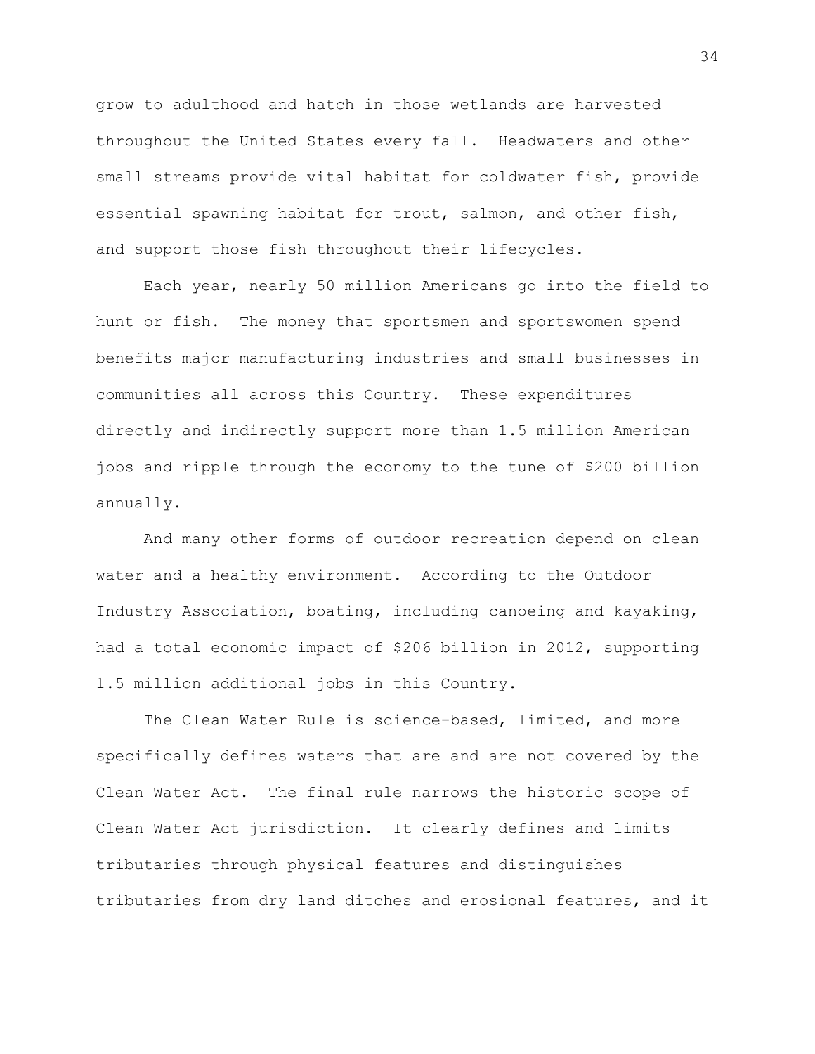grow to adulthood and hatch in those wetlands are harvested throughout the United States every fall. Headwaters and other small streams provide vital habitat for coldwater fish, provide essential spawning habitat for trout, salmon, and other fish, and support those fish throughout their lifecycles.

Each year, nearly 50 million Americans go into the field to hunt or fish. The money that sportsmen and sportswomen spend benefits major manufacturing industries and small businesses in communities all across this Country. These expenditures directly and indirectly support more than 1.5 million American jobs and ripple through the economy to the tune of $200 billion annually.

And many other forms of outdoor recreation depend on clean water and a healthy environment. According to the Outdoor Industry Association, boating, including canoeing and kayaking, had a total economic impact of $206 billion in 2012, supporting 1.5 million additional jobs in this Country.

The Clean Water Rule is science-based, limited, and more specifically defines waters that are and are not covered by the Clean Water Act. The final rule narrows the historic scope of Clean Water Act jurisdiction. It clearly defines and limits tributaries through physical features and distinguishes tributaries from dry land ditches and erosional features, and it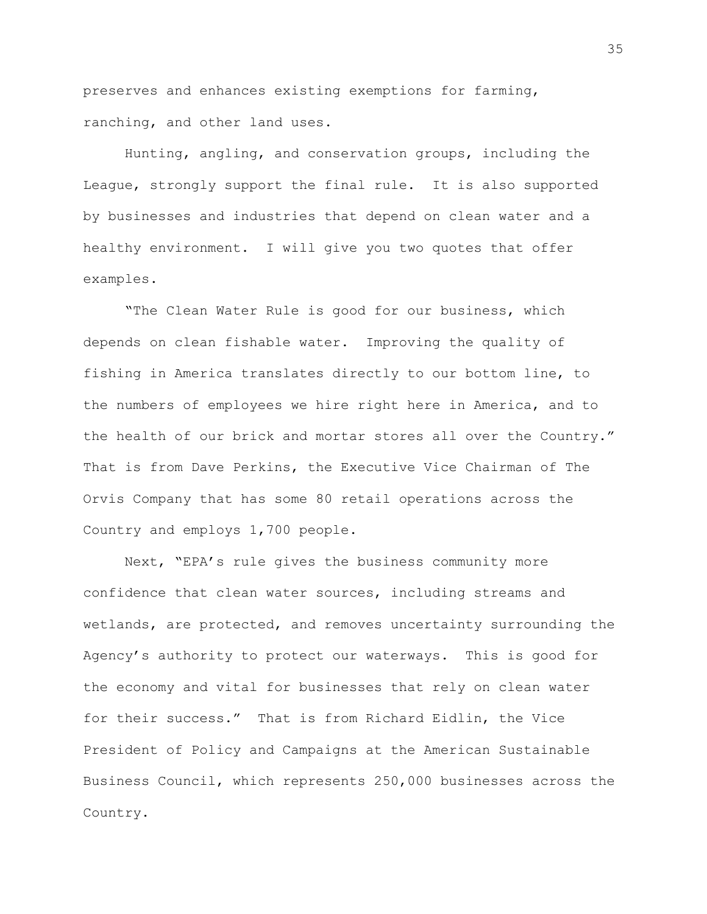preserves and enhances existing exemptions for farming, ranching, and other land uses.

Hunting, angling, and conservation groups, including the League, strongly support the final rule. It is also supported by businesses and industries that depend on clean water and a healthy environment. I will give you two quotes that offer examples.

"The Clean Water Rule is good for our business, which depends on clean fishable water. Improving the quality of fishing in America translates directly to our bottom line, to the numbers of employees we hire right here in America, and to the health of our brick and mortar stores all over the Country." That is from Dave Perkins, the Executive Vice Chairman of The Orvis Company that has some 80 retail operations across the Country and employs 1,700 people.

Next, "EPA's rule gives the business community more confidence that clean water sources, including streams and wetlands, are protected, and removes uncertainty surrounding the Agency's authority to protect our waterways. This is good for the economy and vital for businesses that rely on clean water for their success." That is from Richard Eidlin, the Vice President of Policy and Campaigns at the American Sustainable Business Council, which represents 250,000 businesses across the Country.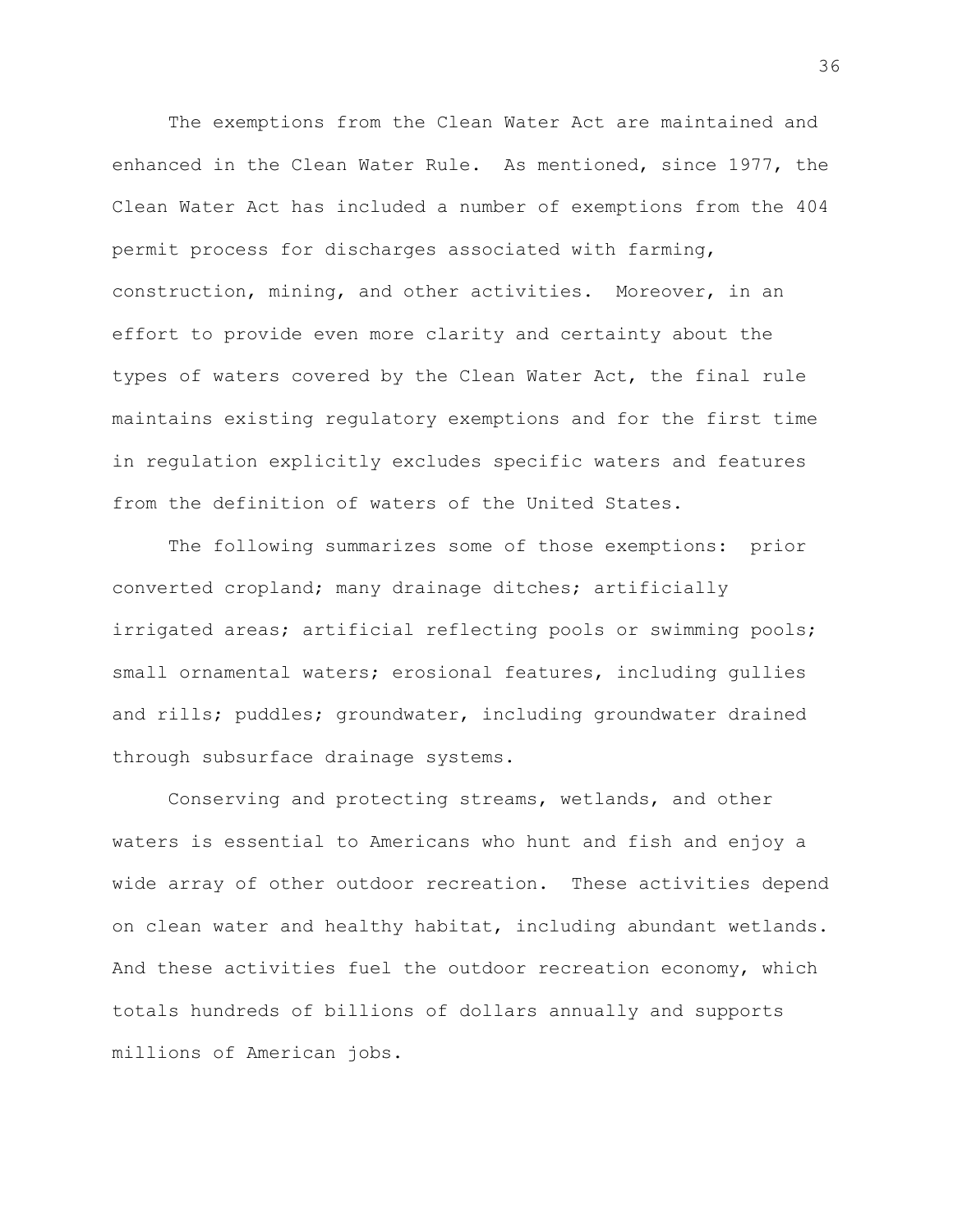The exemptions from the Clean Water Act are maintained and enhanced in the Clean Water Rule. As mentioned, since 1977, the Clean Water Act has included a number of exemptions from the 404 permit process for discharges associated with farming, construction, mining, and other activities. Moreover, in an effort to provide even more clarity and certainty about the types of waters covered by the Clean Water Act, the final rule maintains existing regulatory exemptions and for the first time in regulation explicitly excludes specific waters and features from the definition of waters of the United States.

The following summarizes some of those exemptions: prior converted cropland; many drainage ditches; artificially irrigated areas; artificial reflecting pools or swimming pools; small ornamental waters; erosional features, including gullies and rills; puddles; groundwater, including groundwater drained through subsurface drainage systems.

Conserving and protecting streams, wetlands, and other waters is essential to Americans who hunt and fish and enjoy a wide array of other outdoor recreation. These activities depend on clean water and healthy habitat, including abundant wetlands. And these activities fuel the outdoor recreation economy, which totals hundreds of billions of dollars annually and supports millions of American jobs.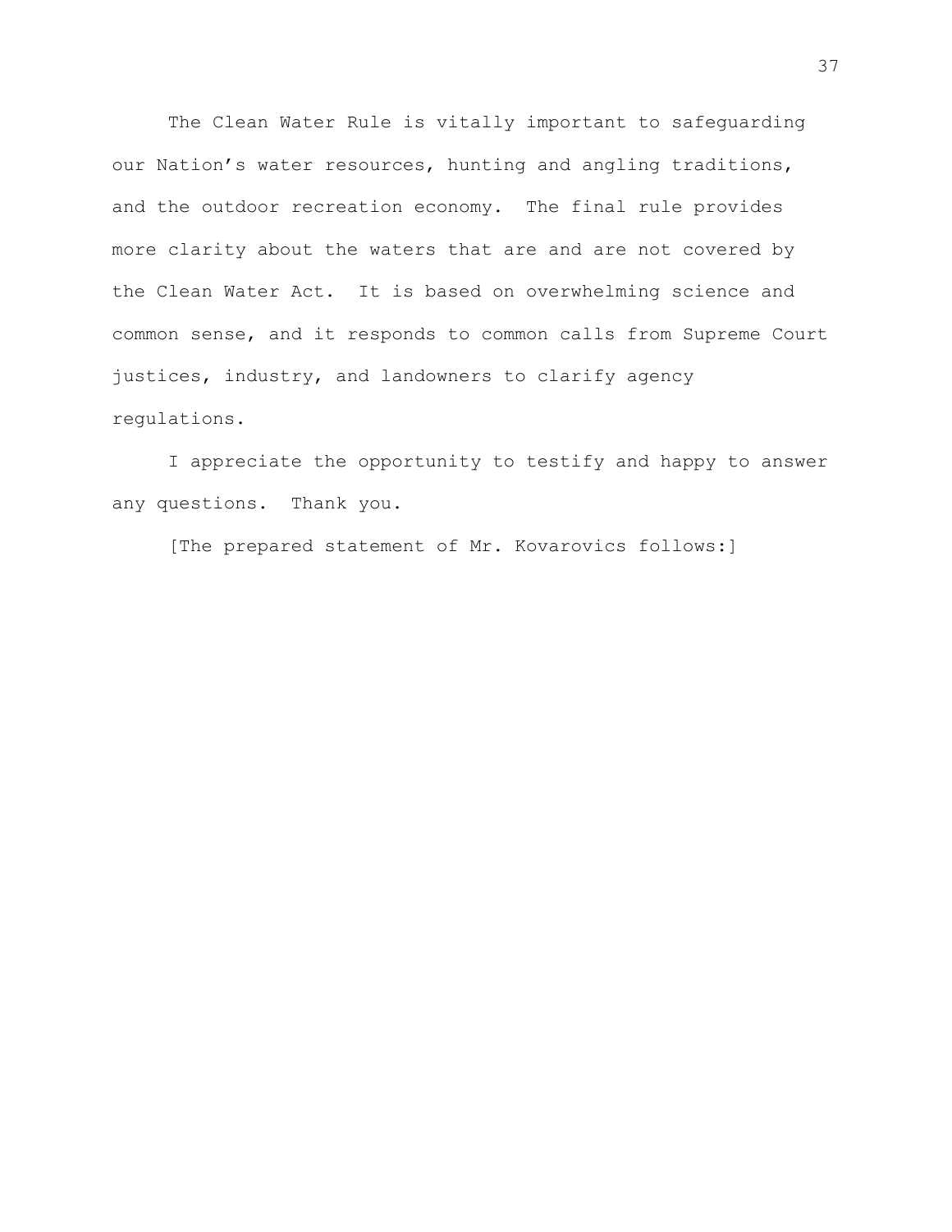The Clean Water Rule is vitally important to safeguarding our Nation's water resources, hunting and angling traditions, and the outdoor recreation economy. The final rule provides more clarity about the waters that are and are not covered by the Clean Water Act. It is based on overwhelming science and common sense, and it responds to common calls from Supreme Court justices, industry, and landowners to clarify agency regulations.

I appreciate the opportunity to testify and happy to answer any questions. Thank you.

[The prepared statement of Mr. Kovarovics follows:]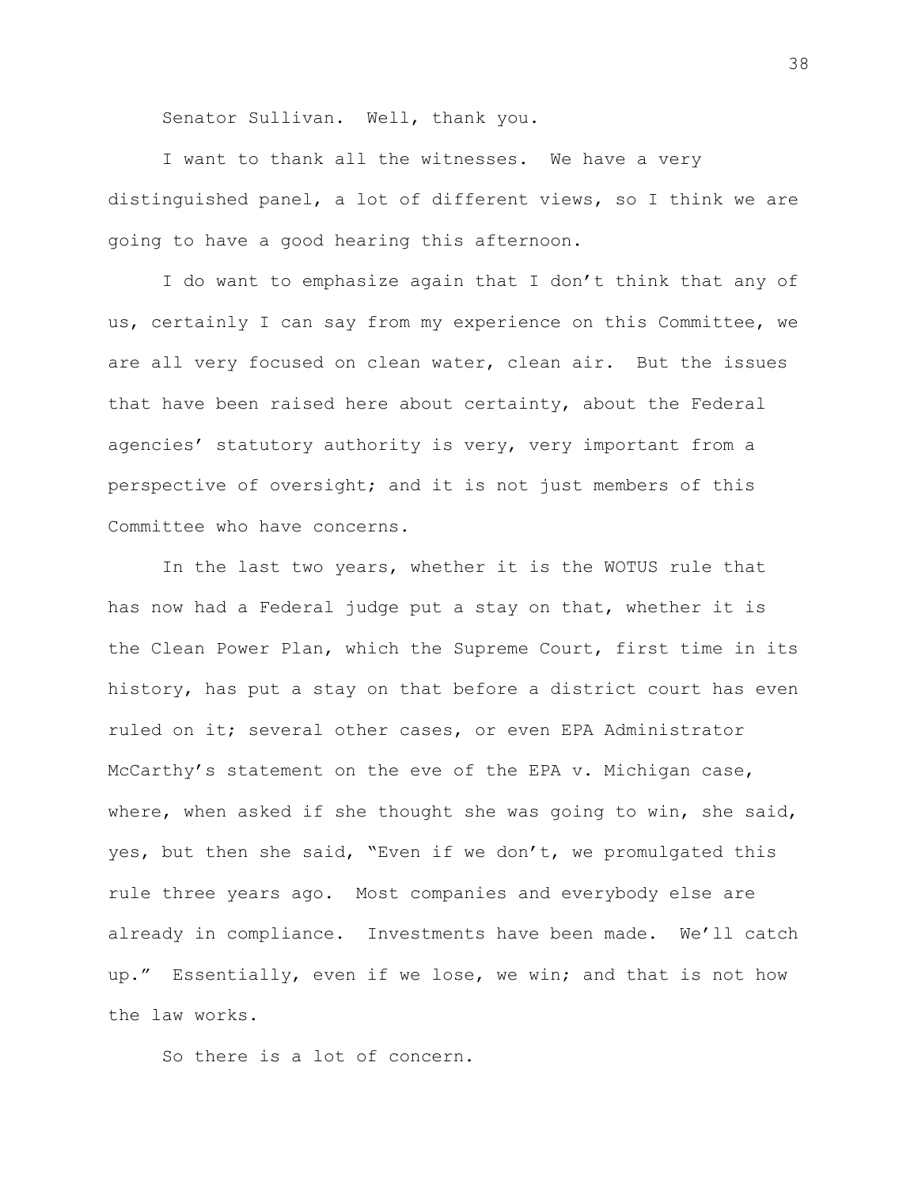Senator Sullivan. Well, thank you.

I want to thank all the witnesses. We have a very distinguished panel, a lot of different views, so I think we are going to have a good hearing this afternoon.

I do want to emphasize again that I don't think that any of us, certainly I can say from my experience on this Committee, we are all very focused on clean water, clean air. But the issues that have been raised here about certainty, about the Federal agencies' statutory authority is very, very important from a perspective of oversight; and it is not just members of this Committee who have concerns.

In the last two years, whether it is the WOTUS rule that has now had a Federal judge put a stay on that, whether it is the Clean Power Plan, which the Supreme Court, first time in its history, has put a stay on that before a district court has even ruled on it; several other cases, or even EPA Administrator McCarthy's statement on the eve of the EPA v. Michigan case, where, when asked if she thought she was going to win, she said, yes, but then she said, "Even if we don't, we promulgated this rule three years ago. Most companies and everybody else are already in compliance. Investments have been made. We'll catch up." Essentially, even if we lose, we win; and that is not how the law works.

So there is a lot of concern.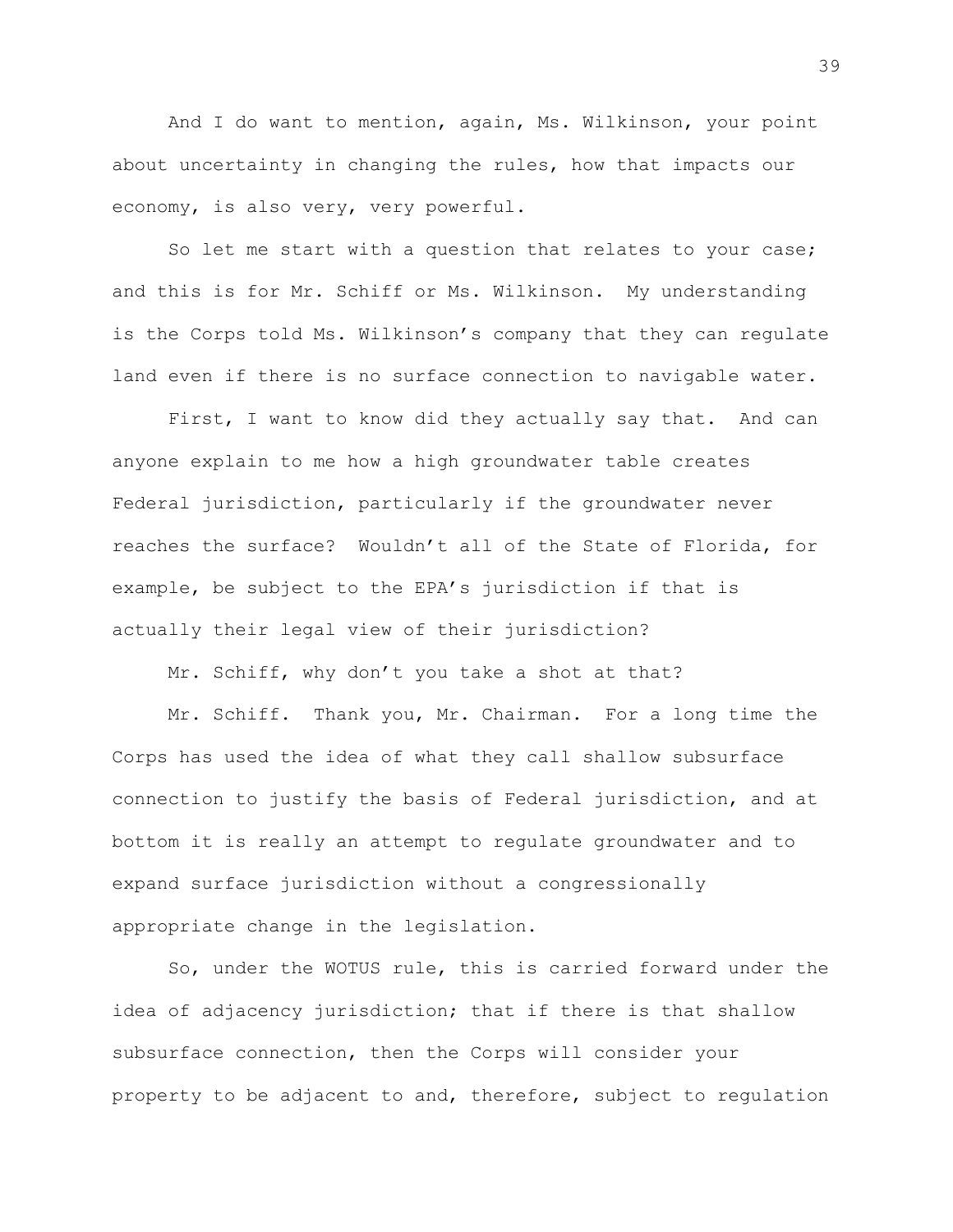And I do want to mention, again, Ms. Wilkinson, your point about uncertainty in changing the rules, how that impacts our economy, is also very, very powerful.

So let me start with a question that relates to your case; and this is for Mr. Schiff or Ms. Wilkinson. My understanding is the Corps told Ms. Wilkinson's company that they can regulate land even if there is no surface connection to navigable water.

First, I want to know did they actually say that. And can anyone explain to me how a high groundwater table creates Federal jurisdiction, particularly if the groundwater never reaches the surface? Wouldn't all of the State of Florida, for example, be subject to the EPA's jurisdiction if that is actually their legal view of their jurisdiction?

Mr. Schiff, why don't you take a shot at that?

Mr. Schiff. Thank you, Mr. Chairman. For a long time the Corps has used the idea of what they call shallow subsurface connection to justify the basis of Federal jurisdiction, and at bottom it is really an attempt to regulate groundwater and to expand surface jurisdiction without a congressionally appropriate change in the legislation.

So, under the WOTUS rule, this is carried forward under the idea of adjacency jurisdiction; that if there is that shallow subsurface connection, then the Corps will consider your property to be adjacent to and, therefore, subject to regulation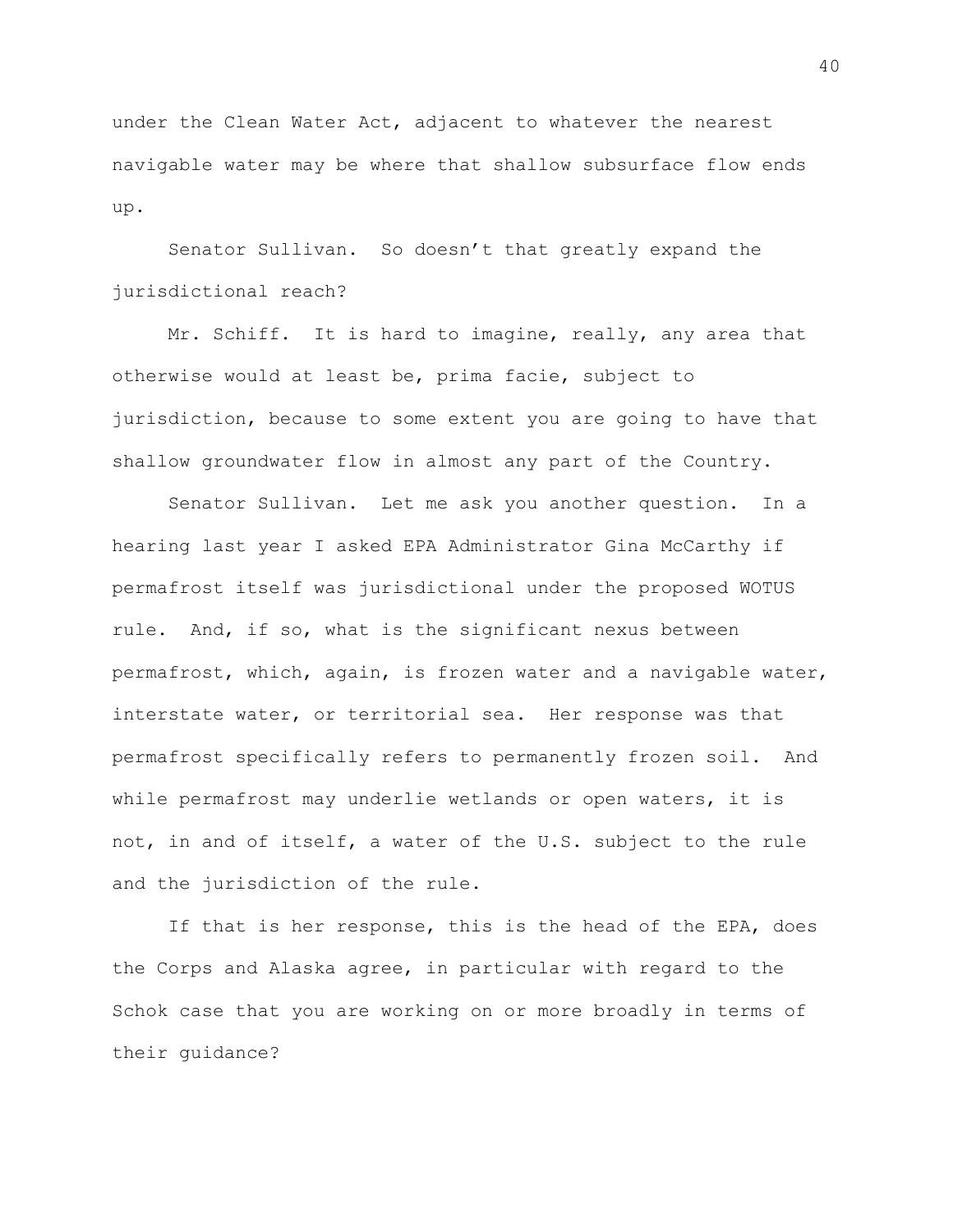under the Clean Water Act, adjacent to whatever the nearest navigable water may be where that shallow subsurface flow ends up.

Senator Sullivan. So doesn't that greatly expand the jurisdictional reach?

Mr. Schiff. It is hard to imagine, really, any area that otherwise would at least be, prima facie, subject to jurisdiction, because to some extent you are going to have that shallow groundwater flow in almost any part of the Country.

Senator Sullivan. Let me ask you another question. In a hearing last year I asked EPA Administrator Gina McCarthy if permafrost itself was jurisdictional under the proposed WOTUS rule. And, if so, what is the significant nexus between permafrost, which, again, is frozen water and a navigable water, interstate water, or territorial sea. Her response was that permafrost specifically refers to permanently frozen soil. And while permafrost may underlie wetlands or open waters, it is not, in and of itself, a water of the U.S. subject to the rule and the jurisdiction of the rule.

If that is her response, this is the head of the EPA, does the Corps and Alaska agree, in particular with regard to the Schok case that you are working on or more broadly in terms of their guidance?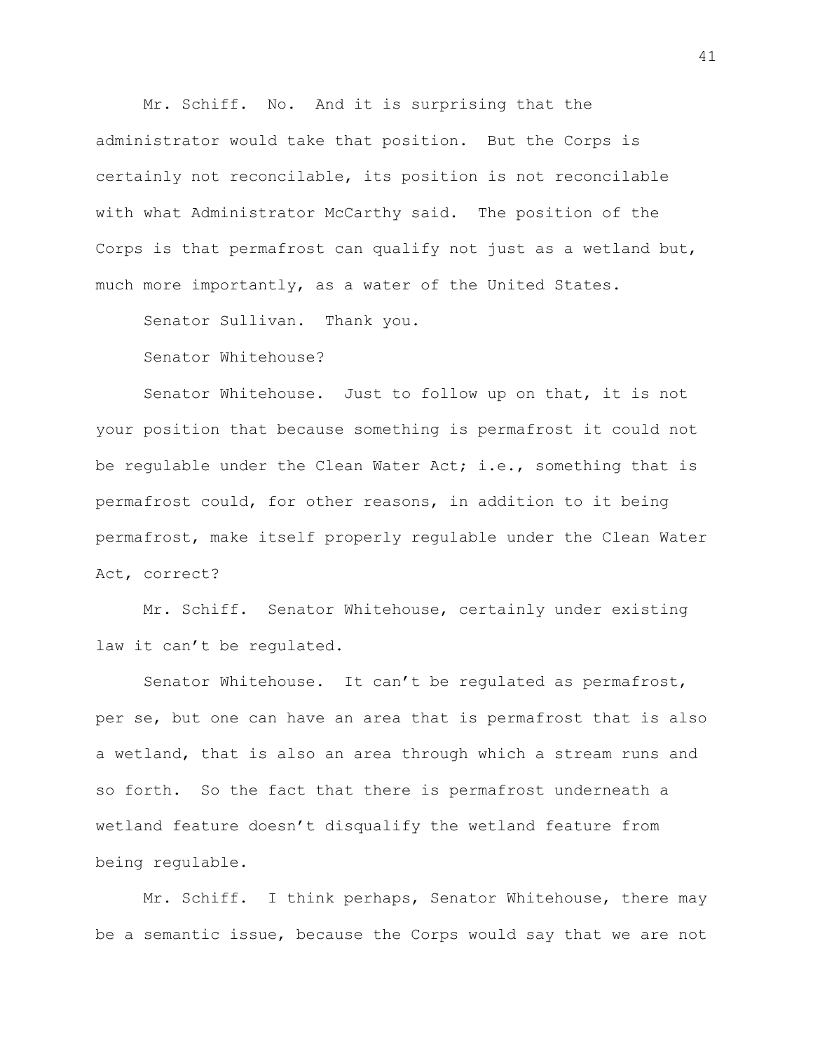Mr. Schiff. No. And it is surprising that the administrator would take that position. But the Corps is certainly not reconcilable, its position is not reconcilable with what Administrator McCarthy said. The position of the Corps is that permafrost can qualify not just as a wetland but, much more importantly, as a water of the United States.

Senator Sullivan. Thank you.

Senator Whitehouse?

Senator Whitehouse. Just to follow up on that, it is not your position that because something is permafrost it could not be regulable under the Clean Water Act; i.e., something that is permafrost could, for other reasons, in addition to it being permafrost, make itself properly regulable under the Clean Water Act, correct?

Mr. Schiff. Senator Whitehouse, certainly under existing law it can't be regulated.

Senator Whitehouse. It can't be regulated as permafrost, per se, but one can have an area that is permafrost that is also a wetland, that is also an area through which a stream runs and so forth. So the fact that there is permafrost underneath a wetland feature doesn't disqualify the wetland feature from being regulable.

Mr. Schiff. I think perhaps, Senator Whitehouse, there may be a semantic issue, because the Corps would say that we are not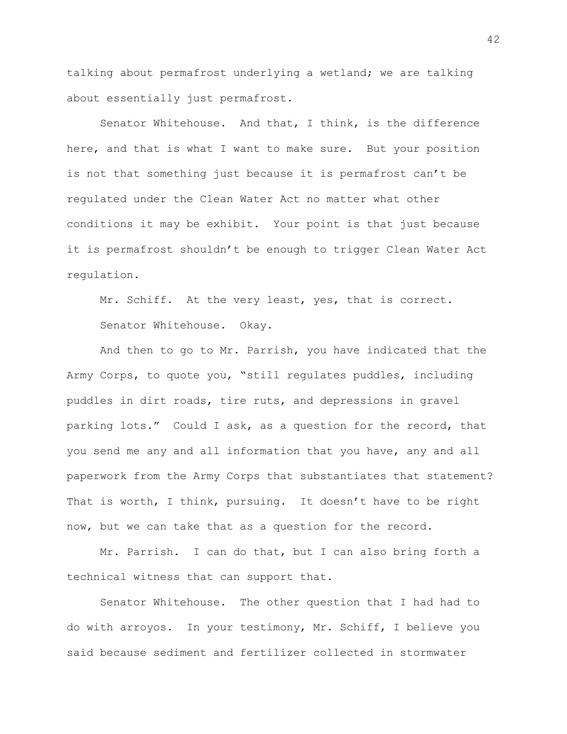talking about permafrost underlying a wetland; we are talking about essentially just permafrost.

Senator Whitehouse. And that, I think, is the difference here, and that is what I want to make sure. But your position is not that something just because it is permafrost can't be regulated under the Clean Water Act no matter what other conditions it may be exhibit. Your point is that just because it is permafrost shouldn't be enough to trigger Clean Water Act regulation.

Mr. Schiff. At the very least, yes, that is correct.

Senator Whitehouse. Okay.

And then to go to Mr. Parrish, you have indicated that the Army Corps, to quote you, "still regulates puddles, including puddles in dirt roads, tire ruts, and depressions in gravel parking lots." Could I ask, as a question for the record, that you send me any and all information that you have, any and all paperwork from the Army Corps that substantiates that statement? That is worth, I think, pursuing. It doesn't have to be right now, but we can take that as a question for the record.

Mr. Parrish. I can do that, but I can also bring forth a technical witness that can support that.

Senator Whitehouse. The other question that I had had to do with arroyos. In your testimony, Mr. Schiff, I believe you said because sediment and fertilizer collected in stormwater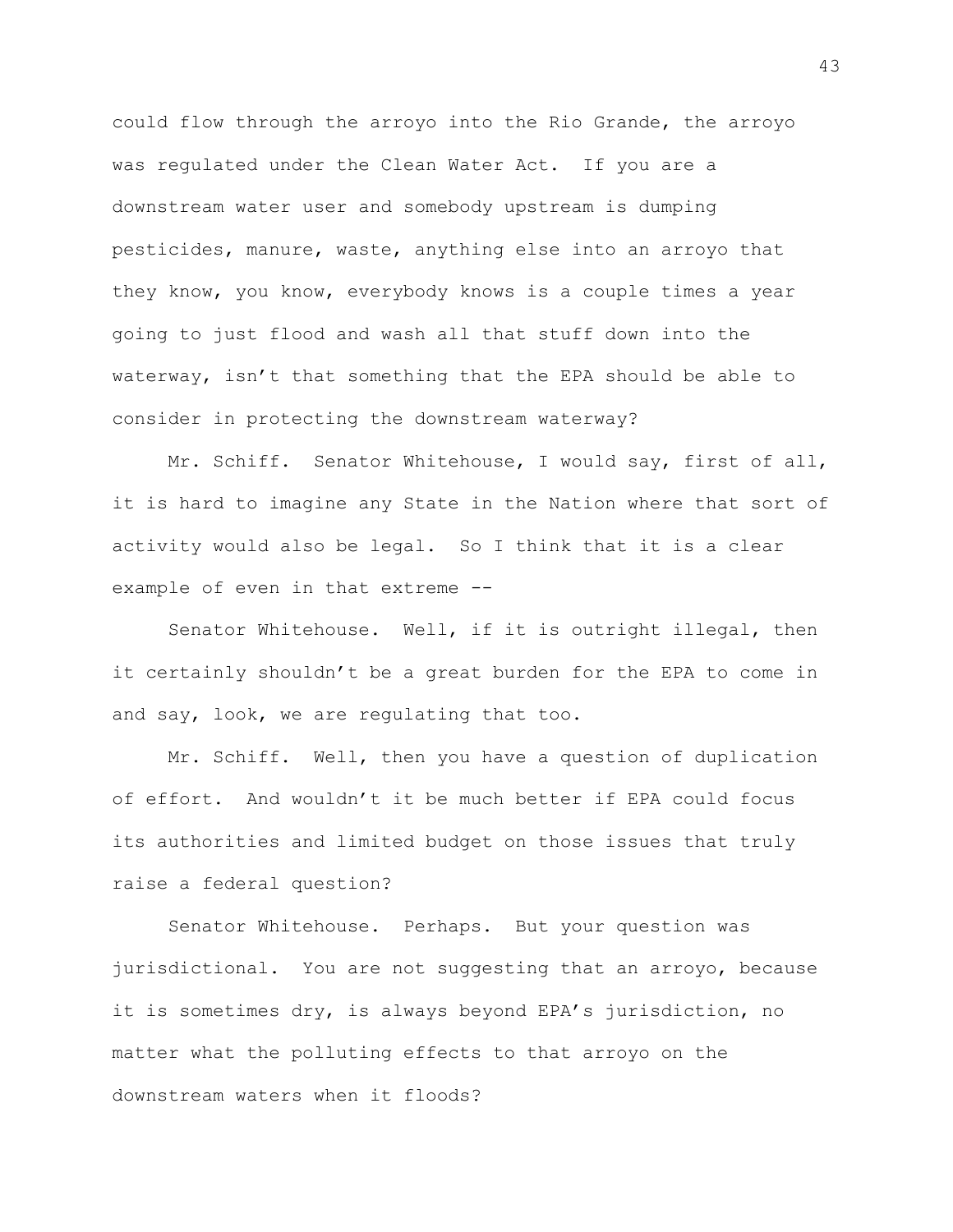could flow through the arroyo into the Rio Grande, the arroyo was regulated under the Clean Water Act. If you are a downstream water user and somebody upstream is dumping pesticides, manure, waste, anything else into an arroyo that they know, you know, everybody knows is a couple times a year going to just flood and wash all that stuff down into the waterway, isn't that something that the EPA should be able to consider in protecting the downstream waterway?

Mr. Schiff. Senator Whitehouse, I would say, first of all, it is hard to imagine any State in the Nation where that sort of activity would also be legal. So I think that it is a clear example of even in that extreme --

Senator Whitehouse. Well, if it is outright illegal, then it certainly shouldn't be a great burden for the EPA to come in and say, look, we are regulating that too.

Mr. Schiff. Well, then you have a question of duplication of effort. And wouldn't it be much better if EPA could focus its authorities and limited budget on those issues that truly raise a federal question?

Senator Whitehouse. Perhaps. But your question was jurisdictional. You are not suggesting that an arroyo, because it is sometimes dry, is always beyond EPA's jurisdiction, no matter what the polluting effects to that arroyo on the downstream waters when it floods?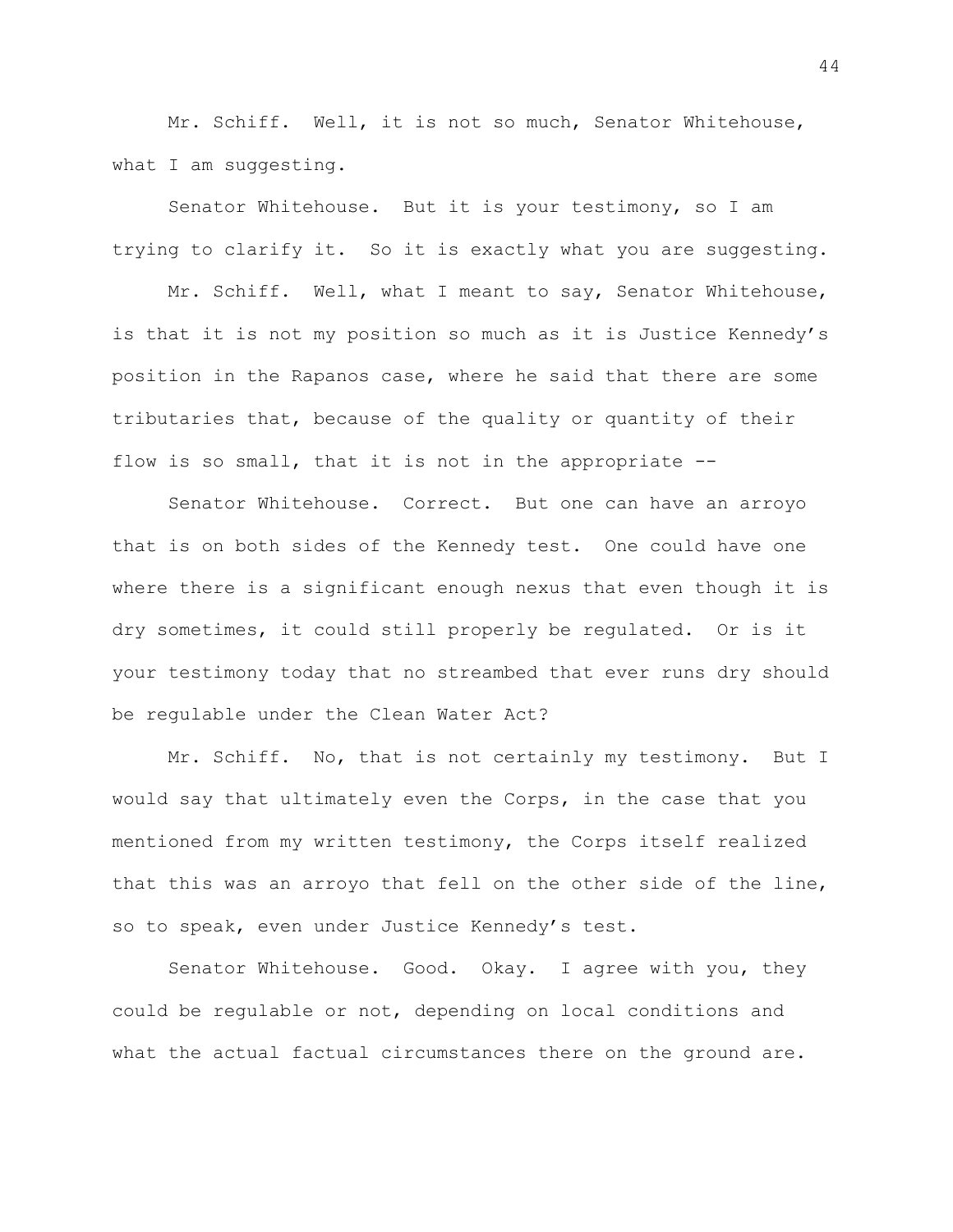Mr. Schiff. Well, it is not so much, Senator Whitehouse, what I am suggesting.

Senator Whitehouse. But it is your testimony, so I am trying to clarify it. So it is exactly what you are suggesting.

Mr. Schiff. Well, what I meant to say, Senator Whitehouse, is that it is not my position so much as it is Justice Kennedy's position in the Rapanos case, where he said that there are some tributaries that, because of the quality or quantity of their flow is so small, that it is not in the appropriate --

Senator Whitehouse. Correct. But one can have an arroyo that is on both sides of the Kennedy test. One could have one where there is a significant enough nexus that even though it is dry sometimes, it could still properly be regulated. Or is it your testimony today that no streambed that ever runs dry should be regulable under the Clean Water Act?

Mr. Schiff. No, that is not certainly my testimony. But I would say that ultimately even the Corps, in the case that you mentioned from my written testimony, the Corps itself realized that this was an arroyo that fell on the other side of the line, so to speak, even under Justice Kennedy's test.

Senator Whitehouse. Good. Okay. I agree with you, they could be regulable or not, depending on local conditions and what the actual factual circumstances there on the ground are.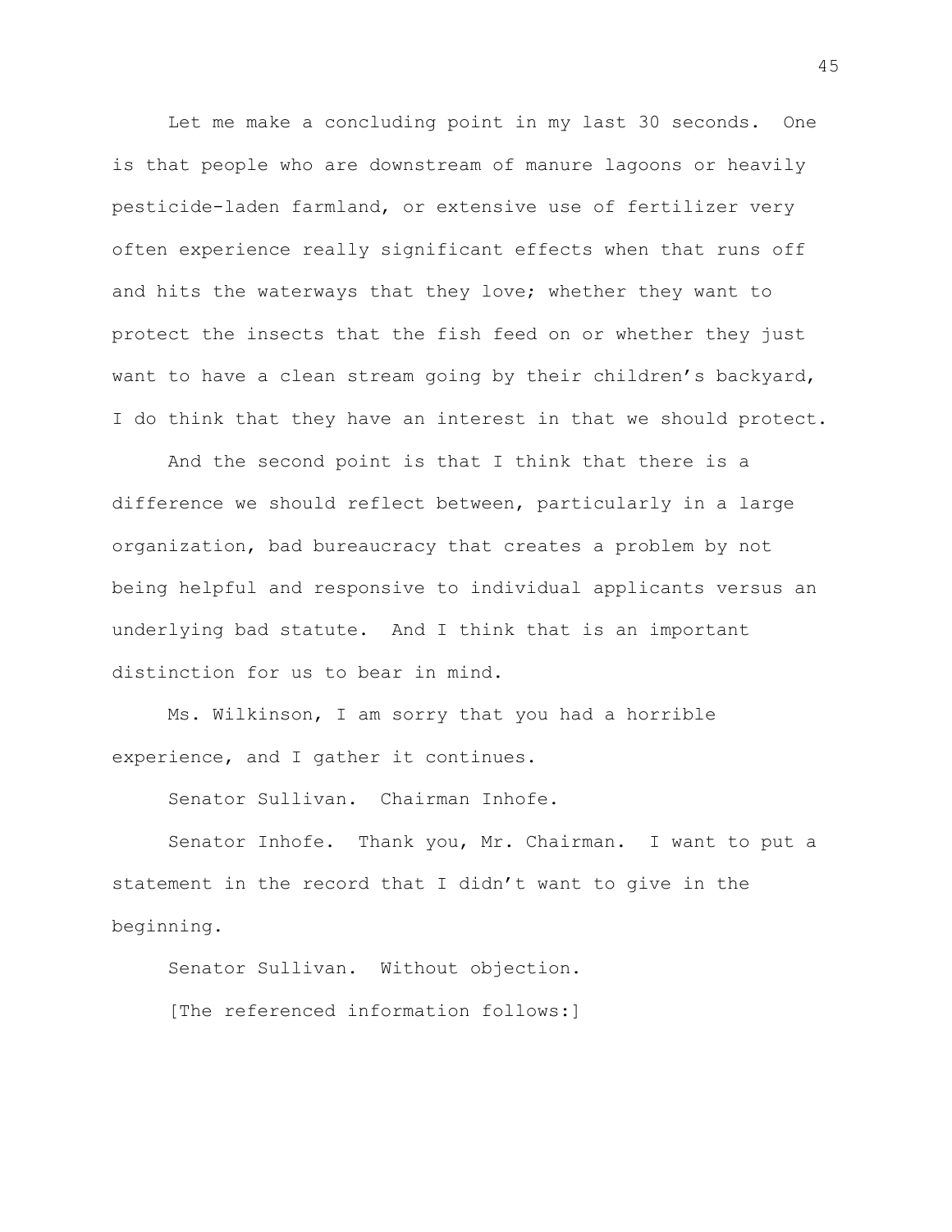Let me make a concluding point in my last 30 seconds. One is that people who are downstream of manure lagoons or heavily pesticide-laden farmland, or extensive use of fertilizer very often experience really significant effects when that runs off and hits the waterways that they love; whether they want to protect the insects that the fish feed on or whether they just want to have a clean stream going by their children's backyard, I do think that they have an interest in that we should protect.

And the second point is that I think that there is a difference we should reflect between, particularly in a large organization, bad bureaucracy that creates a problem by not being helpful and responsive to individual applicants versus an underlying bad statute. And I think that is an important distinction for us to bear in mind.

Ms. Wilkinson, I am sorry that you had a horrible experience, and I gather it continues.

Senator Sullivan. Chairman Inhofe.

Senator Inhofe. Thank you, Mr. Chairman. I want to put a statement in the record that I didn't want to give in the beginning.

Senator Sullivan. Without objection.

[The referenced information follows:]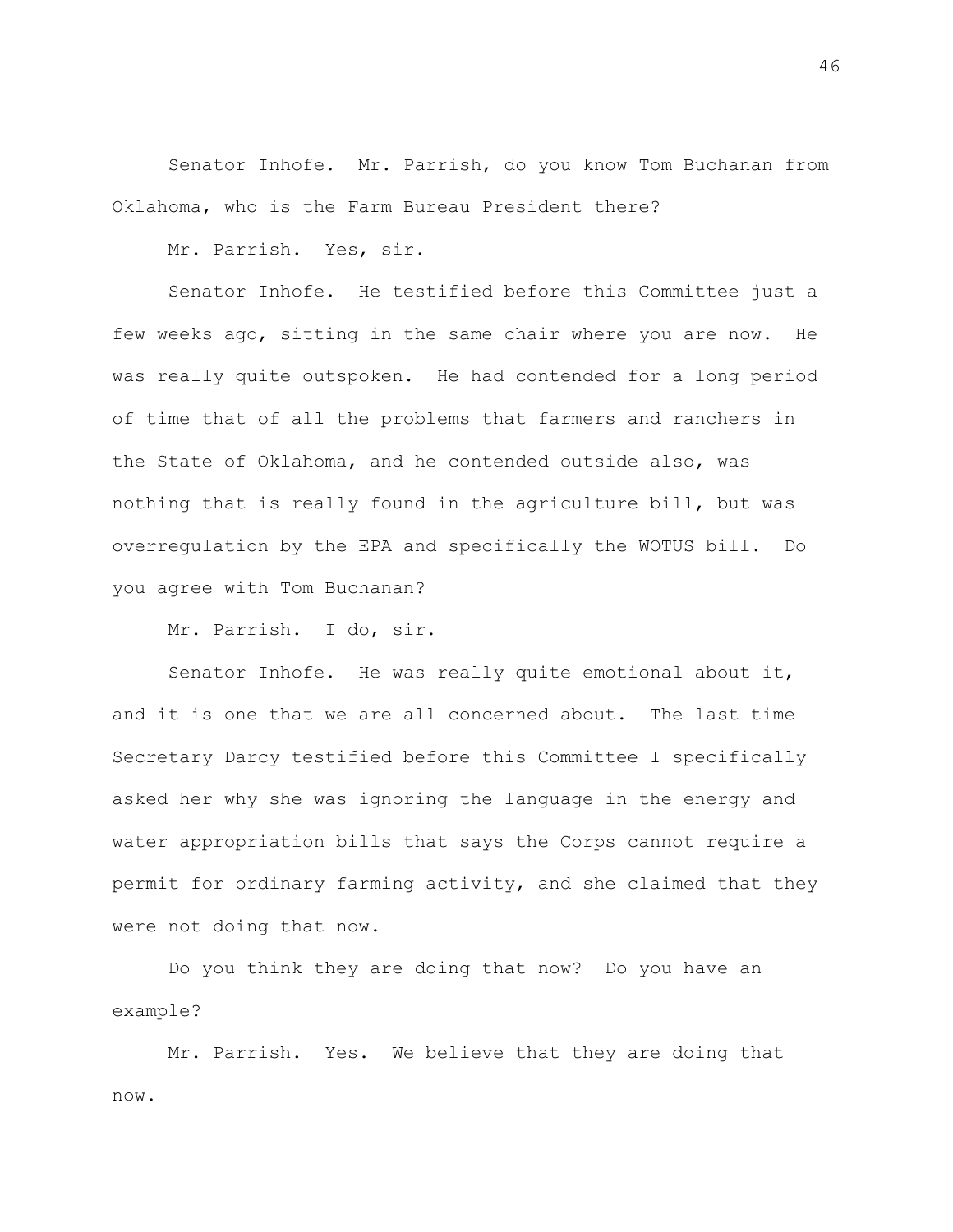Senator Inhofe. Mr. Parrish, do you know Tom Buchanan from Oklahoma, who is the Farm Bureau President there?

Mr. Parrish. Yes, sir.

Senator Inhofe. He testified before this Committee just a few weeks ago, sitting in the same chair where you are now. He was really quite outspoken. He had contended for a long period of time that of all the problems that farmers and ranchers in the State of Oklahoma, and he contended outside also, was nothing that is really found in the agriculture bill, but was overregulation by the EPA and specifically the WOTUS bill. Do you agree with Tom Buchanan?

Mr. Parrish. I do, sir.

Senator Inhofe. He was really quite emotional about it, and it is one that we are all concerned about. The last time Secretary Darcy testified before this Committee I specifically asked her why she was ignoring the language in the energy and water appropriation bills that says the Corps cannot require a permit for ordinary farming activity, and she claimed that they were not doing that now.

Do you think they are doing that now? Do you have an example?

Mr. Parrish. Yes. We believe that they are doing that now.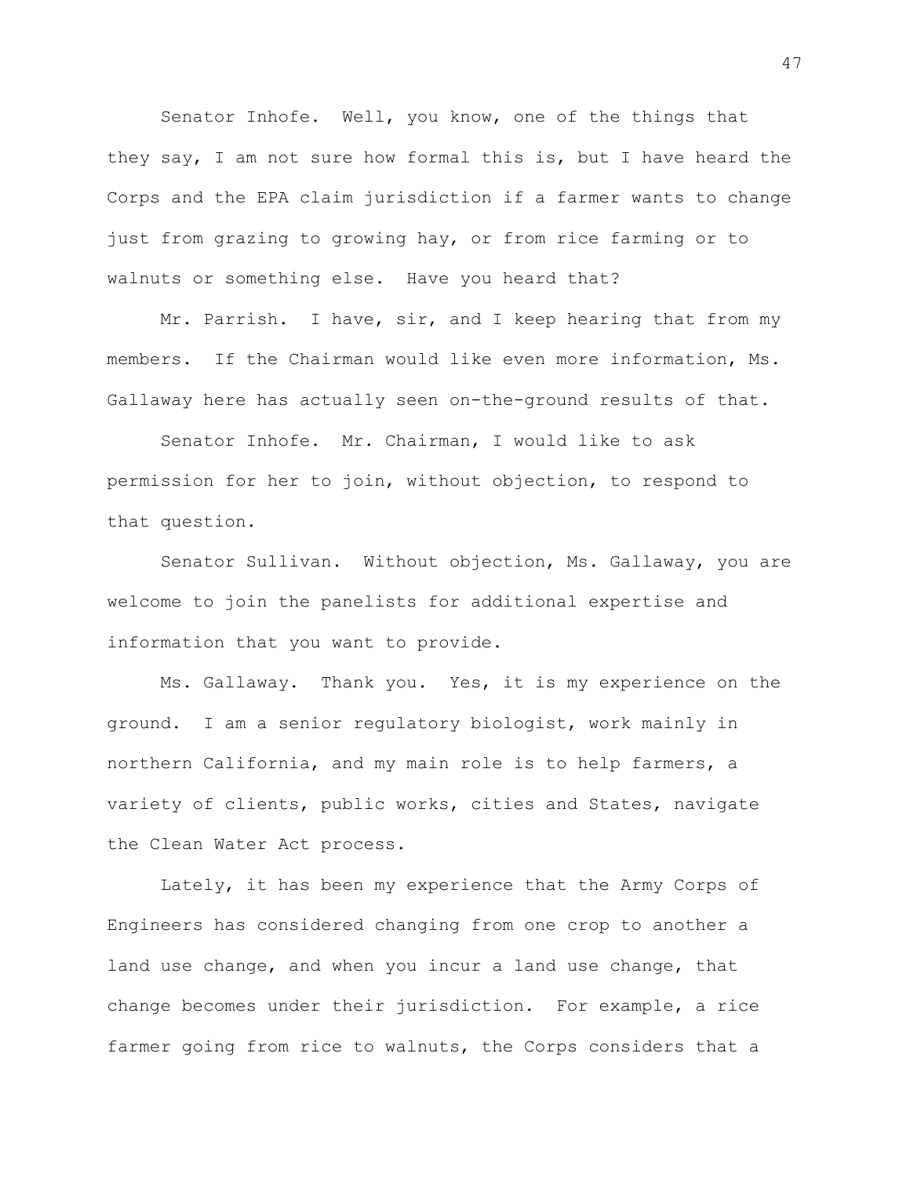Senator Inhofe. Well, you know, one of the things that they say, I am not sure how formal this is, but I have heard the Corps and the EPA claim jurisdiction if a farmer wants to change just from grazing to growing hay, or from rice farming or to walnuts or something else. Have you heard that?

Mr. Parrish. I have, sir, and I keep hearing that from my members. If the Chairman would like even more information, Ms. Gallaway here has actually seen on-the-ground results of that.

Senator Inhofe. Mr. Chairman, I would like to ask permission for her to join, without objection, to respond to that question.

Senator Sullivan. Without objection, Ms. Gallaway, you are welcome to join the panelists for additional expertise and information that you want to provide.

Ms. Gallaway. Thank you. Yes, it is my experience on the ground. I am a senior regulatory biologist, work mainly in northern California, and my main role is to help farmers, a variety of clients, public works, cities and States, navigate the Clean Water Act process.

Lately, it has been my experience that the Army Corps of Engineers has considered changing from one crop to another a land use change, and when you incur a land use change, that change becomes under their jurisdiction. For example, a rice farmer going from rice to walnuts, the Corps considers that a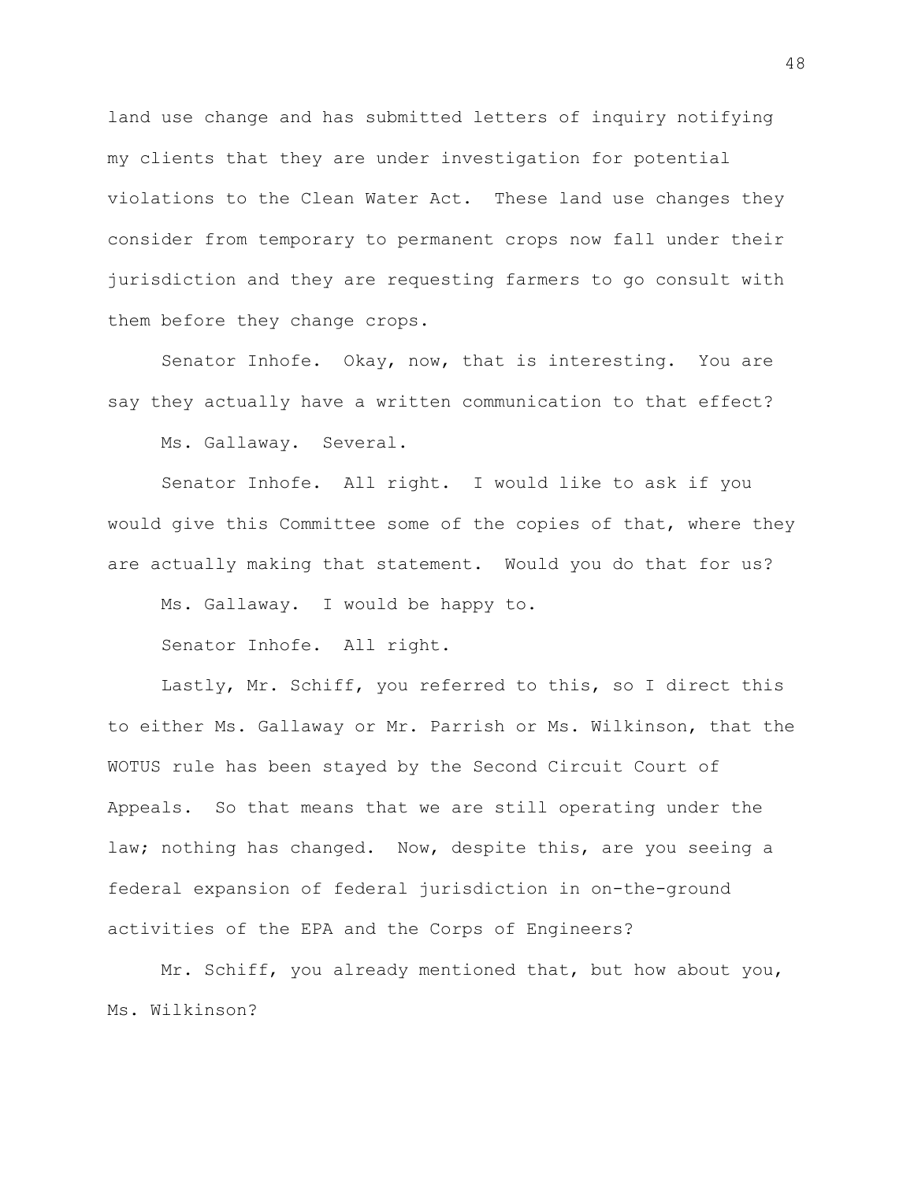land use change and has submitted letters of inquiry notifying my clients that they are under investigation for potential violations to the Clean Water Act. These land use changes they consider from temporary to permanent crops now fall under their jurisdiction and they are requesting farmers to go consult with them before they change crops.

Senator Inhofe. Okay, now, that is interesting. You are say they actually have a written communication to that effect?

Ms. Gallaway. Several.

Senator Inhofe. All right. I would like to ask if you would give this Committee some of the copies of that, where they are actually making that statement. Would you do that for us?

Ms. Gallaway. I would be happy to.

Senator Inhofe. All right.

Lastly, Mr. Schiff, you referred to this, so I direct this to either Ms. Gallaway or Mr. Parrish or Ms. Wilkinson, that the WOTUS rule has been stayed by the Second Circuit Court of Appeals. So that means that we are still operating under the law; nothing has changed. Now, despite this, are you seeing a federal expansion of federal jurisdiction in on-the-ground activities of the EPA and the Corps of Engineers?

Mr. Schiff, you already mentioned that, but how about you, Ms. Wilkinson?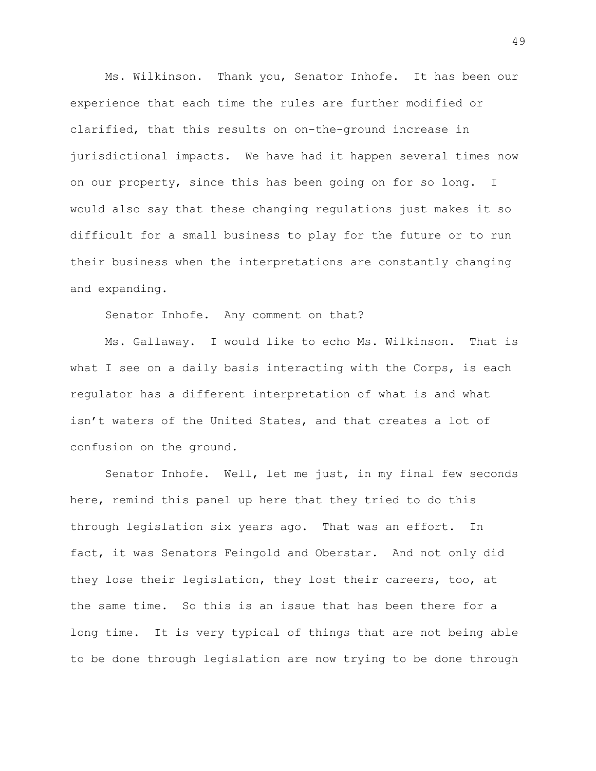Ms. Wilkinson. Thank you, Senator Inhofe. It has been our experience that each time the rules are further modified or clarified, that this results on on-the-ground increase in jurisdictional impacts. We have had it happen several times now on our property, since this has been going on for so long. I would also say that these changing regulations just makes it so difficult for a small business to play for the future or to run their business when the interpretations are constantly changing and expanding.

Senator Inhofe. Any comment on that?

Ms. Gallaway. I would like to echo Ms. Wilkinson. That is what I see on a daily basis interacting with the Corps, is each regulator has a different interpretation of what is and what isn't waters of the United States, and that creates a lot of confusion on the ground.

Senator Inhofe. Well, let me just, in my final few seconds here, remind this panel up here that they tried to do this through legislation six years ago. That was an effort. In fact, it was Senators Feingold and Oberstar. And not only did they lose their legislation, they lost their careers, too, at the same time. So this is an issue that has been there for a long time. It is very typical of things that are not being able to be done through legislation are now trying to be done through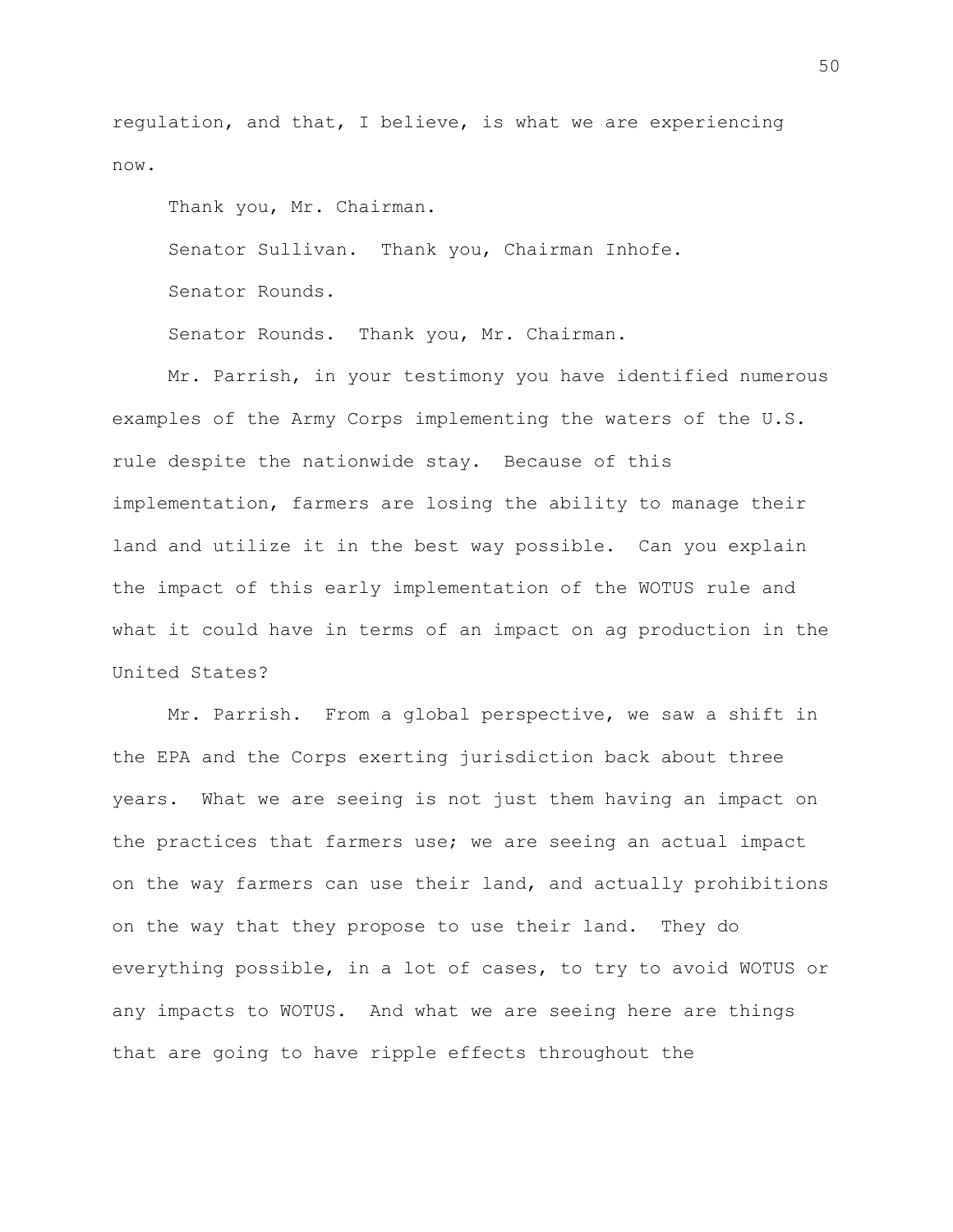regulation, and that, I believe, is what we are experiencing now.

Thank you, Mr. Chairman.

Senator Sullivan. Thank you, Chairman Inhofe.

Senator Rounds.

Senator Rounds. Thank you, Mr. Chairman.

Mr. Parrish, in your testimony you have identified numerous examples of the Army Corps implementing the waters of the U.S. rule despite the nationwide stay. Because of this implementation, farmers are losing the ability to manage their land and utilize it in the best way possible. Can you explain the impact of this early implementation of the WOTUS rule and what it could have in terms of an impact on ag production in the United States?

Mr. Parrish. From a global perspective, we saw a shift in the EPA and the Corps exerting jurisdiction back about three years. What we are seeing is not just them having an impact on the practices that farmers use; we are seeing an actual impact on the way farmers can use their land, and actually prohibitions on the way that they propose to use their land. They do everything possible, in a lot of cases, to try to avoid WOTUS or any impacts to WOTUS. And what we are seeing here are things that are going to have ripple effects throughout the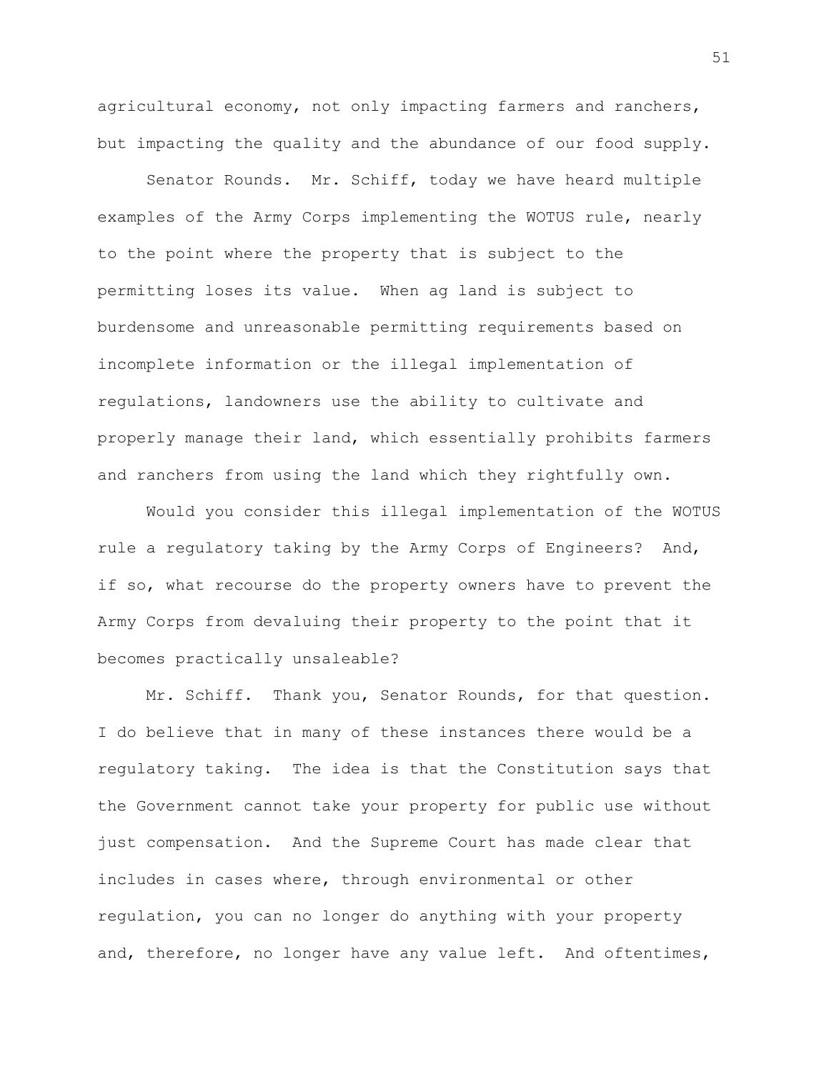agricultural economy, not only impacting farmers and ranchers, but impacting the quality and the abundance of our food supply.

Senator Rounds. Mr. Schiff, today we have heard multiple examples of the Army Corps implementing the WOTUS rule, nearly to the point where the property that is subject to the permitting loses its value. When ag land is subject to burdensome and unreasonable permitting requirements based on incomplete information or the illegal implementation of regulations, landowners use the ability to cultivate and properly manage their land, which essentially prohibits farmers and ranchers from using the land which they rightfully own.

Would you consider this illegal implementation of the WOTUS rule a regulatory taking by the Army Corps of Engineers? And, if so, what recourse do the property owners have to prevent the Army Corps from devaluing their property to the point that it becomes practically unsaleable?

Mr. Schiff. Thank you, Senator Rounds, for that question. I do believe that in many of these instances there would be a regulatory taking. The idea is that the Constitution says that the Government cannot take your property for public use without just compensation. And the Supreme Court has made clear that includes in cases where, through environmental or other regulation, you can no longer do anything with your property and, therefore, no longer have any value left. And oftentimes,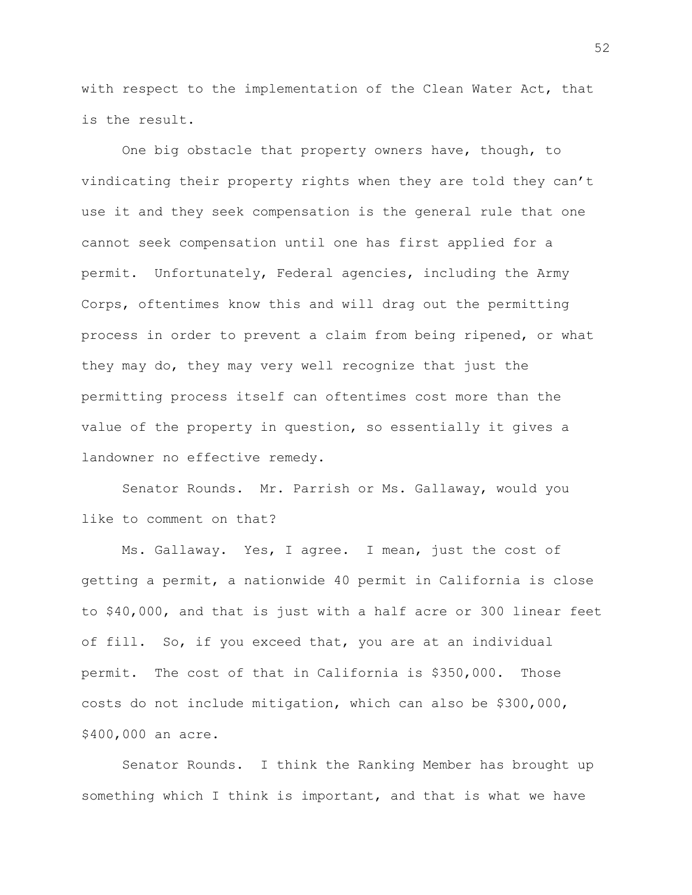with respect to the implementation of the Clean Water Act, that is the result.

One big obstacle that property owners have, though, to vindicating their property rights when they are told they can't use it and they seek compensation is the general rule that one cannot seek compensation until one has first applied for a permit. Unfortunately, Federal agencies, including the Army Corps, oftentimes know this and will drag out the permitting process in order to prevent a claim from being ripened, or what they may do, they may very well recognize that just the permitting process itself can oftentimes cost more than the value of the property in question, so essentially it gives a landowner no effective remedy.

Senator Rounds. Mr. Parrish or Ms. Gallaway, would you like to comment on that?

Ms. Gallaway. Yes, I agree. I mean, just the cost of getting a permit, a nationwide 40 permit in California is close to $40,000, and that is just with a half acre or 300 linear feet of fill. So, if you exceed that, you are at an individual permit. The cost of that in California is $350,000. Those costs do not include mitigation, which can also be $300,000, $400,000 an acre.

Senator Rounds. I think the Ranking Member has brought up something which I think is important, and that is what we have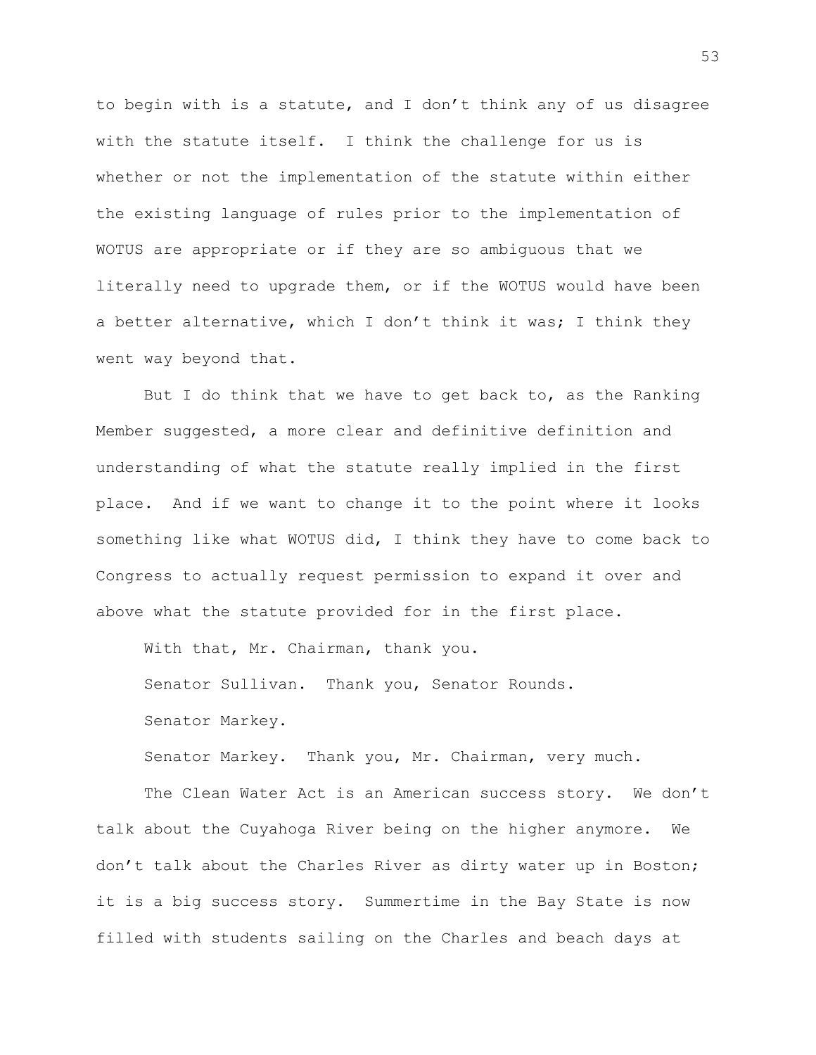to begin with is a statute, and I don't think any of us disagree with the statute itself. I think the challenge for us is whether or not the implementation of the statute within either the existing language of rules prior to the implementation of WOTUS are appropriate or if they are so ambiguous that we literally need to upgrade them, or if the WOTUS would have been a better alternative, which I don't think it was; I think they went way beyond that.

But I do think that we have to get back to, as the Ranking Member suggested, a more clear and definitive definition and understanding of what the statute really implied in the first place. And if we want to change it to the point where it looks something like what WOTUS did, I think they have to come back to Congress to actually request permission to expand it over and above what the statute provided for in the first place.

With that, Mr. Chairman, thank you.

Senator Sullivan. Thank you, Senator Rounds.

Senator Markey.

Senator Markey. Thank you, Mr. Chairman, very much.

The Clean Water Act is an American success story. We don't talk about the Cuyahoga River being on the higher anymore. We don't talk about the Charles River as dirty water up in Boston; it is a big success story. Summertime in the Bay State is now filled with students sailing on the Charles and beach days at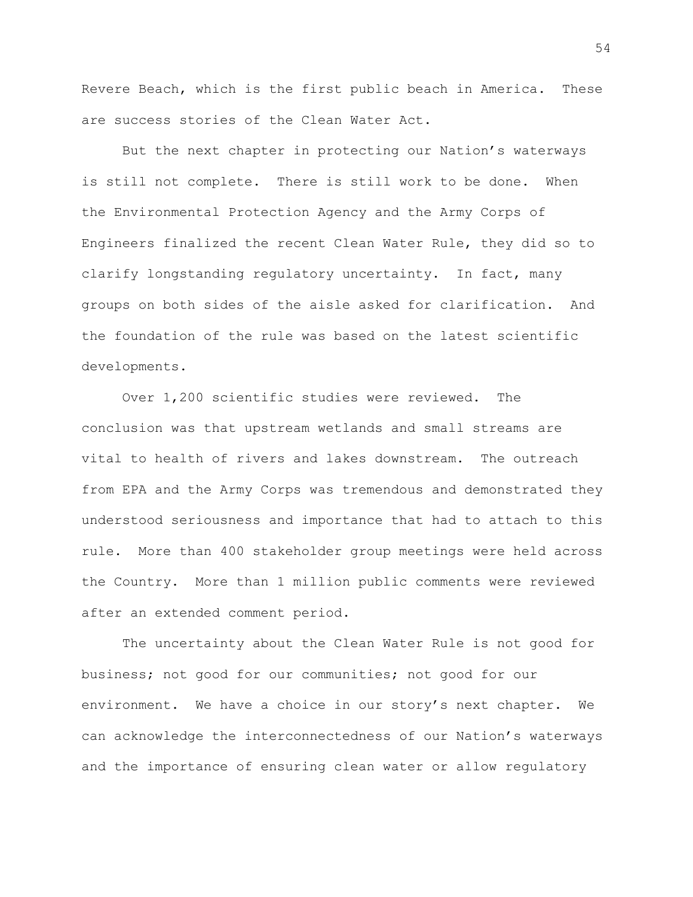Revere Beach, which is the first public beach in America. These are success stories of the Clean Water Act.

But the next chapter in protecting our Nation's waterways is still not complete. There is still work to be done. When the Environmental Protection Agency and the Army Corps of Engineers finalized the recent Clean Water Rule, they did so to clarify longstanding regulatory uncertainty. In fact, many groups on both sides of the aisle asked for clarification. And the foundation of the rule was based on the latest scientific developments.

Over 1,200 scientific studies were reviewed. The conclusion was that upstream wetlands and small streams are vital to health of rivers and lakes downstream. The outreach from EPA and the Army Corps was tremendous and demonstrated they understood seriousness and importance that had to attach to this rule. More than 400 stakeholder group meetings were held across the Country. More than 1 million public comments were reviewed after an extended comment period.

The uncertainty about the Clean Water Rule is not good for business; not good for our communities; not good for our environment. We have a choice in our story's next chapter. We can acknowledge the interconnectedness of our Nation's waterways and the importance of ensuring clean water or allow regulatory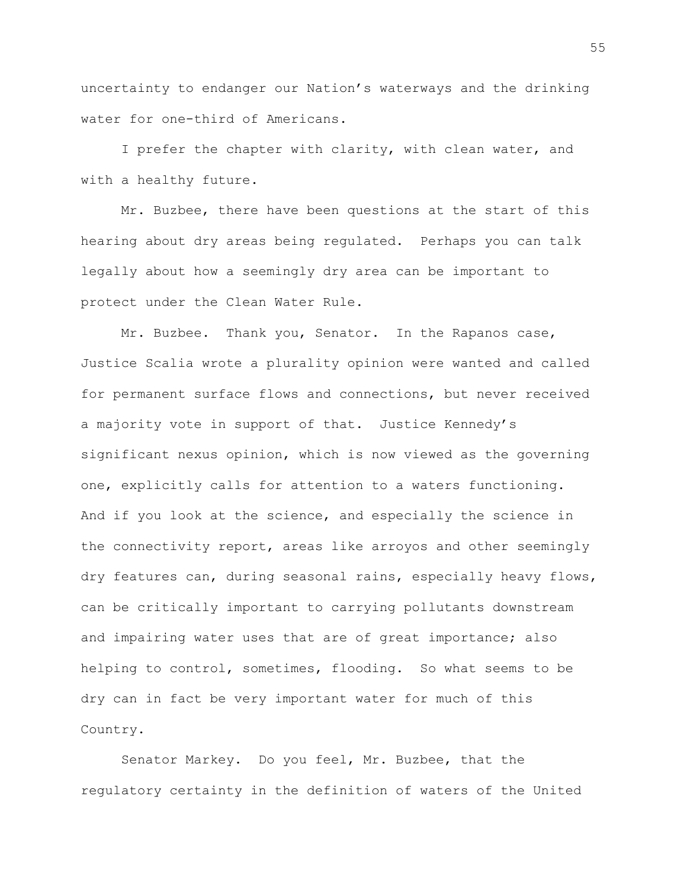uncertainty to endanger our Nation's waterways and the drinking water for one-third of Americans.

I prefer the chapter with clarity, with clean water, and with a healthy future.

Mr. Buzbee, there have been questions at the start of this hearing about dry areas being regulated. Perhaps you can talk legally about how a seemingly dry area can be important to protect under the Clean Water Rule.

Mr. Buzbee. Thank you, Senator. In the Rapanos case, Justice Scalia wrote a plurality opinion were wanted and called for permanent surface flows and connections, but never received a majority vote in support of that. Justice Kennedy's significant nexus opinion, which is now viewed as the governing one, explicitly calls for attention to a waters functioning. And if you look at the science, and especially the science in the connectivity report, areas like arroyos and other seemingly dry features can, during seasonal rains, especially heavy flows, can be critically important to carrying pollutants downstream and impairing water uses that are of great importance; also helping to control, sometimes, flooding. So what seems to be dry can in fact be very important water for much of this Country.

Senator Markey. Do you feel, Mr. Buzbee, that the regulatory certainty in the definition of waters of the United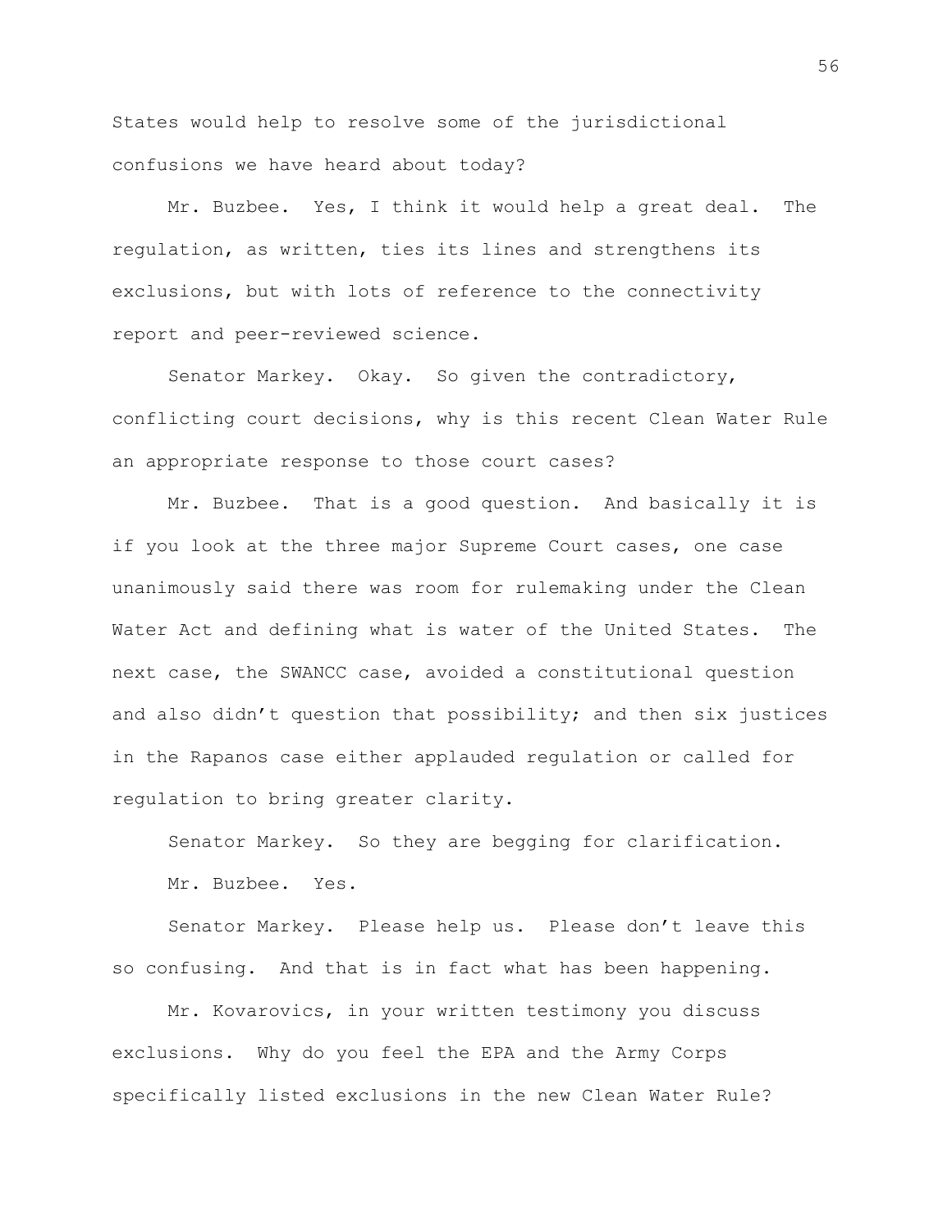States would help to resolve some of the jurisdictional confusions we have heard about today?

Mr. Buzbee. Yes, I think it would help a great deal. The regulation, as written, ties its lines and strengthens its exclusions, but with lots of reference to the connectivity report and peer-reviewed science.

Senator Markey. Okay. So given the contradictory, conflicting court decisions, why is this recent Clean Water Rule an appropriate response to those court cases?

Mr. Buzbee. That is a good question. And basically it is if you look at the three major Supreme Court cases, one case unanimously said there was room for rulemaking under the Clean Water Act and defining what is water of the United States. The next case, the SWANCC case, avoided a constitutional question and also didn't question that possibility; and then six justices in the Rapanos case either applauded regulation or called for regulation to bring greater clarity.

Senator Markey. So they are begging for clarification.

Mr. Buzbee. Yes.

Senator Markey. Please help us. Please don't leave this so confusing. And that is in fact what has been happening.

Mr. Kovarovics, in your written testimony you discuss exclusions. Why do you feel the EPA and the Army Corps specifically listed exclusions in the new Clean Water Rule?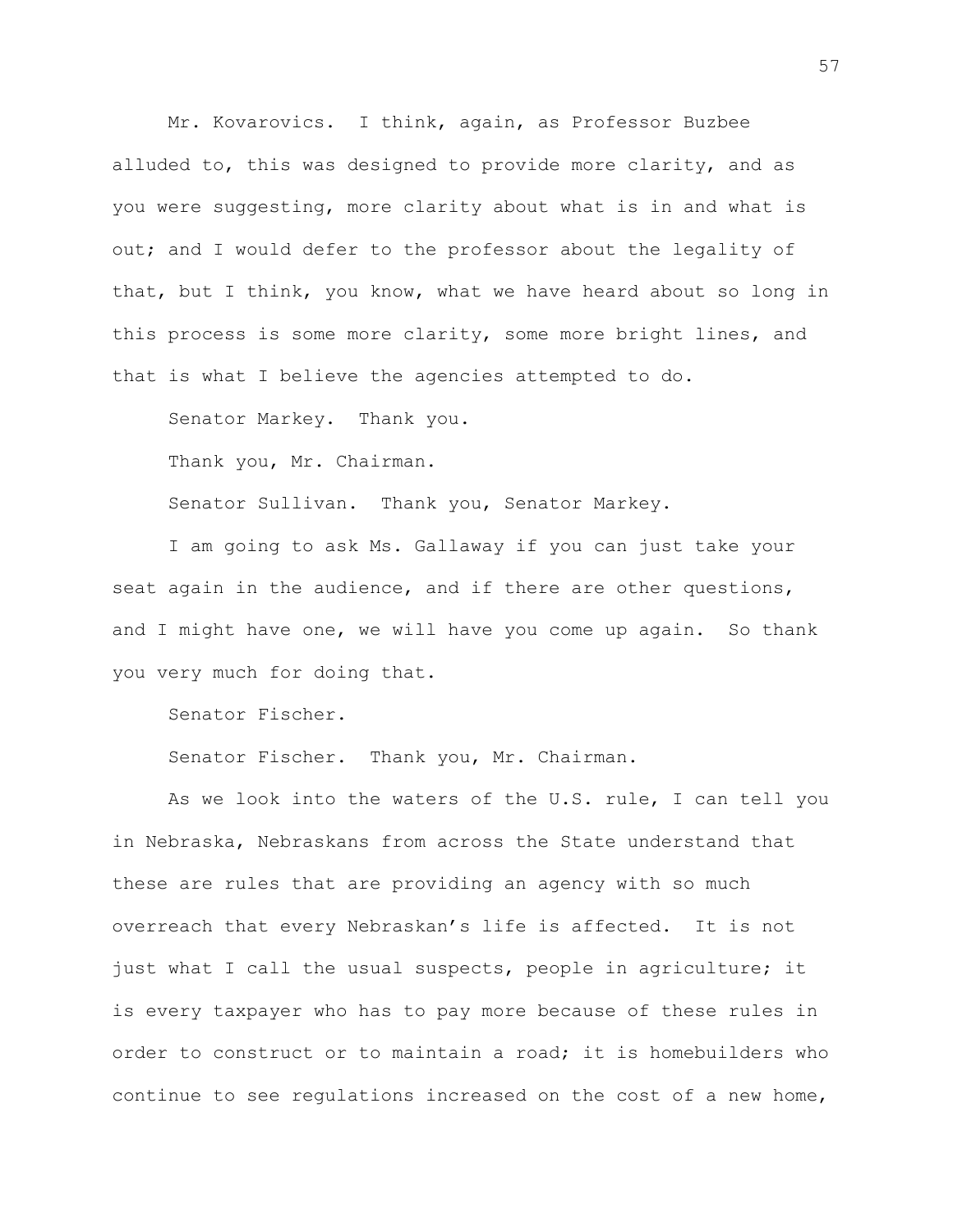Mr. Kovarovics. I think, again, as Professor Buzbee alluded to, this was designed to provide more clarity, and as you were suggesting, more clarity about what is in and what is out; and I would defer to the professor about the legality of that, but I think, you know, what we have heard about so long in this process is some more clarity, some more bright lines, and that is what I believe the agencies attempted to do.

Senator Markey. Thank you.

Thank you, Mr. Chairman.

Senator Sullivan. Thank you, Senator Markey.

I am going to ask Ms. Gallaway if you can just take your seat again in the audience, and if there are other questions, and I might have one, we will have you come up again. So thank you very much for doing that.

Senator Fischer.

Senator Fischer. Thank you, Mr. Chairman.

As we look into the waters of the U.S. rule, I can tell you in Nebraska, Nebraskans from across the State understand that these are rules that are providing an agency with so much overreach that every Nebraskan's life is affected. It is not just what I call the usual suspects, people in agriculture; it is every taxpayer who has to pay more because of these rules in order to construct or to maintain a road; it is homebuilders who continue to see regulations increased on the cost of a new home,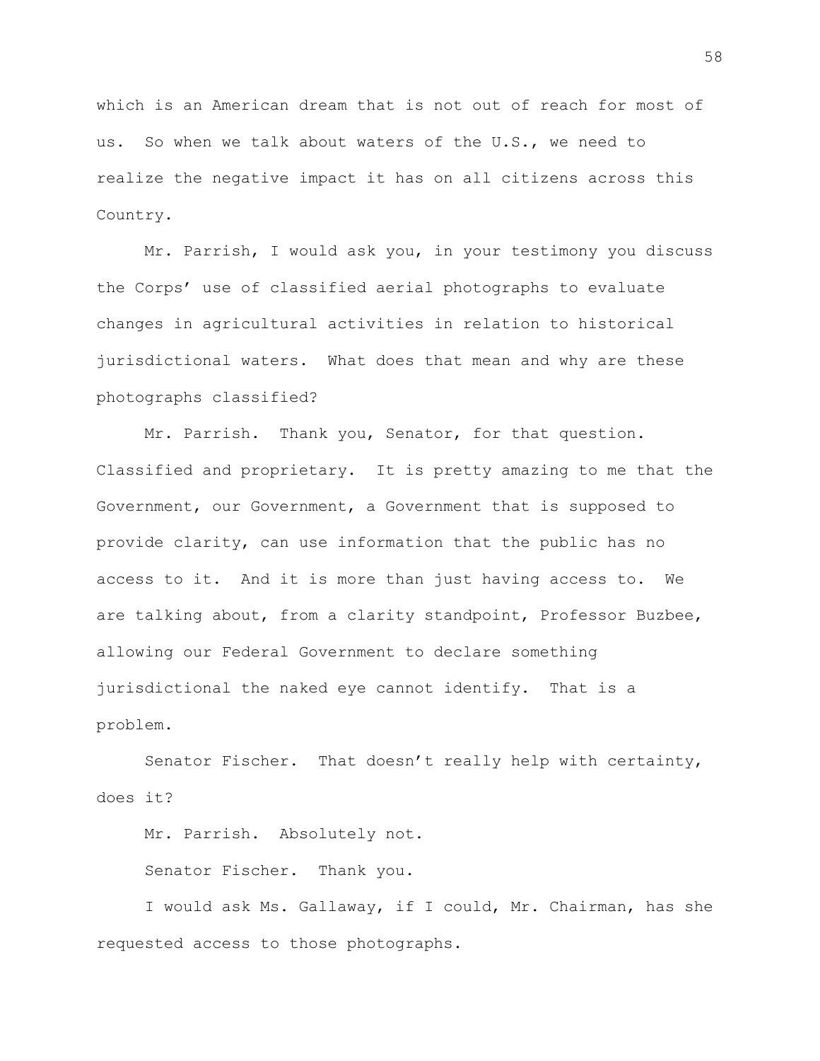which is an American dream that is not out of reach for most of us. So when we talk about waters of the U.S., we need to realize the negative impact it has on all citizens across this Country.

Mr. Parrish, I would ask you, in your testimony you discuss the Corps' use of classified aerial photographs to evaluate changes in agricultural activities in relation to historical jurisdictional waters. What does that mean and why are these photographs classified?

Mr. Parrish. Thank you, Senator, for that question. Classified and proprietary. It is pretty amazing to me that the Government, our Government, a Government that is supposed to provide clarity, can use information that the public has no access to it. And it is more than just having access to. We are talking about, from a clarity standpoint, Professor Buzbee, allowing our Federal Government to declare something jurisdictional the naked eye cannot identify. That is a problem.

Senator Fischer. That doesn't really help with certainty, does it?

Mr. Parrish. Absolutely not.

Senator Fischer. Thank you.

I would ask Ms. Gallaway, if I could, Mr. Chairman, has she requested access to those photographs.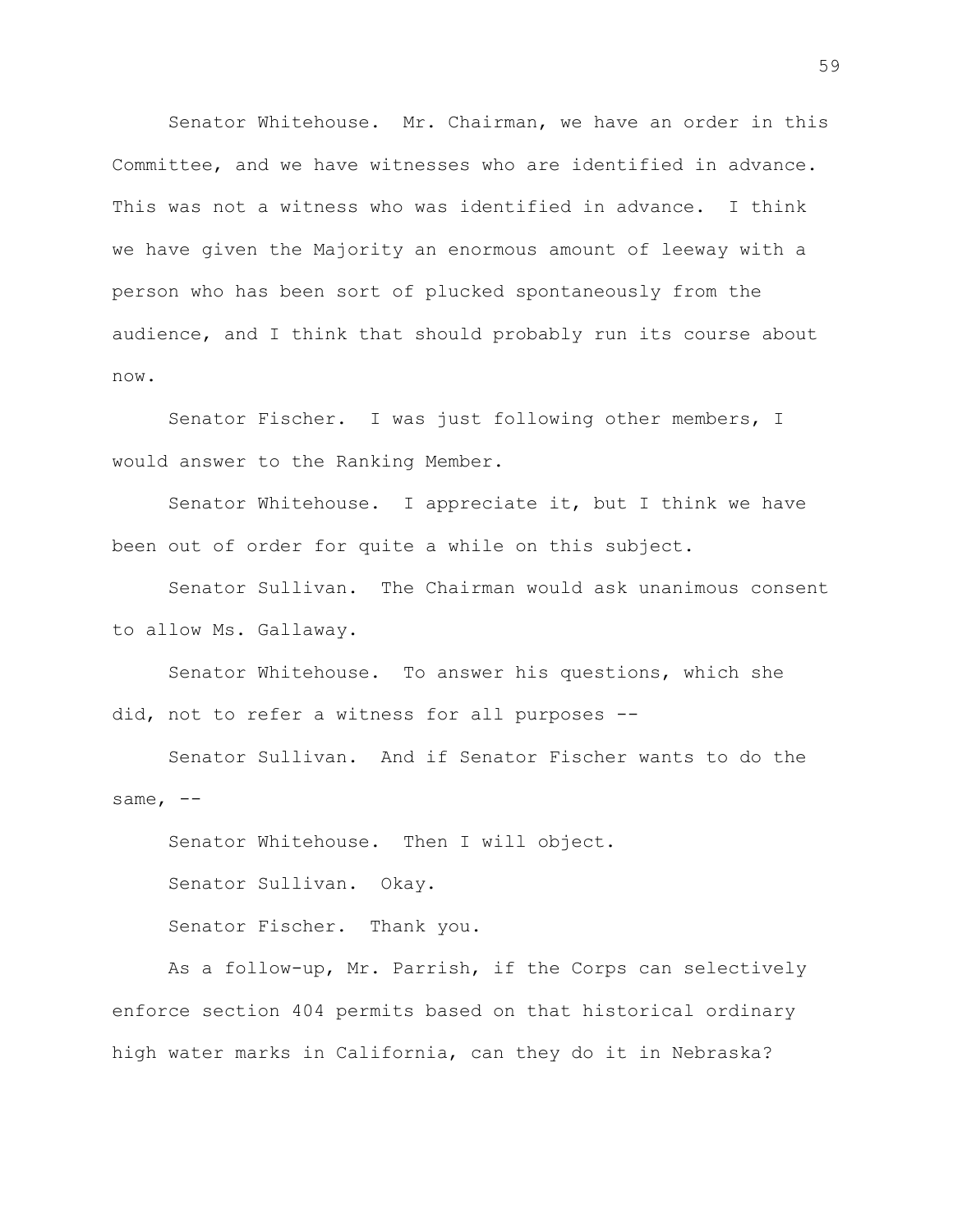Senator Whitehouse. Mr. Chairman, we have an order in this Committee, and we have witnesses who are identified in advance. This was not a witness who was identified in advance. I think we have given the Majority an enormous amount of leeway with a person who has been sort of plucked spontaneously from the audience, and I think that should probably run its course about now.

Senator Fischer. I was just following other members, I would answer to the Ranking Member.

Senator Whitehouse. I appreciate it, but I think we have been out of order for quite a while on this subject.

Senator Sullivan. The Chairman would ask unanimous consent to allow Ms. Gallaway.

Senator Whitehouse. To answer his questions, which she did, not to refer a witness for all purposes --

Senator Sullivan. And if Senator Fischer wants to do the same, --

Senator Whitehouse. Then I will object.

Senator Sullivan. Okay.

Senator Fischer. Thank you.

As a follow-up, Mr. Parrish, if the Corps can selectively enforce section 404 permits based on that historical ordinary high water marks in California, can they do it in Nebraska?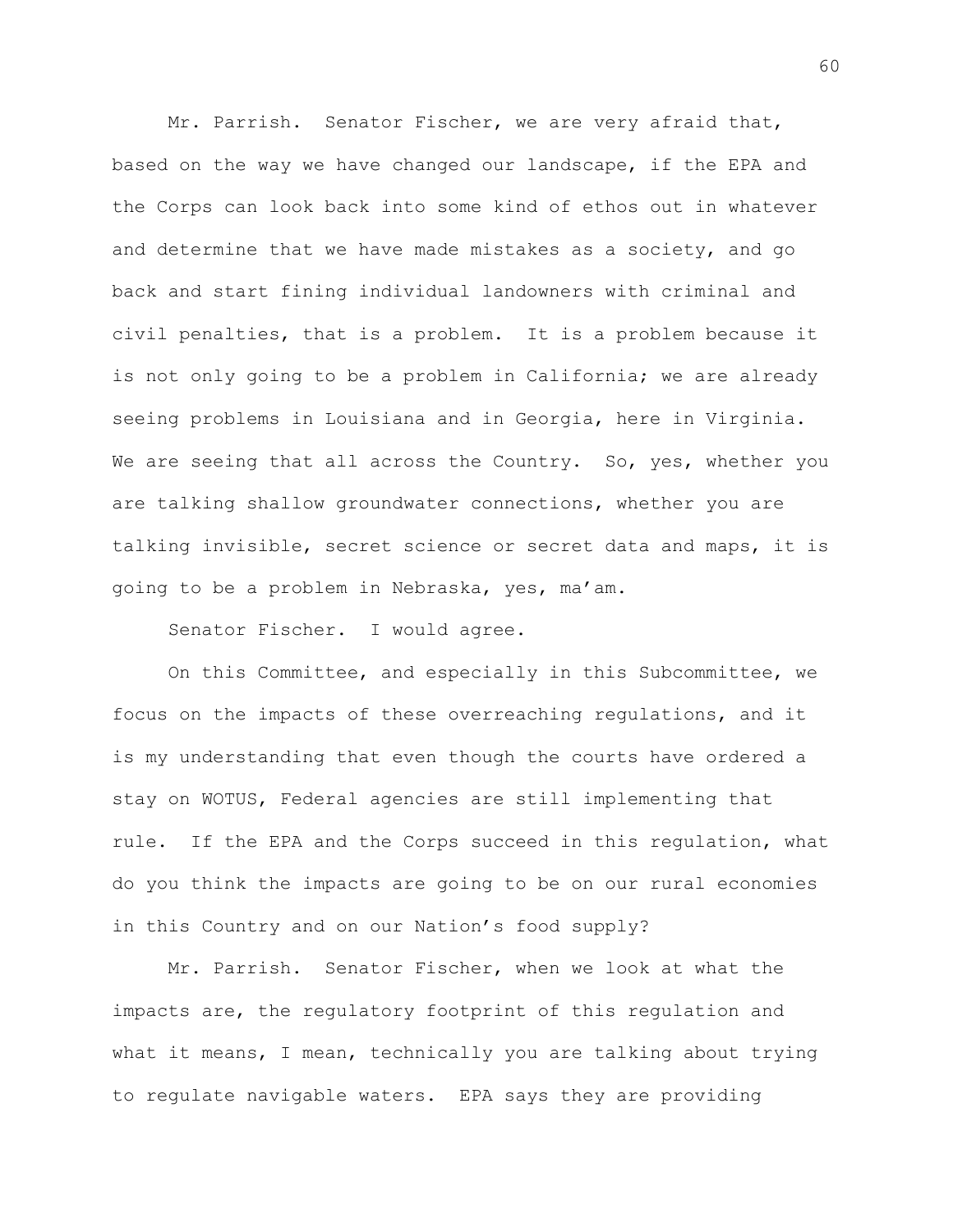Mr. Parrish. Senator Fischer, we are very afraid that, based on the way we have changed our landscape, if the EPA and the Corps can look back into some kind of ethos out in whatever and determine that we have made mistakes as a society, and go back and start fining individual landowners with criminal and civil penalties, that is a problem. It is a problem because it is not only going to be a problem in California; we are already seeing problems in Louisiana and in Georgia, here in Virginia. We are seeing that all across the Country. So, yes, whether you are talking shallow groundwater connections, whether you are talking invisible, secret science or secret data and maps, it is going to be a problem in Nebraska, yes, ma'am.

Senator Fischer. I would agree.

On this Committee, and especially in this Subcommittee, we focus on the impacts of these overreaching regulations, and it is my understanding that even though the courts have ordered a stay on WOTUS, Federal agencies are still implementing that rule. If the EPA and the Corps succeed in this regulation, what do you think the impacts are going to be on our rural economies in this Country and on our Nation's food supply?

Mr. Parrish. Senator Fischer, when we look at what the impacts are, the regulatory footprint of this regulation and what it means, I mean, technically you are talking about trying to regulate navigable waters. EPA says they are providing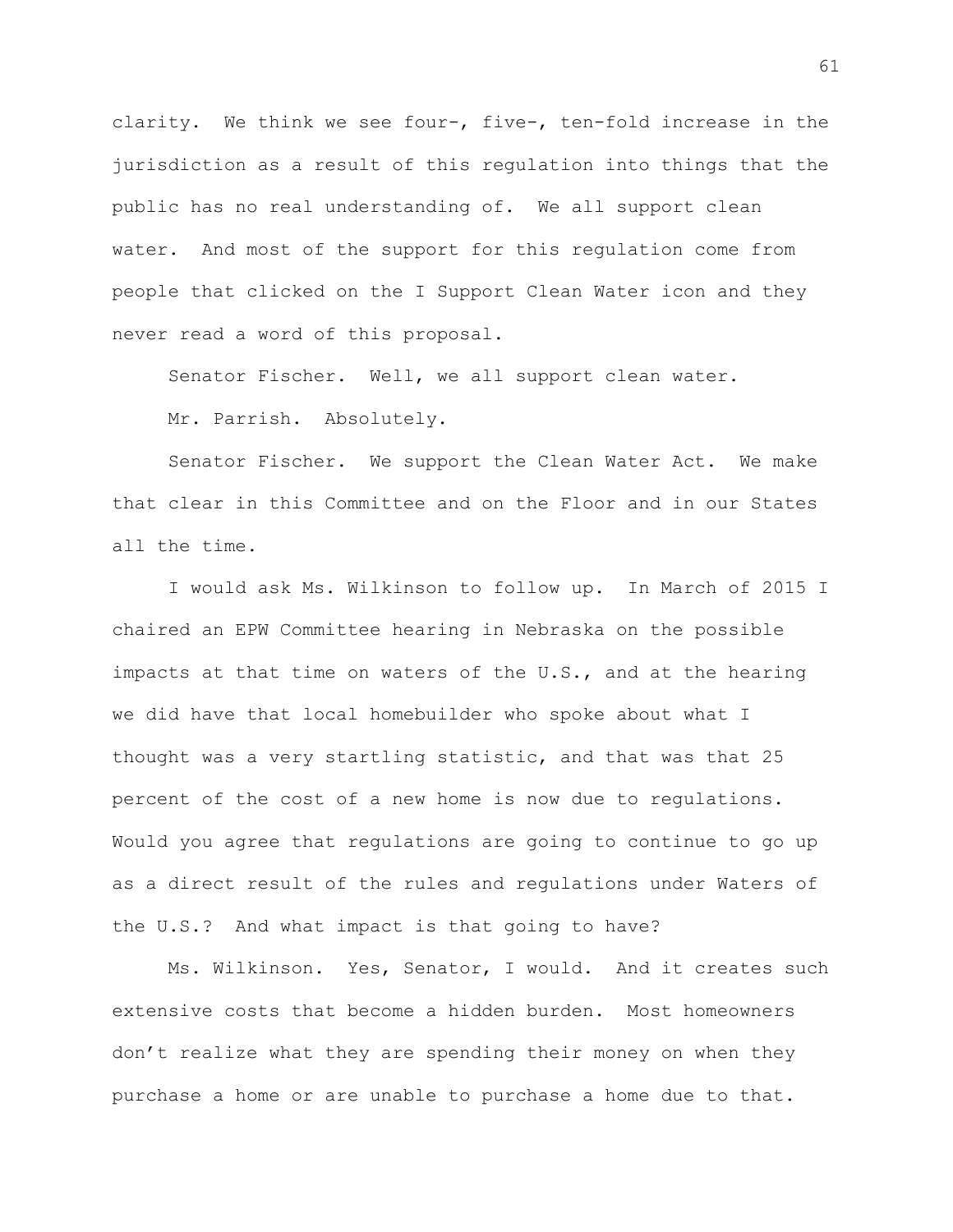clarity. We think we see four-, five-, ten-fold increase in the jurisdiction as a result of this regulation into things that the public has no real understanding of. We all support clean water. And most of the support for this regulation come from people that clicked on the I Support Clean Water icon and they never read a word of this proposal.

Senator Fischer. Well, we all support clean water.

Mr. Parrish. Absolutely.

Senator Fischer. We support the Clean Water Act. We make that clear in this Committee and on the Floor and in our States all the time.

I would ask Ms. Wilkinson to follow up. In March of 2015 I chaired an EPW Committee hearing in Nebraska on the possible impacts at that time on waters of the U.S., and at the hearing we did have that local homebuilder who spoke about what I thought was a very startling statistic, and that was that 25 percent of the cost of a new home is now due to regulations. Would you agree that regulations are going to continue to go up as a direct result of the rules and regulations under Waters of the U.S.? And what impact is that going to have?

Ms. Wilkinson. Yes, Senator, I would. And it creates such extensive costs that become a hidden burden. Most homeowners don't realize what they are spending their money on when they purchase a home or are unable to purchase a home due to that.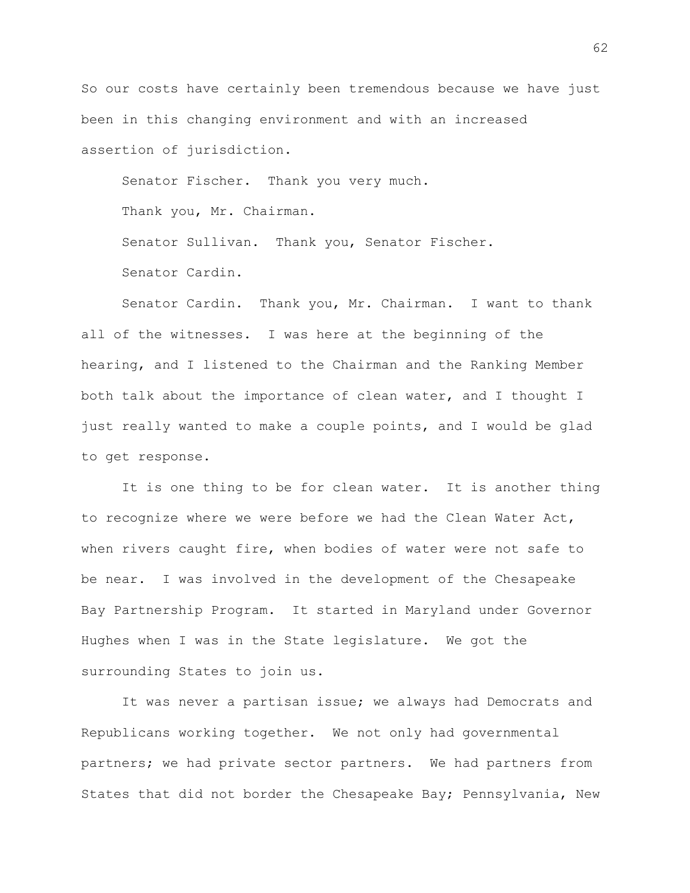So our costs have certainly been tremendous because we have just been in this changing environment and with an increased assertion of jurisdiction.

Senator Fischer. Thank you very much.

Thank you, Mr. Chairman.

Senator Sullivan. Thank you, Senator Fischer.

Senator Cardin.

Senator Cardin. Thank you, Mr. Chairman. I want to thank all of the witnesses. I was here at the beginning of the hearing, and I listened to the Chairman and the Ranking Member both talk about the importance of clean water, and I thought I just really wanted to make a couple points, and I would be glad to get response.

It is one thing to be for clean water. It is another thing to recognize where we were before we had the Clean Water Act, when rivers caught fire, when bodies of water were not safe to be near. I was involved in the development of the Chesapeake Bay Partnership Program. It started in Maryland under Governor Hughes when I was in the State legislature. We got the surrounding States to join us.

It was never a partisan issue; we always had Democrats and Republicans working together. We not only had governmental partners; we had private sector partners. We had partners from States that did not border the Chesapeake Bay; Pennsylvania, New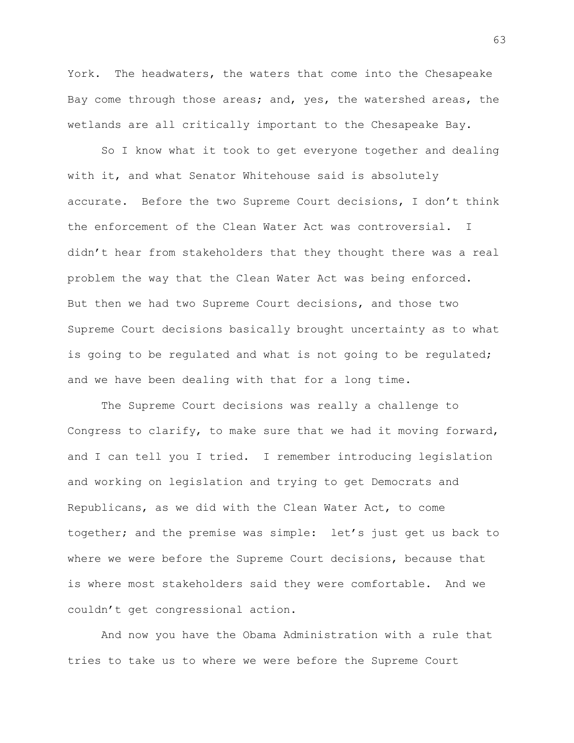York. The headwaters, the waters that come into the Chesapeake Bay come through those areas; and, yes, the watershed areas, the wetlands are all critically important to the Chesapeake Bay.

So I know what it took to get everyone together and dealing with it, and what Senator Whitehouse said is absolutely accurate. Before the two Supreme Court decisions, I don't think the enforcement of the Clean Water Act was controversial. I didn't hear from stakeholders that they thought there was a real problem the way that the Clean Water Act was being enforced. But then we had two Supreme Court decisions, and those two Supreme Court decisions basically brought uncertainty as to what is going to be regulated and what is not going to be regulated; and we have been dealing with that for a long time.

The Supreme Court decisions was really a challenge to Congress to clarify, to make sure that we had it moving forward, and I can tell you I tried. I remember introducing legislation and working on legislation and trying to get Democrats and Republicans, as we did with the Clean Water Act, to come together; and the premise was simple: let's just get us back to where we were before the Supreme Court decisions, because that is where most stakeholders said they were comfortable. And we couldn't get congressional action.

And now you have the Obama Administration with a rule that tries to take us to where we were before the Supreme Court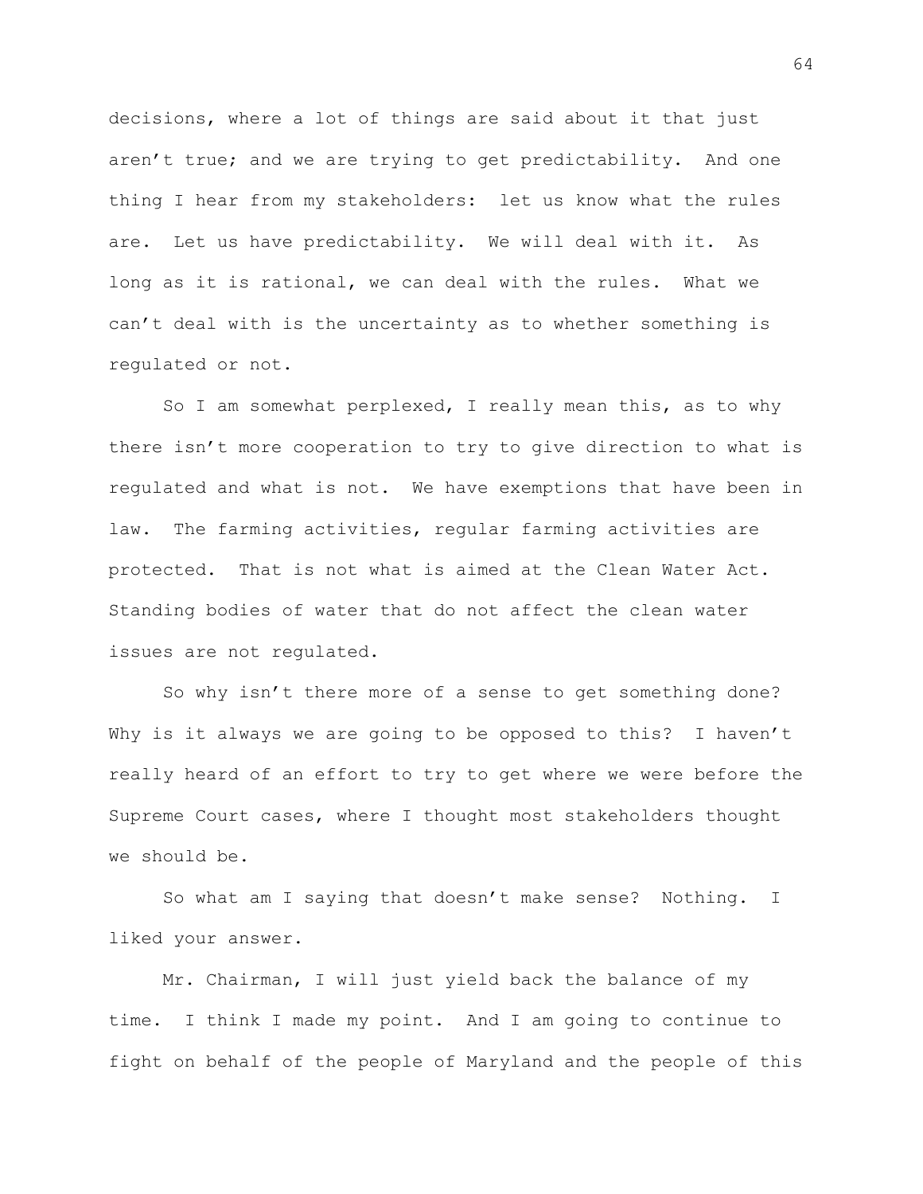decisions, where a lot of things are said about it that just aren't true; and we are trying to get predictability. And one thing I hear from my stakeholders: let us know what the rules are. Let us have predictability. We will deal with it. As long as it is rational, we can deal with the rules. What we can't deal with is the uncertainty as to whether something is regulated or not.

So I am somewhat perplexed, I really mean this, as to why there isn't more cooperation to try to give direction to what is regulated and what is not. We have exemptions that have been in law. The farming activities, regular farming activities are protected. That is not what is aimed at the Clean Water Act. Standing bodies of water that do not affect the clean water issues are not regulated.

So why isn't there more of a sense to get something done? Why is it always we are going to be opposed to this? I haven't really heard of an effort to try to get where we were before the Supreme Court cases, where I thought most stakeholders thought we should be.

So what am I saying that doesn't make sense? Nothing. I liked your answer.

Mr. Chairman, I will just yield back the balance of my time. I think I made my point. And I am going to continue to fight on behalf of the people of Maryland and the people of this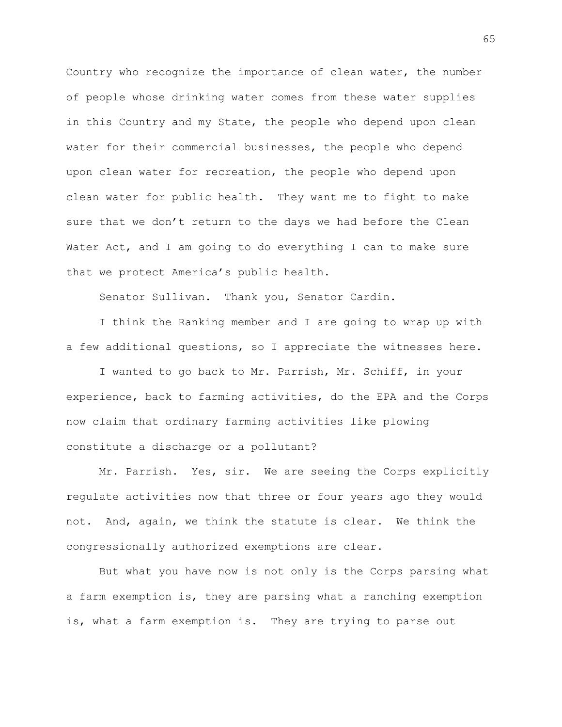Country who recognize the importance of clean water, the number of people whose drinking water comes from these water supplies in this Country and my State, the people who depend upon clean water for their commercial businesses, the people who depend upon clean water for recreation, the people who depend upon clean water for public health. They want me to fight to make sure that we don't return to the days we had before the Clean Water Act, and I am going to do everything I can to make sure that we protect America's public health.

Senator Sullivan. Thank you, Senator Cardin.

I think the Ranking member and I are going to wrap up with a few additional questions, so I appreciate the witnesses here.

I wanted to go back to Mr. Parrish, Mr. Schiff, in your experience, back to farming activities, do the EPA and the Corps now claim that ordinary farming activities like plowing constitute a discharge or a pollutant?

Mr. Parrish. Yes, sir. We are seeing the Corps explicitly regulate activities now that three or four years ago they would not. And, again, we think the statute is clear. We think the congressionally authorized exemptions are clear.

But what you have now is not only is the Corps parsing what a farm exemption is, they are parsing what a ranching exemption is, what a farm exemption is. They are trying to parse out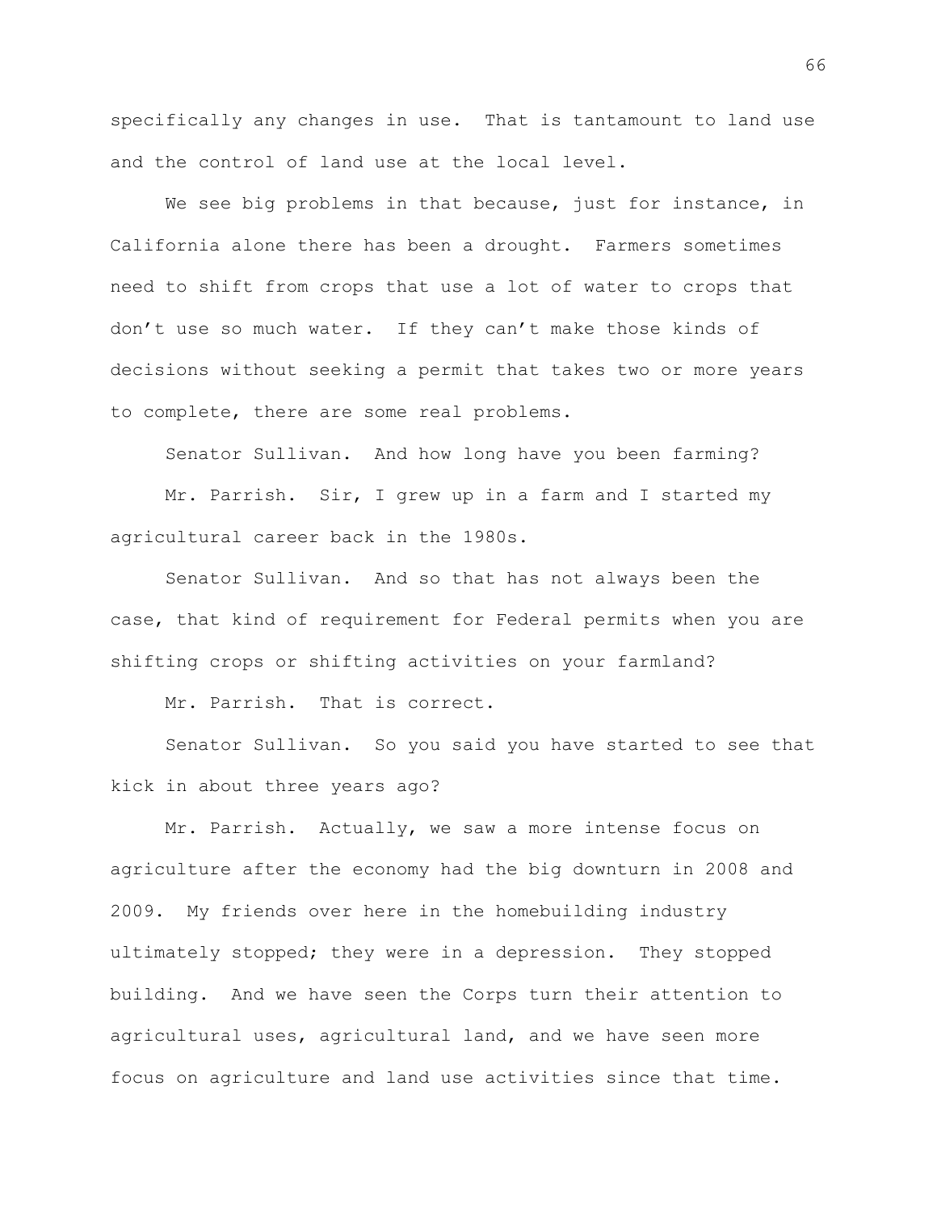specifically any changes in use. That is tantamount to land use and the control of land use at the local level.

We see big problems in that because, just for instance, in California alone there has been a drought. Farmers sometimes need to shift from crops that use a lot of water to crops that don't use so much water. If they can't make those kinds of decisions without seeking a permit that takes two or more years to complete, there are some real problems.

Senator Sullivan. And how long have you been farming?

Mr. Parrish. Sir, I grew up in a farm and I started my agricultural career back in the 1980s.

Senator Sullivan. And so that has not always been the case, that kind of requirement for Federal permits when you are shifting crops or shifting activities on your farmland?

Mr. Parrish. That is correct.

Senator Sullivan. So you said you have started to see that kick in about three years ago?

Mr. Parrish. Actually, we saw a more intense focus on agriculture after the economy had the big downturn in 2008 and 2009. My friends over here in the homebuilding industry ultimately stopped; they were in a depression. They stopped building. And we have seen the Corps turn their attention to agricultural uses, agricultural land, and we have seen more focus on agriculture and land use activities since that time.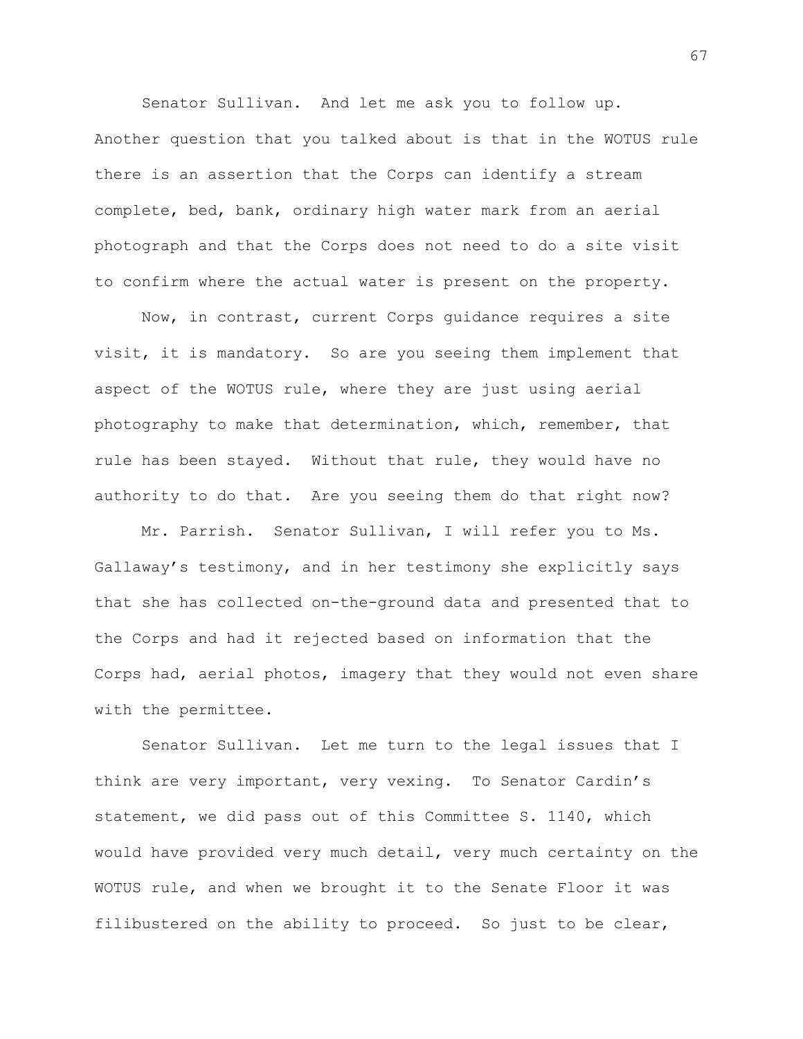Senator Sullivan. And let me ask you to follow up. Another question that you talked about is that in the WOTUS rule there is an assertion that the Corps can identify a stream complete, bed, bank, ordinary high water mark from an aerial photograph and that the Corps does not need to do a site visit to confirm where the actual water is present on the property.

Now, in contrast, current Corps guidance requires a site visit, it is mandatory. So are you seeing them implement that aspect of the WOTUS rule, where they are just using aerial photography to make that determination, which, remember, that rule has been stayed. Without that rule, they would have no authority to do that. Are you seeing them do that right now?

Mr. Parrish. Senator Sullivan, I will refer you to Ms. Gallaway's testimony, and in her testimony she explicitly says that she has collected on-the-ground data and presented that to the Corps and had it rejected based on information that the Corps had, aerial photos, imagery that they would not even share with the permittee.

Senator Sullivan. Let me turn to the legal issues that I think are very important, very vexing. To Senator Cardin's statement, we did pass out of this Committee S. 1140, which would have provided very much detail, very much certainty on the WOTUS rule, and when we brought it to the Senate Floor it was filibustered on the ability to proceed. So just to be clear,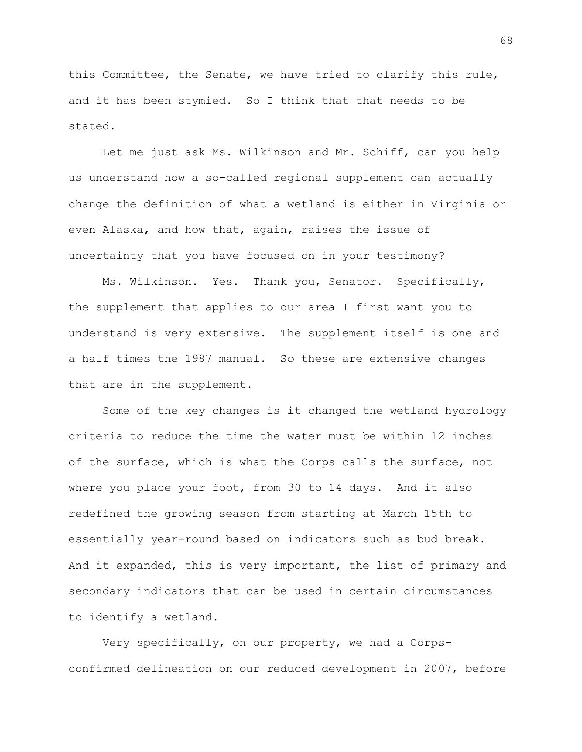this Committee, the Senate, we have tried to clarify this rule, and it has been stymied. So I think that that needs to be stated.

Let me just ask Ms. Wilkinson and Mr. Schiff, can you help us understand how a so-called regional supplement can actually change the definition of what a wetland is either in Virginia or even Alaska, and how that, again, raises the issue of uncertainty that you have focused on in your testimony?

Ms. Wilkinson. Yes. Thank you, Senator. Specifically, the supplement that applies to our area I first want you to understand is very extensive. The supplement itself is one and a half times the 1987 manual. So these are extensive changes that are in the supplement.

Some of the key changes is it changed the wetland hydrology criteria to reduce the time the water must be within 12 inches of the surface, which is what the Corps calls the surface, not where you place your foot, from 30 to 14 days. And it also redefined the growing season from starting at March 15th to essentially year-round based on indicators such as bud break. And it expanded, this is very important, the list of primary and secondary indicators that can be used in certain circumstances to identify a wetland.

Very specifically, on our property, we had a Corps-confirmed delineation on our reduced development in 2007, before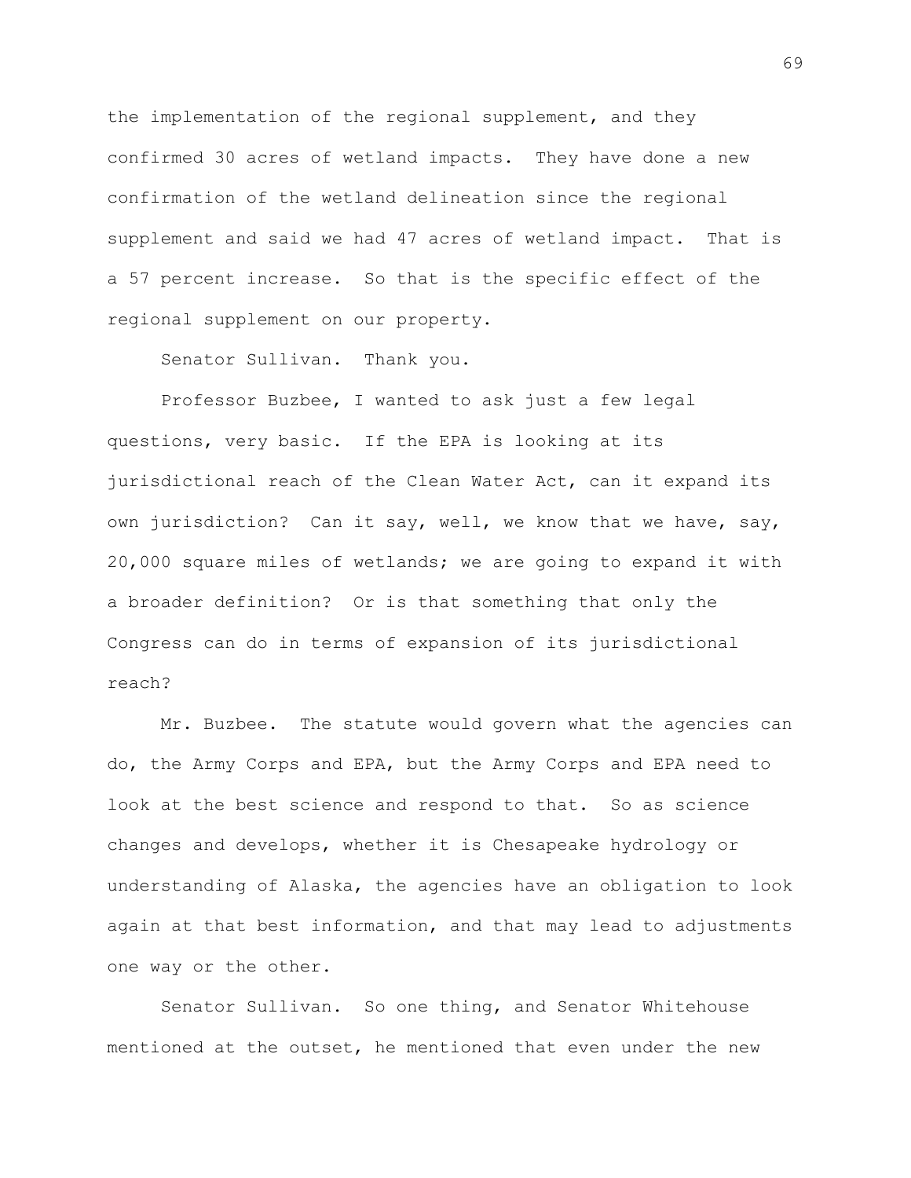the implementation of the regional supplement, and they confirmed 30 acres of wetland impacts. They have done a new confirmation of the wetland delineation since the regional supplement and said we had 47 acres of wetland impact. That is a 57 percent increase. So that is the specific effect of the regional supplement on our property.

Senator Sullivan. Thank you.

Professor Buzbee, I wanted to ask just a few legal questions, very basic. If the EPA is looking at its jurisdictional reach of the Clean Water Act, can it expand its own jurisdiction? Can it say, well, we know that we have, say, 20,000 square miles of wetlands; we are going to expand it with a broader definition? Or is that something that only the Congress can do in terms of expansion of its jurisdictional reach?

Mr. Buzbee. The statute would govern what the agencies can do, the Army Corps and EPA, but the Army Corps and EPA need to look at the best science and respond to that. So as science changes and develops, whether it is Chesapeake hydrology or understanding of Alaska, the agencies have an obligation to look again at that best information, and that may lead to adjustments one way or the other.

Senator Sullivan. So one thing, and Senator Whitehouse mentioned at the outset, he mentioned that even under the new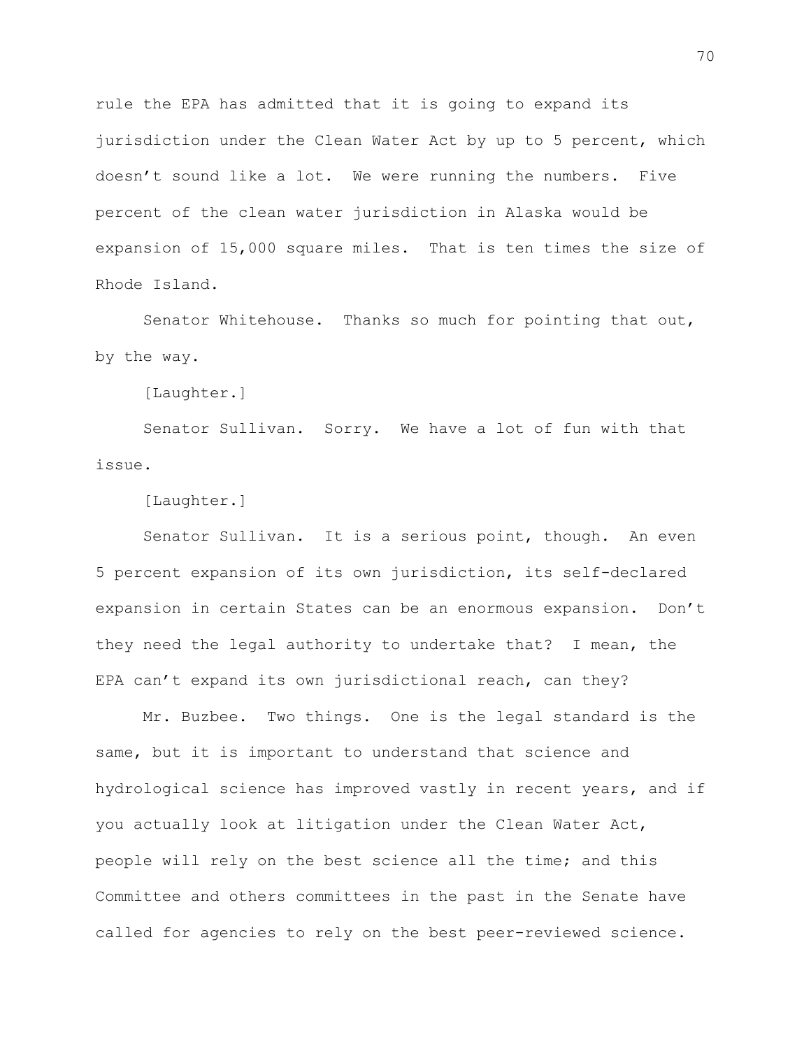rule the EPA has admitted that it is going to expand its jurisdiction under the Clean Water Act by up to 5 percent, which doesn't sound like a lot. We were running the numbers. Five percent of the clean water jurisdiction in Alaska would be expansion of 15,000 square miles. That is ten times the size of Rhode Island.

Senator Whitehouse. Thanks so much for pointing that out, by the way.

[Laughter.]

Senator Sullivan. Sorry. We have a lot of fun with that issue.

[Laughter.]

Senator Sullivan. It is a serious point, though. An even 5 percent expansion of its own jurisdiction, its self-declared expansion in certain States can be an enormous expansion. Don't they need the legal authority to undertake that? I mean, the EPA can't expand its own jurisdictional reach, can they?

Mr. Buzbee. Two things. One is the legal standard is the same, but it is important to understand that science and hydrological science has improved vastly in recent years, and if you actually look at litigation under the Clean Water Act, people will rely on the best science all the time; and this Committee and others committees in the past in the Senate have called for agencies to rely on the best peer-reviewed science.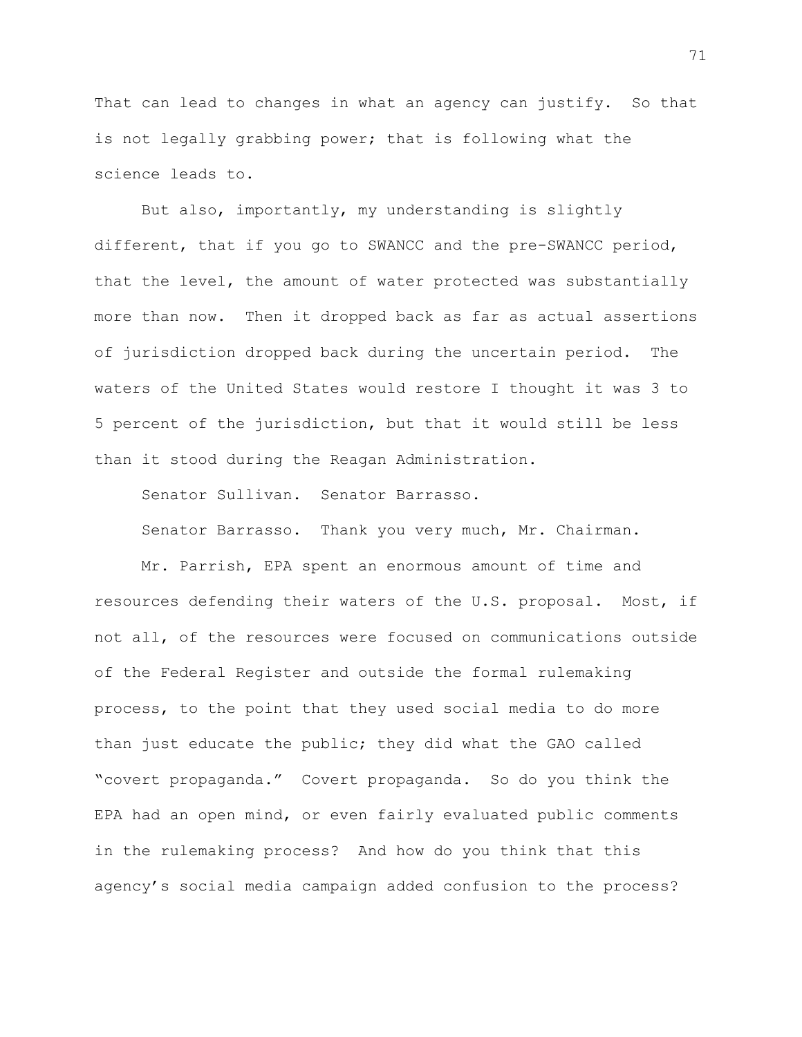That can lead to changes in what an agency can justify. So that is not legally grabbing power; that is following what the science leads to.

But also, importantly, my understanding is slightly different, that if you go to SWANCC and the pre-SWANCC period, that the level, the amount of water protected was substantially more than now. Then it dropped back as far as actual assertions of jurisdiction dropped back during the uncertain period. The waters of the United States would restore I thought it was 3 to 5 percent of the jurisdiction, but that it would still be less than it stood during the Reagan Administration.

Senator Sullivan. Senator Barrasso.

Senator Barrasso. Thank you very much, Mr. Chairman.

Mr. Parrish, EPA spent an enormous amount of time and resources defending their waters of the U.S. proposal. Most, if not all, of the resources were focused on communications outside of the Federal Register and outside the formal rulemaking process, to the point that they used social media to do more than just educate the public; they did what the GAO called "covert propaganda." Covert propaganda. So do you think the EPA had an open mind, or even fairly evaluated public comments in the rulemaking process? And how do you think that this agency's social media campaign added confusion to the process?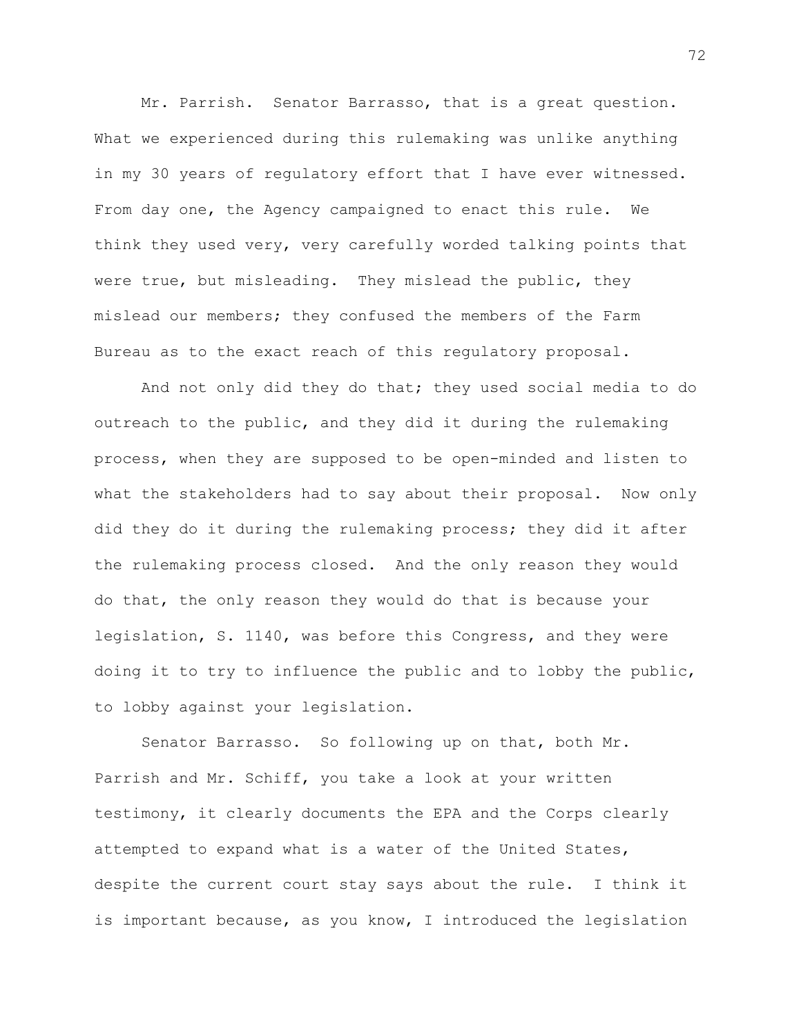Mr. Parrish. Senator Barrasso, that is a great question. What we experienced during this rulemaking was unlike anything in my 30 years of regulatory effort that I have ever witnessed. From day one, the Agency campaigned to enact this rule. We think they used very, very carefully worded talking points that were true, but misleading. They mislead the public, they mislead our members; they confused the members of the Farm Bureau as to the exact reach of this regulatory proposal.

And not only did they do that; they used social media to do outreach to the public, and they did it during the rulemaking process, when they are supposed to be open-minded and listen to what the stakeholders had to say about their proposal. Now only did they do it during the rulemaking process; they did it after the rulemaking process closed. And the only reason they would do that, the only reason they would do that is because your legislation, S. 1140, was before this Congress, and they were doing it to try to influence the public and to lobby the public, to lobby against your legislation.

Senator Barrasso. So following up on that, both Mr. Parrish and Mr. Schiff, you take a look at your written testimony, it clearly documents the EPA and the Corps clearly attempted to expand what is a water of the United States, despite the current court stay says about the rule. I think it is important because, as you know, I introduced the legislation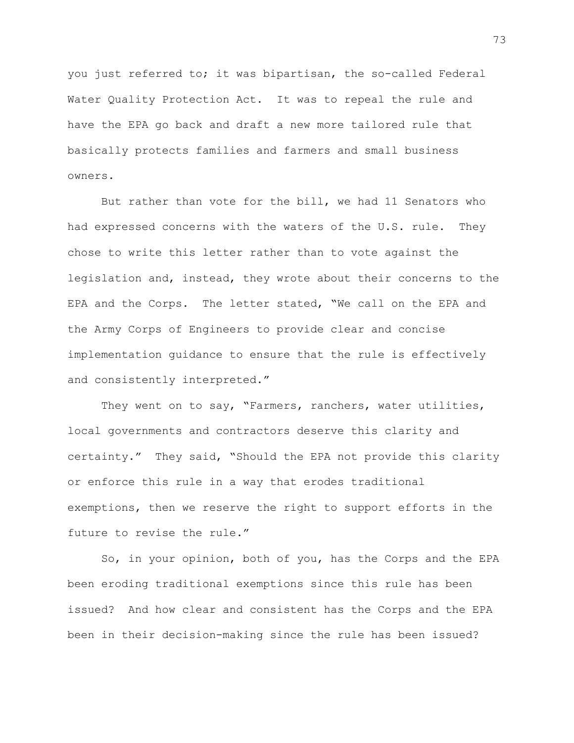you just referred to; it was bipartisan, the so-called Federal Water Quality Protection Act. It was to repeal the rule and have the EPA go back and draft a new more tailored rule that basically protects families and farmers and small business owners.

But rather than vote for the bill, we had 11 Senators who had expressed concerns with the waters of the U.S. rule. They chose to write this letter rather than to vote against the legislation and, instead, they wrote about their concerns to the EPA and the Corps. The letter stated, "We call on the EPA and the Army Corps of Engineers to provide clear and concise implementation guidance to ensure that the rule is effectively and consistently interpreted."

They went on to say, "Farmers, ranchers, water utilities, local governments and contractors deserve this clarity and certainty." They said, "Should the EPA not provide this clarity or enforce this rule in a way that erodes traditional exemptions, then we reserve the right to support efforts in the future to revise the rule."

So, in your opinion, both of you, has the Corps and the EPA been eroding traditional exemptions since this rule has been issued? And how clear and consistent has the Corps and the EPA been in their decision-making since the rule has been issued?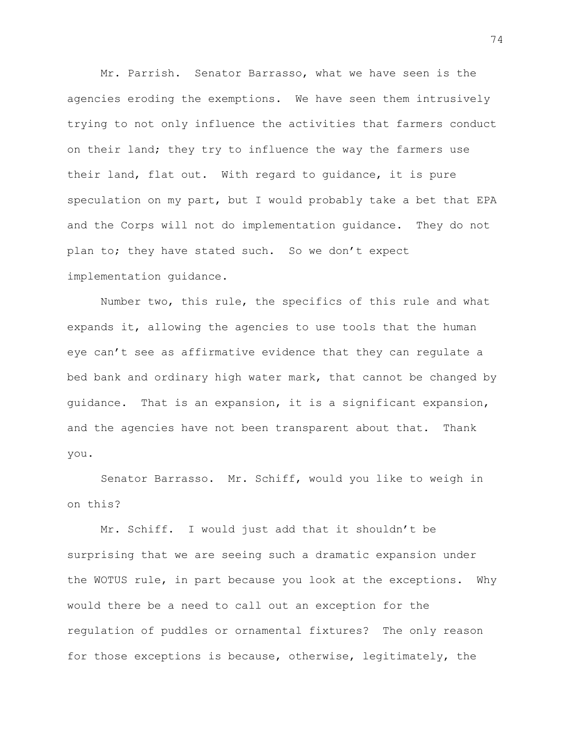Mr. Parrish. Senator Barrasso, what we have seen is the agencies eroding the exemptions. We have seen them intrusively trying to not only influence the activities that farmers conduct on their land; they try to influence the way the farmers use their land, flat out. With regard to guidance, it is pure speculation on my part, but I would probably take a bet that EPA and the Corps will not do implementation guidance. They do not plan to; they have stated such. So we don't expect implementation guidance.

Number two, this rule, the specifics of this rule and what expands it, allowing the agencies to use tools that the human eye can't see as affirmative evidence that they can regulate a bed bank and ordinary high water mark, that cannot be changed by guidance. That is an expansion, it is a significant expansion, and the agencies have not been transparent about that. Thank you.

Senator Barrasso. Mr. Schiff, would you like to weigh in on this?

Mr. Schiff. I would just add that it shouldn't be surprising that we are seeing such a dramatic expansion under the WOTUS rule, in part because you look at the exceptions. Why would there be a need to call out an exception for the regulation of puddles or ornamental fixtures? The only reason for those exceptions is because, otherwise, legitimately, the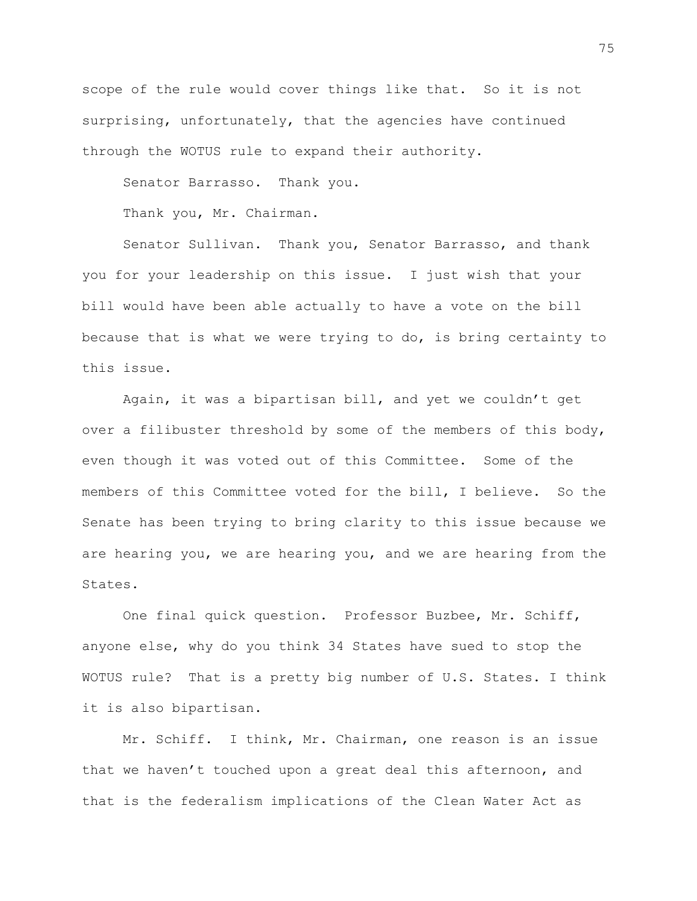scope of the rule would cover things like that. So it is not surprising, unfortunately, that the agencies have continued through the WOTUS rule to expand their authority.

Senator Barrasso. Thank you.

Thank you, Mr. Chairman.

Senator Sullivan. Thank you, Senator Barrasso, and thank you for your leadership on this issue. I just wish that your bill would have been able actually to have a vote on the bill because that is what we were trying to do, is bring certainty to this issue.

Again, it was a bipartisan bill, and yet we couldn't get over a filibuster threshold by some of the members of this body, even though it was voted out of this Committee. Some of the members of this Committee voted for the bill, I believe. So the Senate has been trying to bring clarity to this issue because we are hearing you, we are hearing you, and we are hearing from the States.

One final quick question. Professor Buzbee, Mr. Schiff, anyone else, why do you think 34 States have sued to stop the WOTUS rule? That is a pretty big number of U.S. States. I think it is also bipartisan.

Mr. Schiff. I think, Mr. Chairman, one reason is an issue that we haven't touched upon a great deal this afternoon, and that is the federalism implications of the Clean Water Act as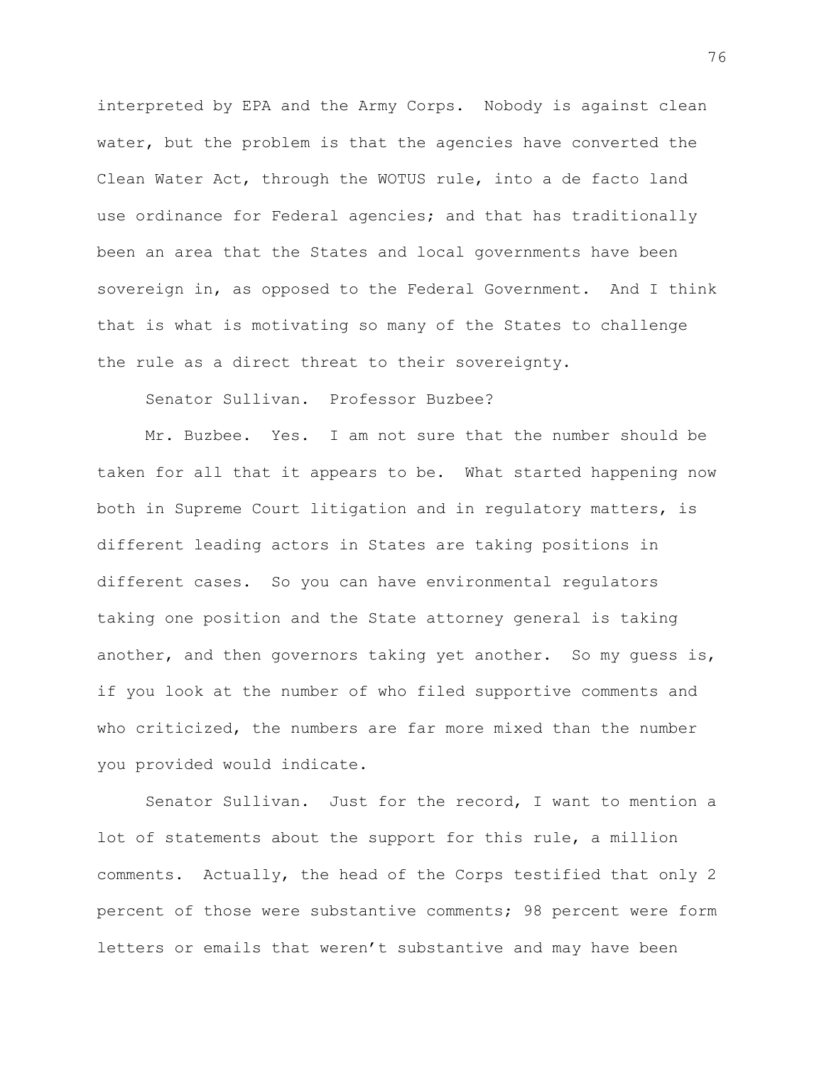interpreted by EPA and the Army Corps. Nobody is against clean water, but the problem is that the agencies have converted the Clean Water Act, through the WOTUS rule, into a de facto land use ordinance for Federal agencies; and that has traditionally been an area that the States and local governments have been sovereign in, as opposed to the Federal Government. And I think that is what is motivating so many of the States to challenge the rule as a direct threat to their sovereignty.

Senator Sullivan. Professor Buzbee?

Mr. Buzbee. Yes. I am not sure that the number should be taken for all that it appears to be. What started happening now both in Supreme Court litigation and in regulatory matters, is different leading actors in States are taking positions in different cases. So you can have environmental regulators taking one position and the State attorney general is taking another, and then governors taking yet another. So my guess is, if you look at the number of who filed supportive comments and who criticized, the numbers are far more mixed than the number you provided would indicate.

Senator Sullivan. Just for the record, I want to mention a lot of statements about the support for this rule, a million comments. Actually, the head of the Corps testified that only 2 percent of those were substantive comments; 98 percent were form letters or emails that weren't substantive and may have been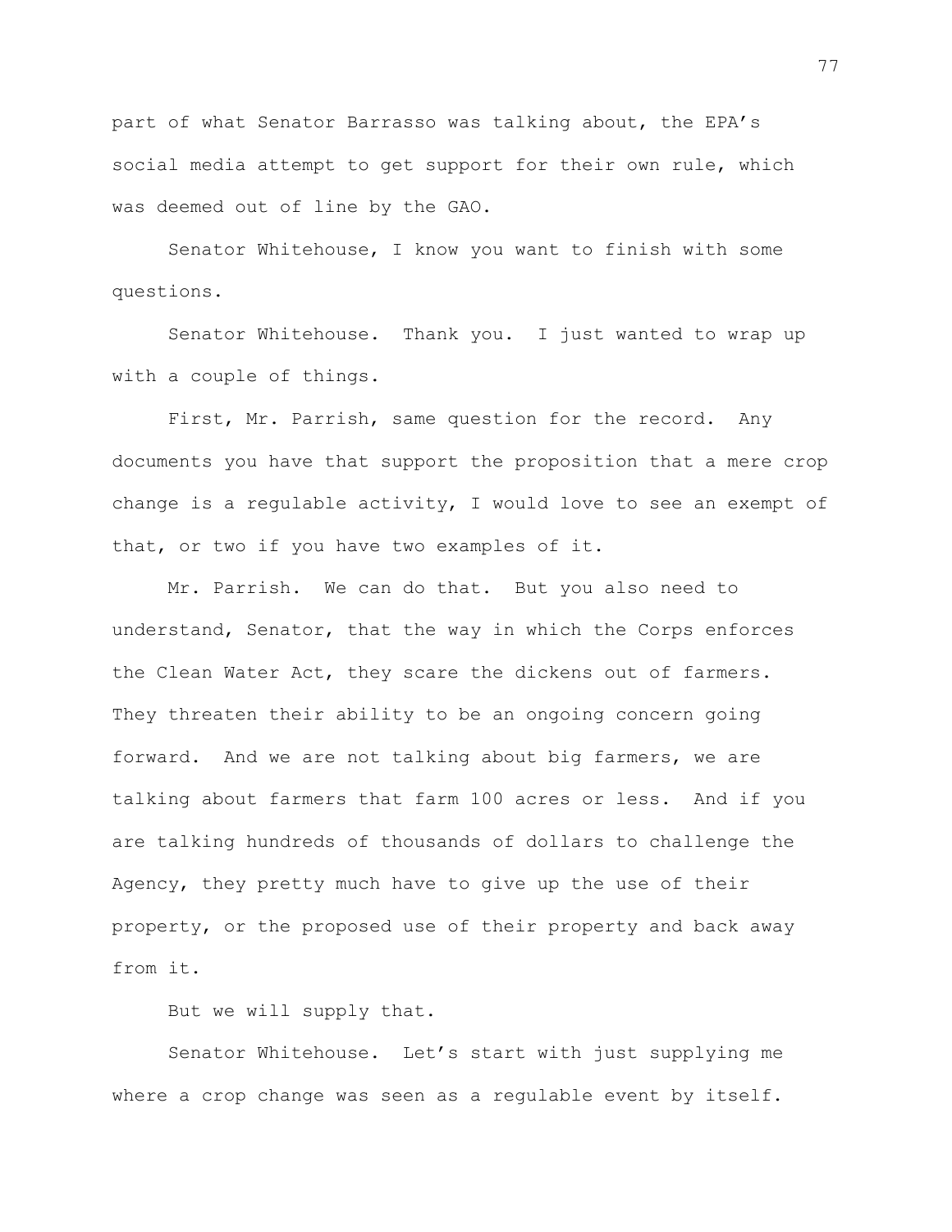part of what Senator Barrasso was talking about, the EPA's social media attempt to get support for their own rule, which was deemed out of line by the GAO.

Senator Whitehouse, I know you want to finish with some questions.

Senator Whitehouse. Thank you. I just wanted to wrap up with a couple of things.

First, Mr. Parrish, same question for the record. Any documents you have that support the proposition that a mere crop change is a regulable activity, I would love to see an exempt of that, or two if you have two examples of it.

Mr. Parrish. We can do that. But you also need to understand, Senator, that the way in which the Corps enforces the Clean Water Act, they scare the dickens out of farmers. They threaten their ability to be an ongoing concern going forward. And we are not talking about big farmers, we are talking about farmers that farm 100 acres or less. And if you are talking hundreds of thousands of dollars to challenge the Agency, they pretty much have to give up the use of their property, or the proposed use of their property and back away from it.

But we will supply that.

Senator Whitehouse. Let's start with just supplying me where a crop change was seen as a regulable event by itself.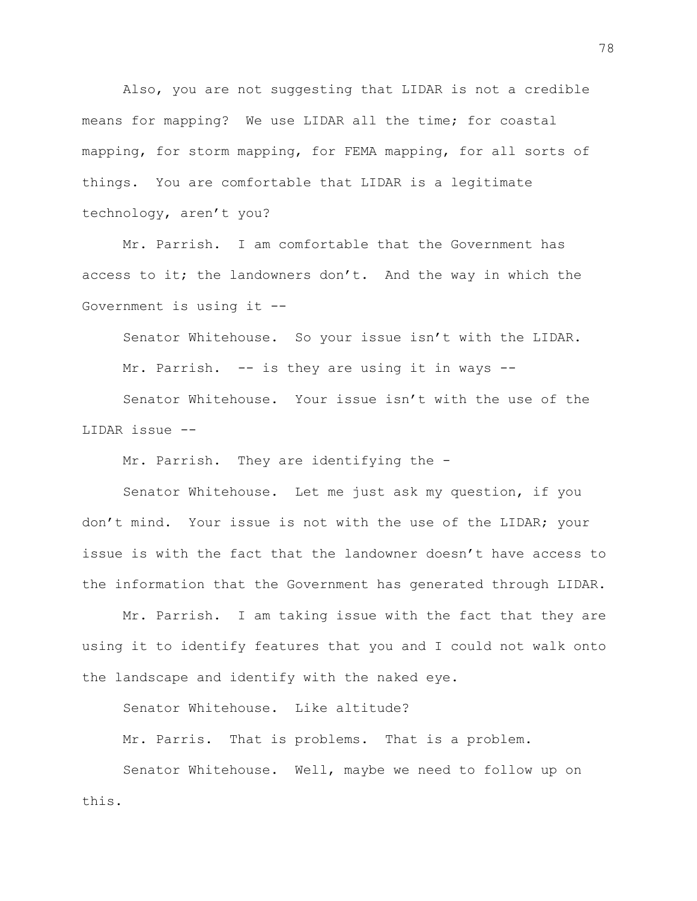Also, you are not suggesting that LIDAR is not a credible means for mapping? We use LIDAR all the time; for coastal mapping, for storm mapping, for FEMA mapping, for all sorts of things. You are comfortable that LIDAR is a legitimate technology, aren't you?

Mr. Parrish. I am comfortable that the Government has access to it; the landowners don't. And the way in which the Government is using it --

Senator Whitehouse. So your issue isn't with the LIDAR.

Mr. Parrish. -- is they are using it in ways --

Senator Whitehouse. Your issue isn't with the use of the LIDAR issue --

Mr. Parrish. They are identifying the -

Senator Whitehouse. Let me just ask my question, if you don't mind. Your issue is not with the use of the LIDAR; your issue is with the fact that the landowner doesn't have access to the information that the Government has generated through LIDAR.

Mr. Parrish. I am taking issue with the fact that they are using it to identify features that you and I could not walk onto the landscape and identify with the naked eye.

Senator Whitehouse. Like altitude?

Mr. Parris. That is problems. That is a problem.

Senator Whitehouse. Well, maybe we need to follow up on this.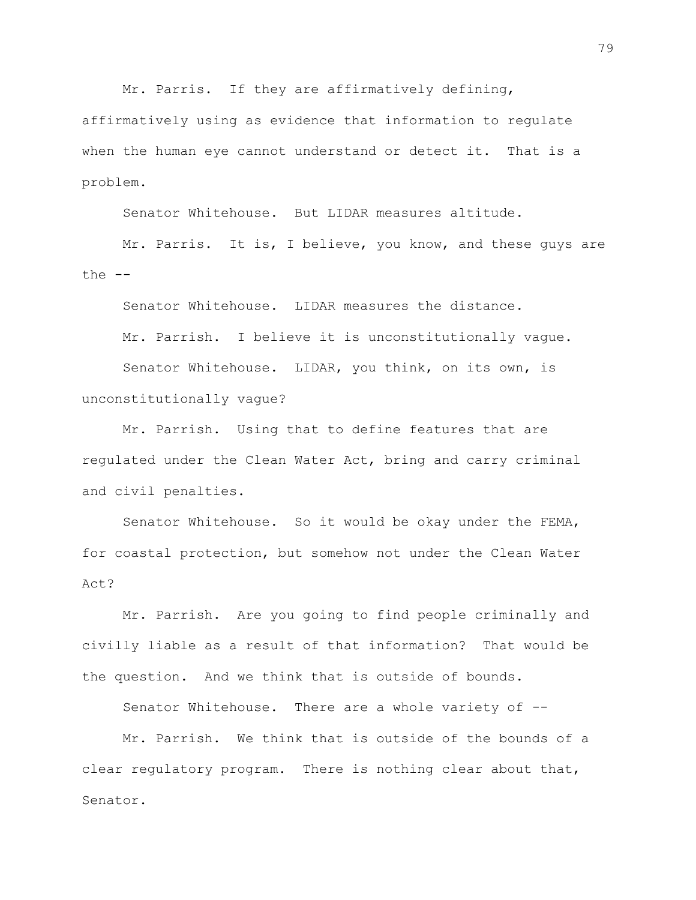Mr. Parris. If they are affirmatively defining, affirmatively using as evidence that information to regulate when the human eye cannot understand or detect it. That is a problem.

Senator Whitehouse. But LIDAR measures altitude.

Mr. Parris. It is, I believe, you know, and these guys are the --

Senator Whitehouse. LIDAR measures the distance.

Mr. Parrish. I believe it is unconstitutionally vague.

Senator Whitehouse. LIDAR, you think, on its own, is unconstitutionally vague?

Mr. Parrish. Using that to define features that are regulated under the Clean Water Act, bring and carry criminal and civil penalties.

Senator Whitehouse. So it would be okay under the FEMA, for coastal protection, but somehow not under the Clean Water Act?

Mr. Parrish. Are you going to find people criminally and civilly liable as a result of that information? That would be the question. And we think that is outside of bounds.

Senator Whitehouse. There are a whole variety of --

Mr. Parrish. We think that is outside of the bounds of a clear regulatory program. There is nothing clear about that, Senator.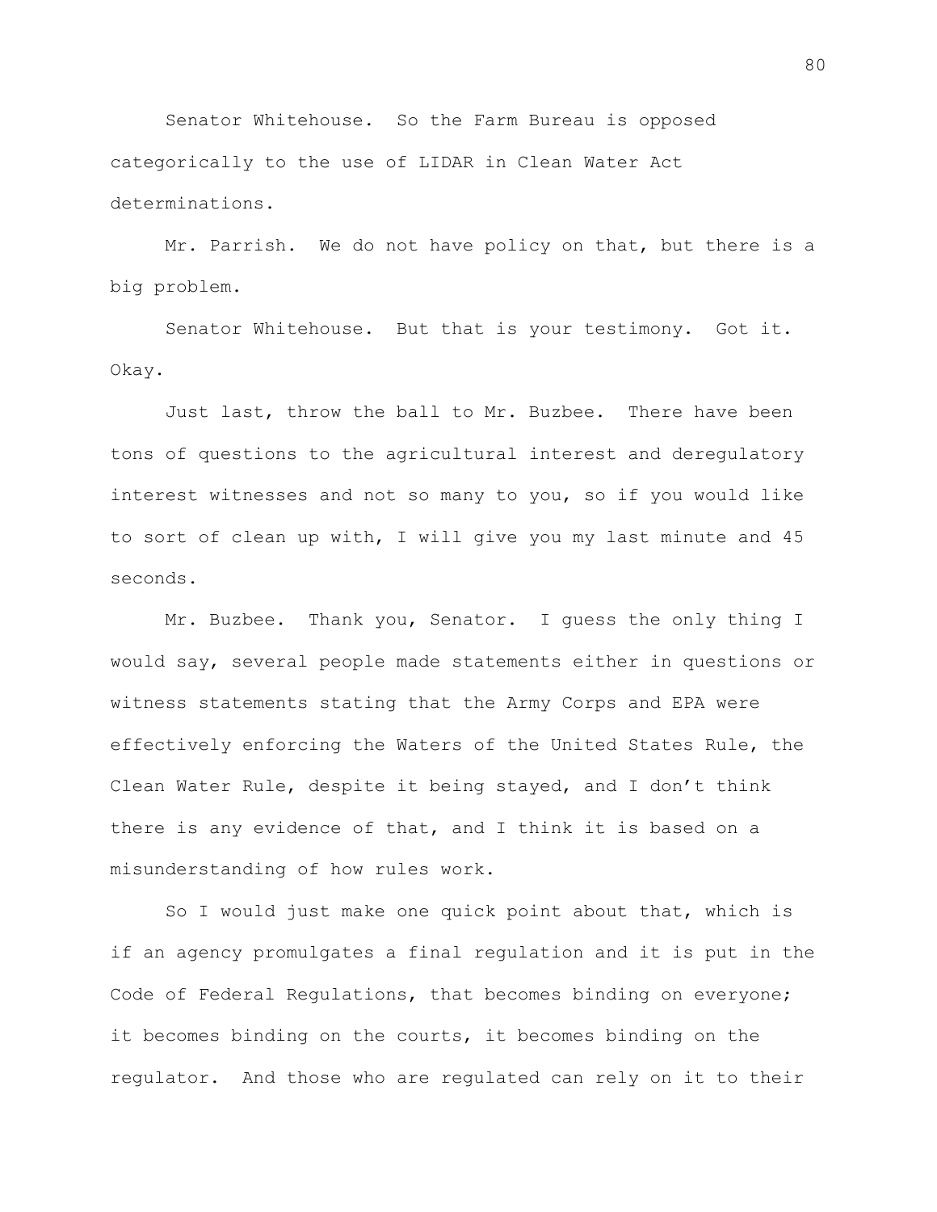Senator Whitehouse. So the Farm Bureau is opposed categorically to the use of LIDAR in Clean Water Act determinations.

Mr. Parrish. We do not have policy on that, but there is a big problem.

Senator Whitehouse. But that is your testimony. Got it. Okay.

Just last, throw the ball to Mr. Buzbee. There have been tons of questions to the agricultural interest and deregulatory interest witnesses and not so many to you, so if you would like to sort of clean up with, I will give you my last minute and 45 seconds.

Mr. Buzbee. Thank you, Senator. I guess the only thing I would say, several people made statements either in questions or witness statements stating that the Army Corps and EPA were effectively enforcing the Waters of the United States Rule, the Clean Water Rule, despite it being stayed, and I don't think there is any evidence of that, and I think it is based on a misunderstanding of how rules work.

So I would just make one quick point about that, which is if an agency promulgates a final regulation and it is put in the Code of Federal Regulations, that becomes binding on everyone; it becomes binding on the courts, it becomes binding on the regulator. And those who are regulated can rely on it to their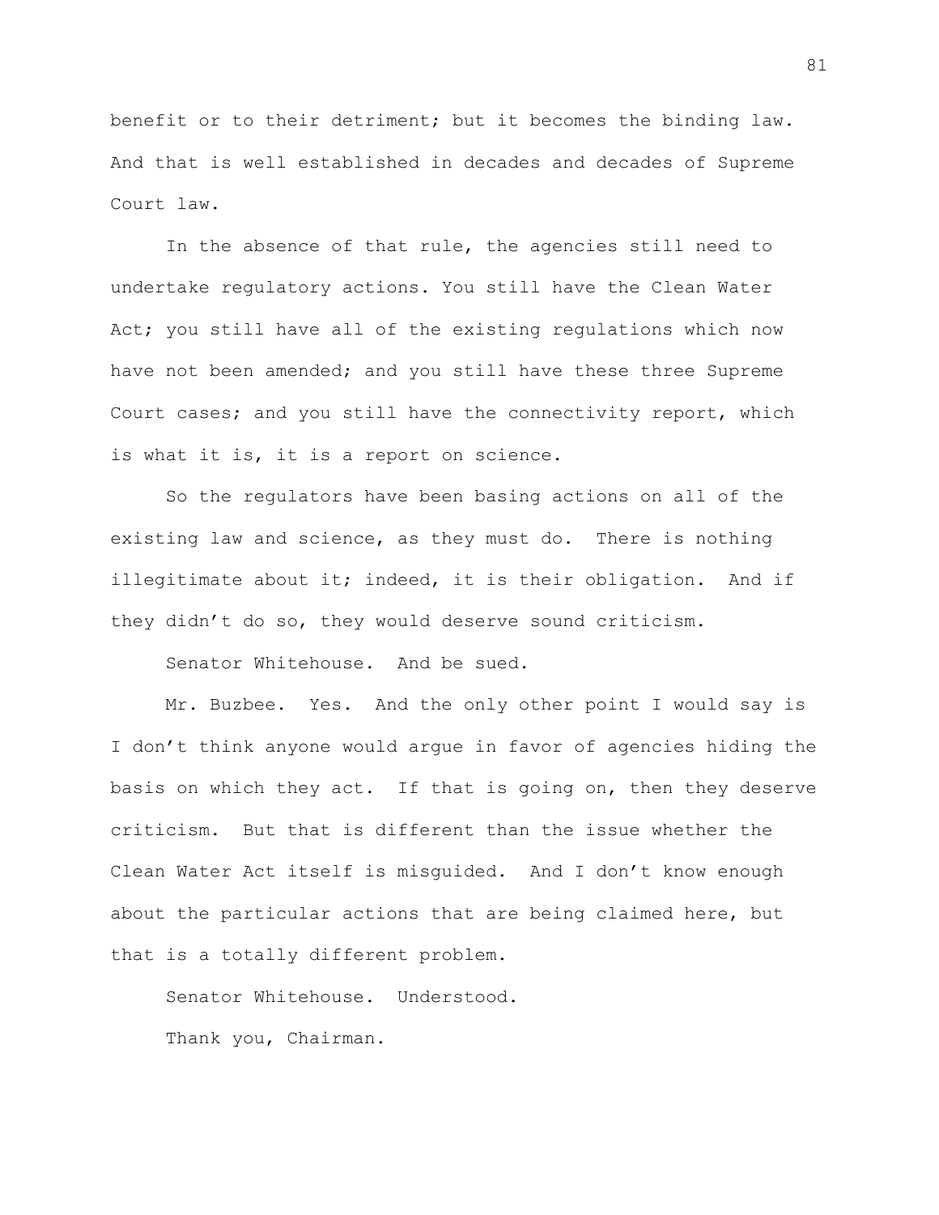benefit or to their detriment; but it becomes the binding law. And that is well established in decades and decades of Supreme Court law.

In the absence of that rule, the agencies still need to undertake regulatory actions. You still have the Clean Water Act; you still have all of the existing regulations which now have not been amended; and you still have these three Supreme Court cases; and you still have the connectivity report, which is what it is, it is a report on science.

So the regulators have been basing actions on all of the existing law and science, as they must do. There is nothing illegitimate about it; indeed, it is their obligation. And if they didn't do so, they would deserve sound criticism.

Senator Whitehouse. And be sued.

Mr. Buzbee. Yes. And the only other point I would say is I don't think anyone would argue in favor of agencies hiding the basis on which they act. If that is going on, then they deserve criticism. But that is different than the issue whether the Clean Water Act itself is misguided. And I don't know enough about the particular actions that are being claimed here, but that is a totally different problem.

Senator Whitehouse. Understood.

Thank you, Chairman.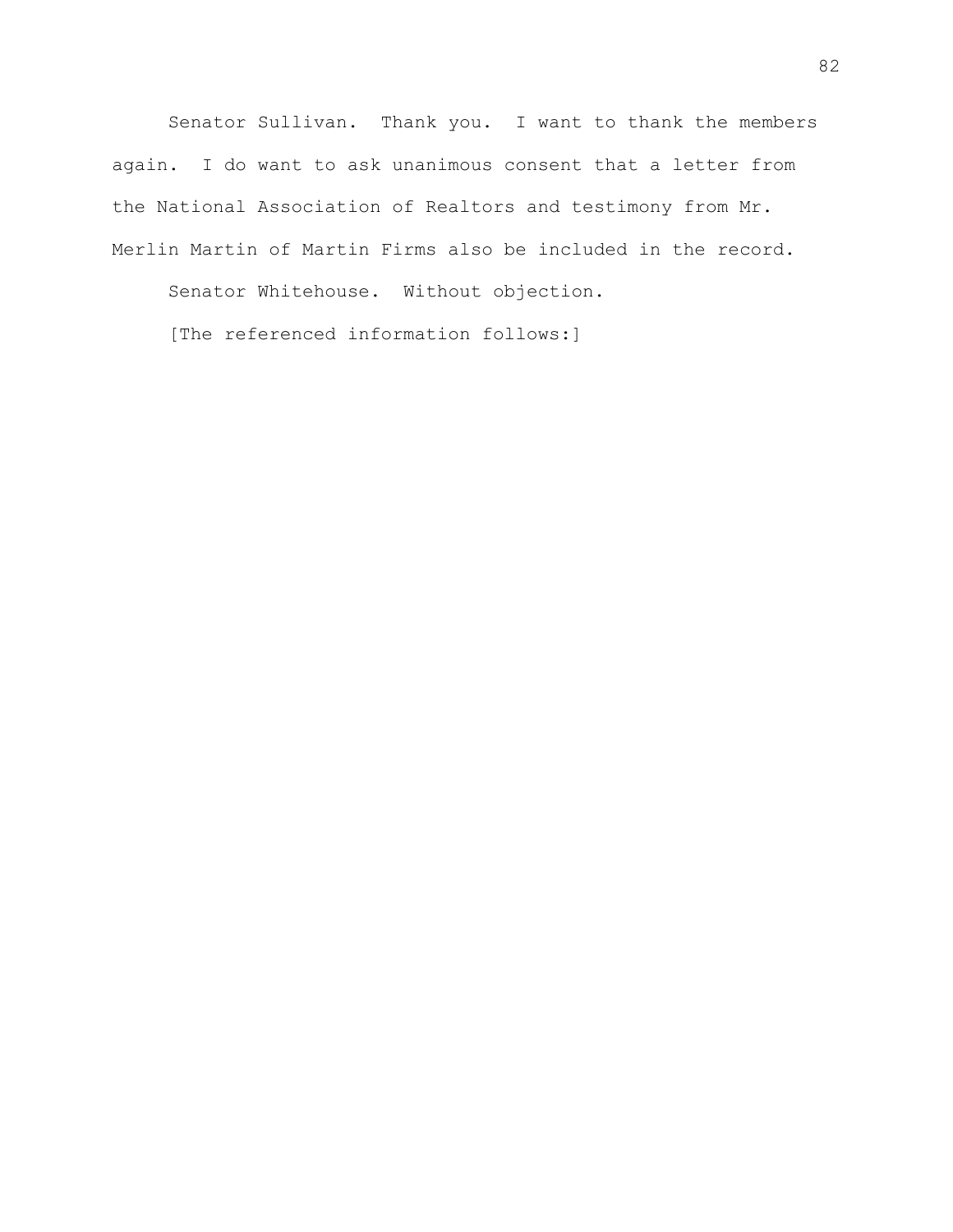Senator Sullivan. Thank you. I want to thank the members again. I do want to ask unanimous consent that a letter from the National Association of Realtors and testimony from Mr. Merlin Martin of Martin Firms also be included in the record.

Senator Whitehouse. Without objection.

[The referenced information follows:]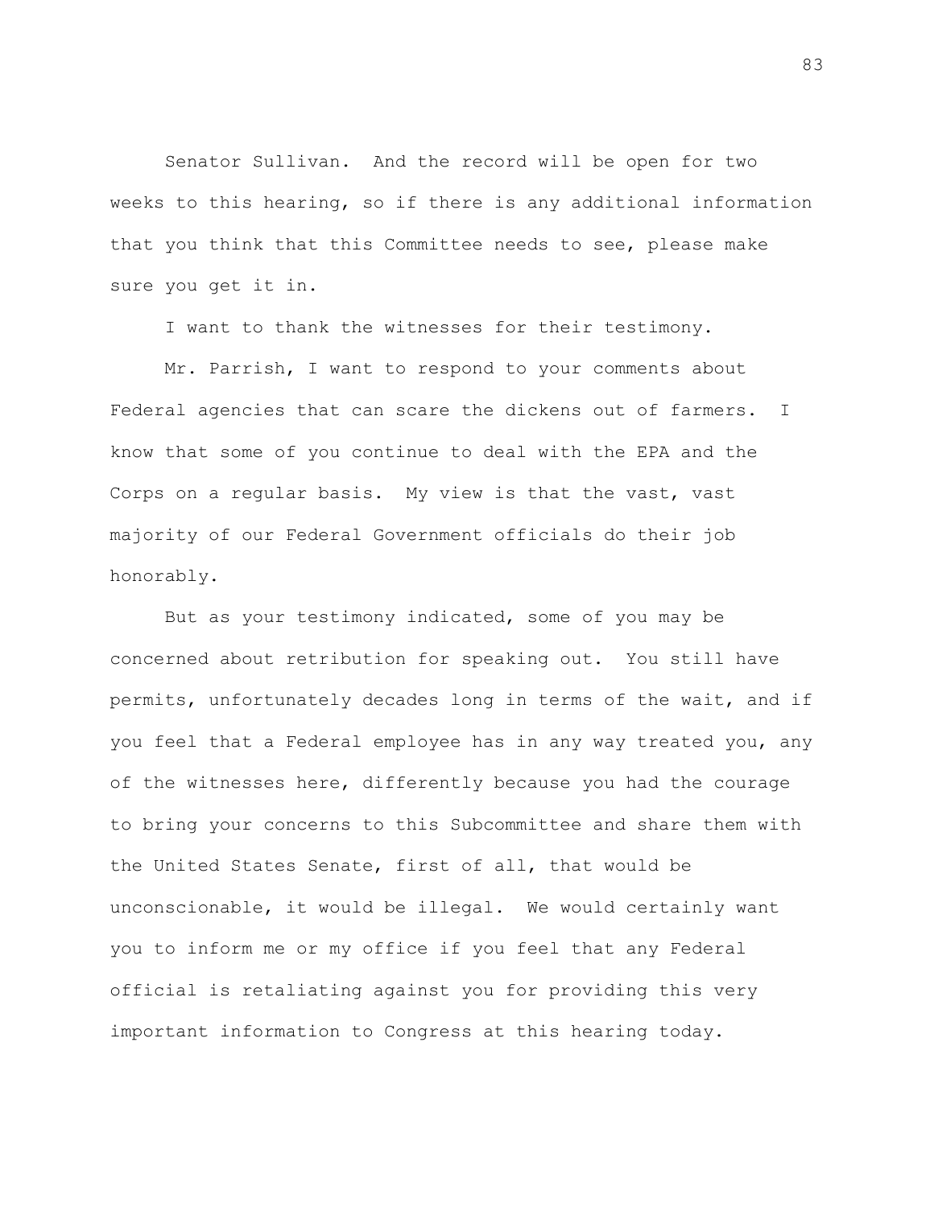Senator Sullivan. And the record will be open for two weeks to this hearing, so if there is any additional information that you think that this Committee needs to see, please make sure you get it in.

I want to thank the witnesses for their testimony.

Mr. Parrish, I want to respond to your comments about Federal agencies that can scare the dickens out of farmers. I know that some of you continue to deal with the EPA and the Corps on a regular basis. My view is that the vast, vast majority of our Federal Government officials do their job honorably.

But as your testimony indicated, some of you may be concerned about retribution for speaking out. You still have permits, unfortunately decades long in terms of the wait, and if you feel that a Federal employee has in any way treated you, any of the witnesses here, differently because you had the courage to bring your concerns to this Subcommittee and share them with the United States Senate, first of all, that would be unconscionable, it would be illegal. We would certainly want you to inform me or my office if you feel that any Federal official is retaliating against you for providing this very important information to Congress at this hearing today.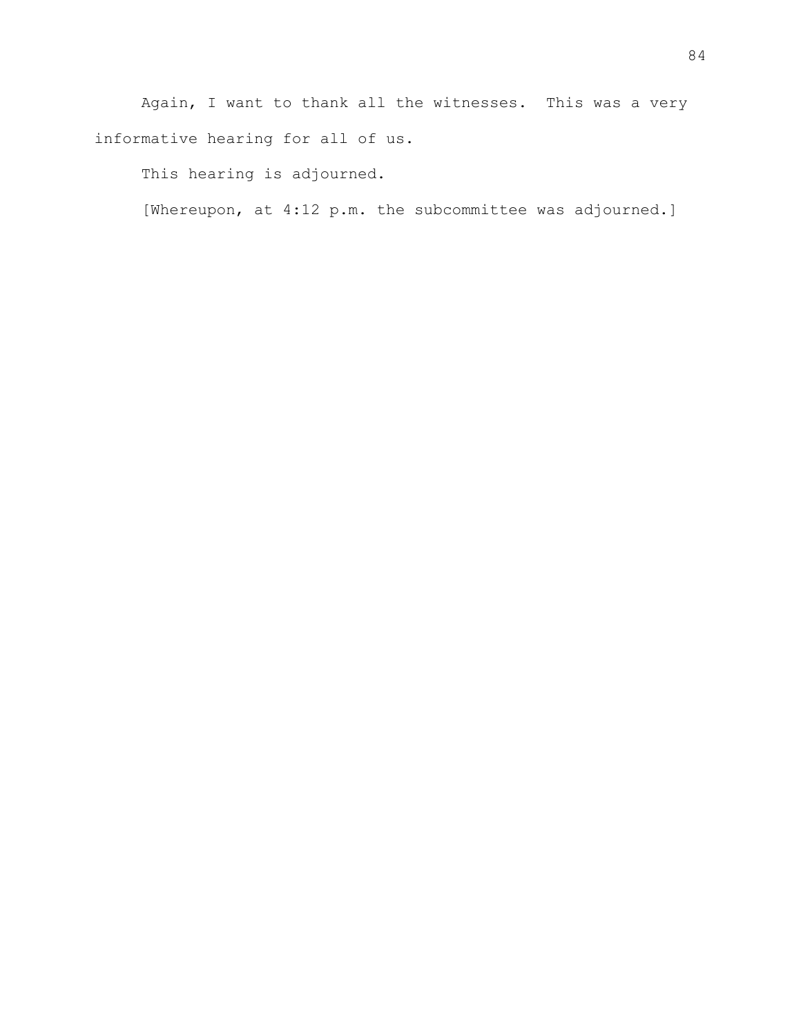Again, I want to thank all the witnesses. This was a very informative hearing for all of us.

This hearing is adjourned.

[Whereupon, at 4:12 p.m. the subcommittee was adjourned.]